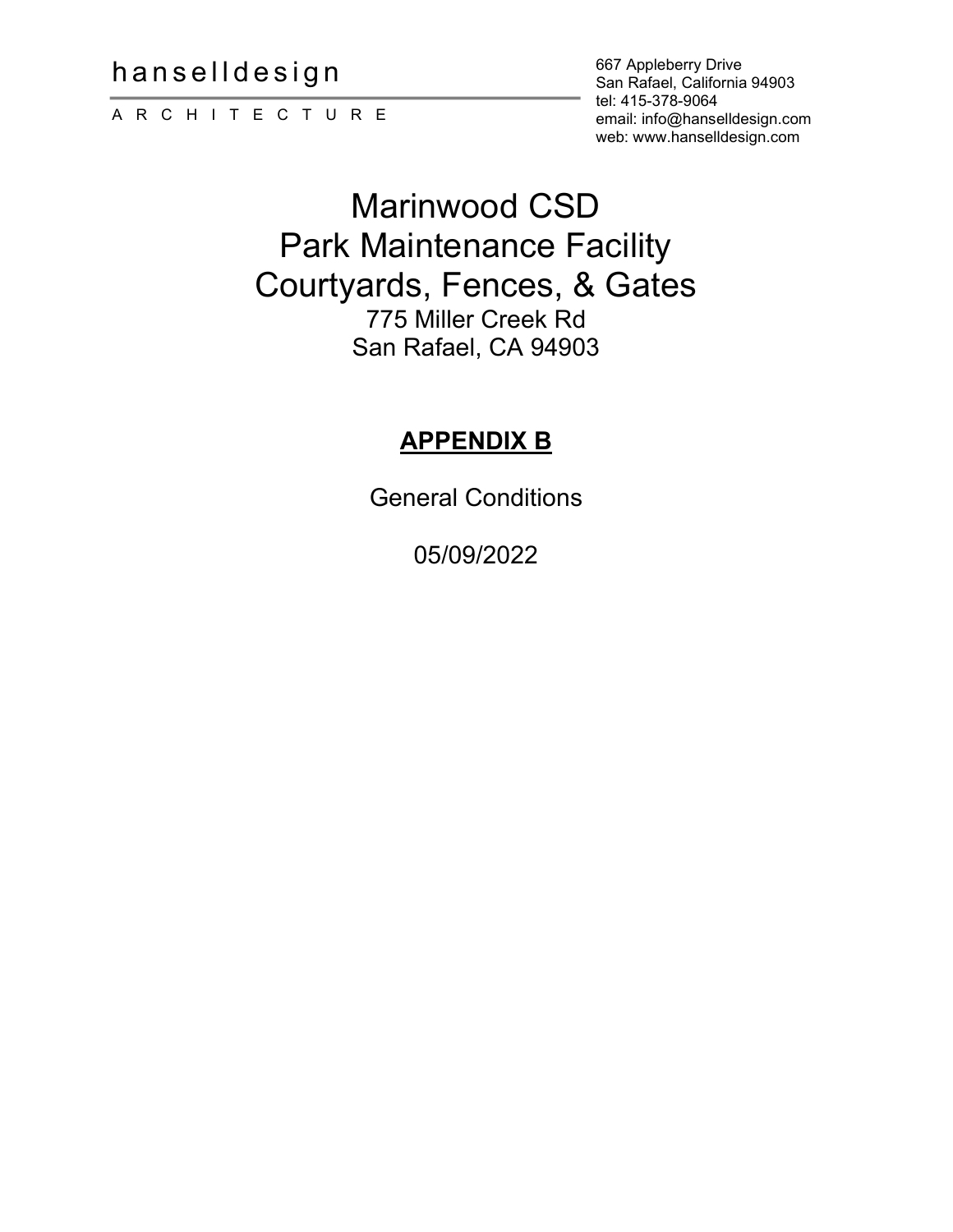hanselldesign

A R C H I T E C T U R E

667 Appleberry Drive
San Rafael, California 94903
tel: 415-378-9064
email: info@hanselldesign.com
web: www.hanselldesign.com

# Marinwood CSD
# Park Maintenance Facility
# Courtyards, Fences, & Gates

775 Miller Creek Rd
San Rafael, CA 94903

## **APPENDIX B**

General Conditions

05/09/2022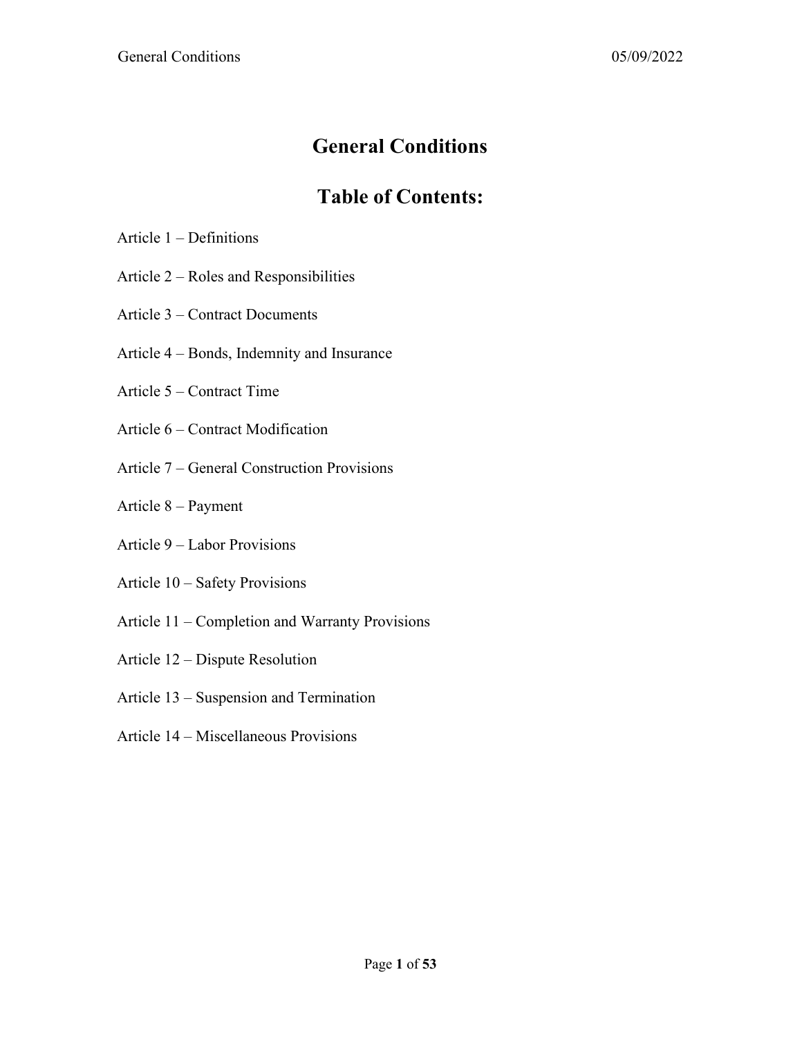# General Conditions

## Table of Contents:

Article 1 – Definitions

Article 2 – Roles and Responsibilities

Article 3 – Contract Documents

Article 4 – Bonds, Indemnity and Insurance

Article 5 – Contract Time

Article 6 – Contract Modification

Article 7 – General Construction Provisions

Article 8 – Payment

Article 9 – Labor Provisions

Article 10 – Safety Provisions

Article 11 – Completion and Warranty Provisions

Article 12 – Dispute Resolution

Article 13 – Suspension and Termination

Article 14 – Miscellaneous Provisions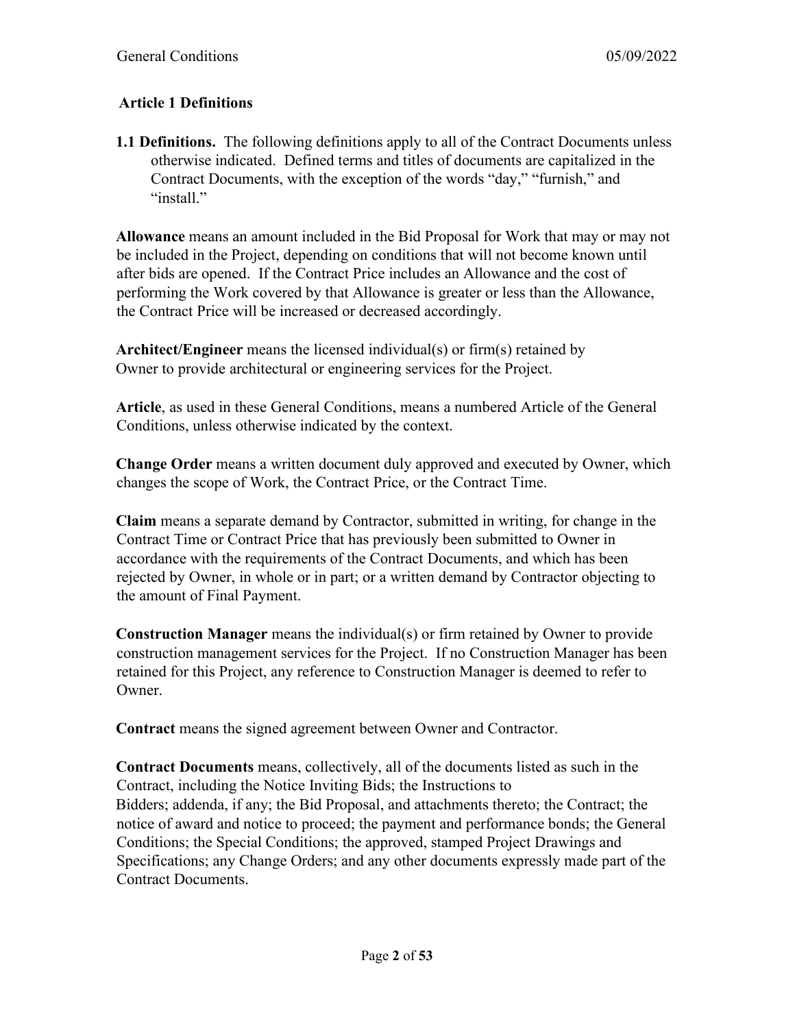## Article 1 Definitions

**1.1 Definitions.** The following definitions apply to all of the Contract Documents unless otherwise indicated. Defined terms and titles of documents are capitalized in the Contract Documents, with the exception of the words "day," "furnish," and "install."

**Allowance** means an amount included in the Bid Proposal for Work that may or may not be included in the Project, depending on conditions that will not become known until after bids are opened. If the Contract Price includes an Allowance and the cost of performing the Work covered by that Allowance is greater or less than the Allowance, the Contract Price will be increased or decreased accordingly.

**Architect/Engineer** means the licensed individual(s) or firm(s) retained by Owner to provide architectural or engineering services for the Project.

**Article**, as used in these General Conditions, means a numbered Article of the General Conditions, unless otherwise indicated by the context.

**Change Order** means a written document duly approved and executed by Owner, which changes the scope of Work, the Contract Price, or the Contract Time.

**Claim** means a separate demand by Contractor, submitted in writing, for change in the Contract Time or Contract Price that has previously been submitted to Owner in accordance with the requirements of the Contract Documents, and which has been rejected by Owner, in whole or in part; or a written demand by Contractor objecting to the amount of Final Payment.

**Construction Manager** means the individual(s) or firm retained by Owner to provide construction management services for the Project. If no Construction Manager has been retained for this Project, any reference to Construction Manager is deemed to refer to Owner.

**Contract** means the signed agreement between Owner and Contractor.

**Contract Documents** means, collectively, all of the documents listed as such in the Contract, including the Notice Inviting Bids; the Instructions to Bidders; addenda, if any; the Bid Proposal, and attachments thereto; the Contract; the notice of award and notice to proceed; the payment and performance bonds; the General Conditions; the Special Conditions; the approved, stamped Project Drawings and Specifications; any Change Orders; and any other documents expressly made part of the Contract Documents.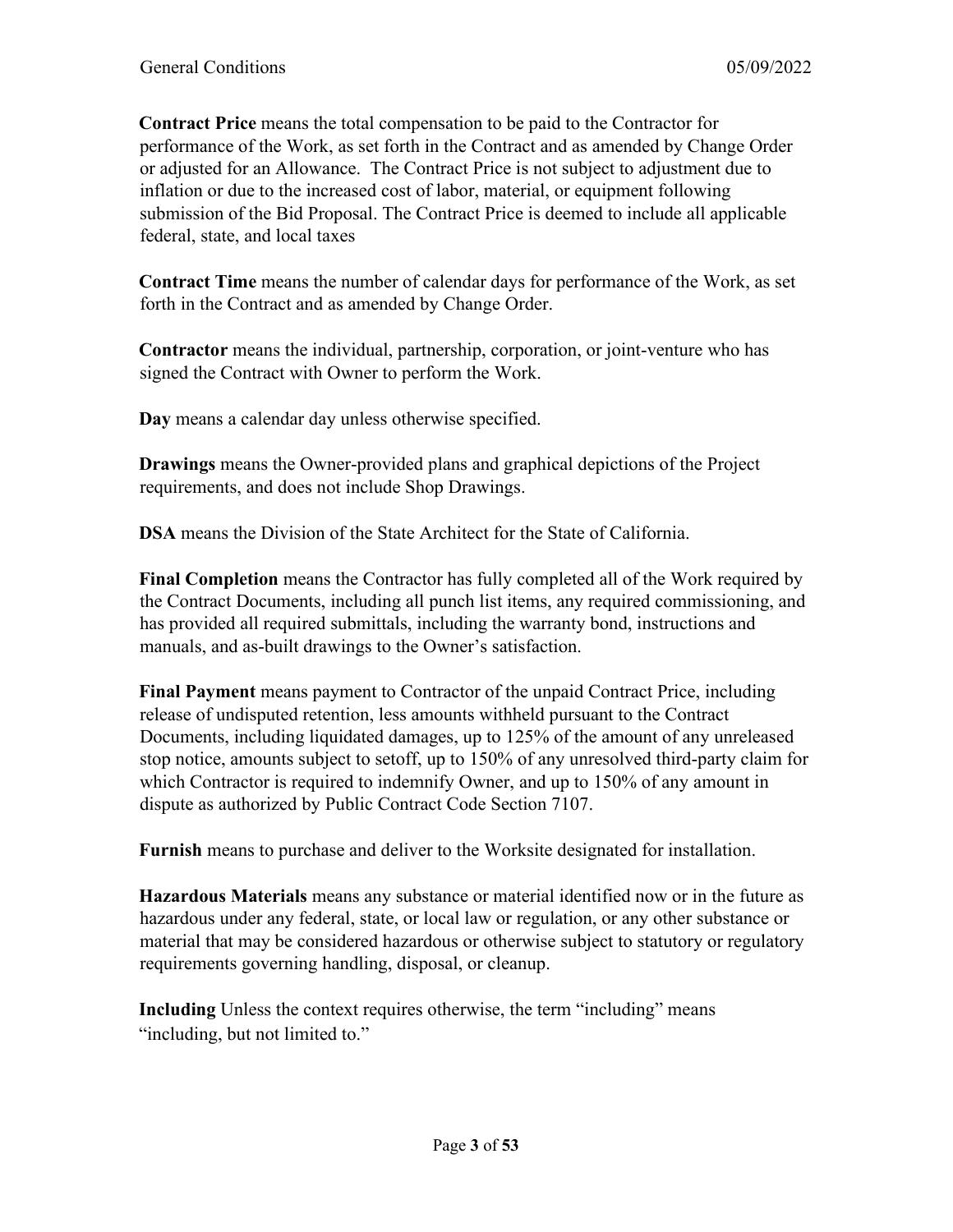**Contract Price** means the total compensation to be paid to the Contractor for performance of the Work, as set forth in the Contract and as amended by Change Order or adjusted for an Allowance. The Contract Price is not subject to adjustment due to inflation or due to the increased cost of labor, material, or equipment following submission of the Bid Proposal. The Contract Price is deemed to include all applicable federal, state, and local taxes

**Contract Time** means the number of calendar days for performance of the Work, as set forth in the Contract and as amended by Change Order.

**Contractor** means the individual, partnership, corporation, or joint-venture who has signed the Contract with Owner to perform the Work.

**Day** means a calendar day unless otherwise specified.

**Drawings** means the Owner-provided plans and graphical depictions of the Project requirements, and does not include Shop Drawings.

**DSA** means the Division of the State Architect for the State of California.

**Final Completion** means the Contractor has fully completed all of the Work required by the Contract Documents, including all punch list items, any required commissioning, and has provided all required submittals, including the warranty bond, instructions and manuals, and as-built drawings to the Owner's satisfaction.

**Final Payment** means payment to Contractor of the unpaid Contract Price, including release of undisputed retention, less amounts withheld pursuant to the Contract Documents, including liquidated damages, up to 125% of the amount of any unreleased stop notice, amounts subject to setoff, up to 150% of any unresolved third-party claim for which Contractor is required to indemnify Owner, and up to 150% of any amount in dispute as authorized by Public Contract Code Section 7107.

**Furnish** means to purchase and deliver to the Worksite designated for installation.

**Hazardous Materials** means any substance or material identified now or in the future as hazardous under any federal, state, or local law or regulation, or any other substance or material that may be considered hazardous or otherwise subject to statutory or regulatory requirements governing handling, disposal, or cleanup.

**Including** Unless the context requires otherwise, the term "including" means "including, but not limited to."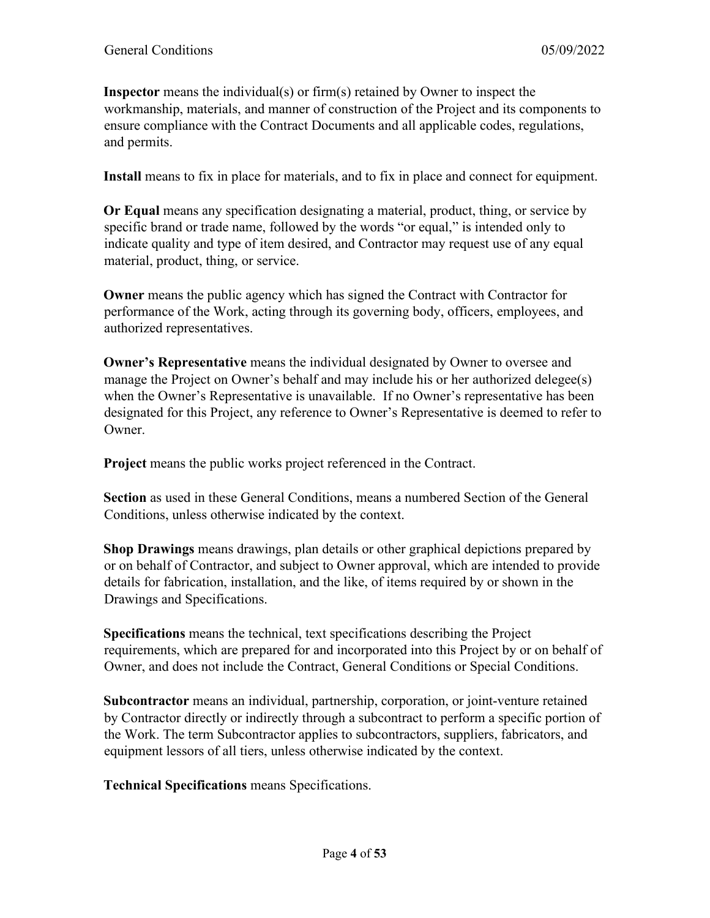**Inspector** means the individual(s) or firm(s) retained by Owner to inspect the workmanship, materials, and manner of construction of the Project and its components to ensure compliance with the Contract Documents and all applicable codes, regulations, and permits.

**Install** means to fix in place for materials, and to fix in place and connect for equipment.

**Or Equal** means any specification designating a material, product, thing, or service by specific brand or trade name, followed by the words "or equal," is intended only to indicate quality and type of item desired, and Contractor may request use of any equal material, product, thing, or service.

**Owner** means the public agency which has signed the Contract with Contractor for performance of the Work, acting through its governing body, officers, employees, and authorized representatives.

**Owner's Representative** means the individual designated by Owner to oversee and manage the Project on Owner's behalf and may include his or her authorized delegee(s) when the Owner's Representative is unavailable. If no Owner's representative has been designated for this Project, any reference to Owner's Representative is deemed to refer to Owner.

**Project** means the public works project referenced in the Contract.

**Section** as used in these General Conditions, means a numbered Section of the General Conditions, unless otherwise indicated by the context.

**Shop Drawings** means drawings, plan details or other graphical depictions prepared by or on behalf of Contractor, and subject to Owner approval, which are intended to provide details for fabrication, installation, and the like, of items required by or shown in the Drawings and Specifications.

**Specifications** means the technical, text specifications describing the Project requirements, which are prepared for and incorporated into this Project by or on behalf of Owner, and does not include the Contract, General Conditions or Special Conditions.

**Subcontractor** means an individual, partnership, corporation, or joint-venture retained by Contractor directly or indirectly through a subcontract to perform a specific portion of the Work. The term Subcontractor applies to subcontractors, suppliers, fabricators, and equipment lessors of all tiers, unless otherwise indicated by the context.

**Technical Specifications** means Specifications.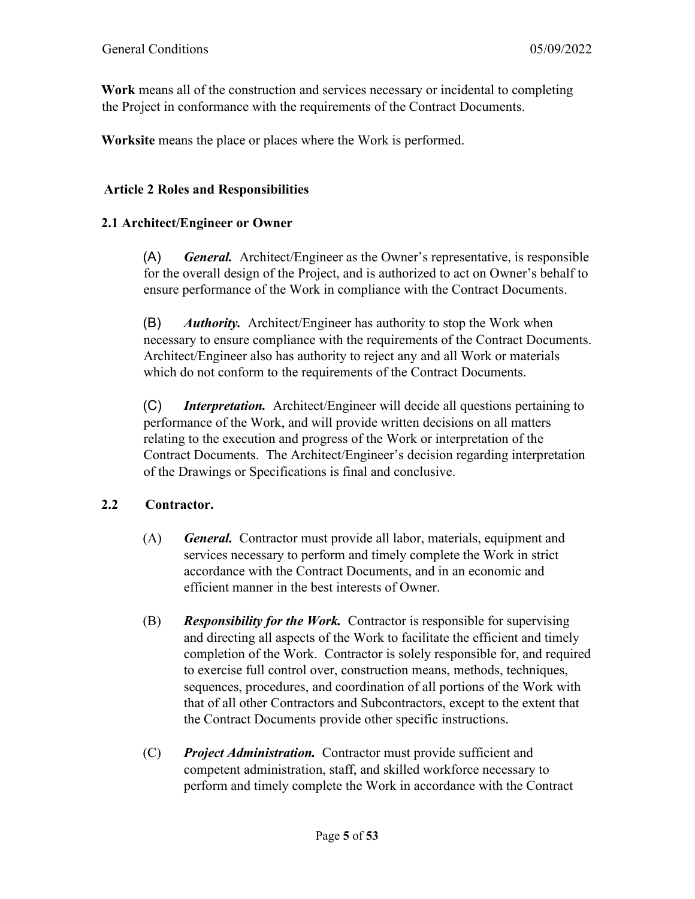**Work** means all of the construction and services necessary or incidental to completing the Project in conformance with the requirements of the Contract Documents.

**Worksite** means the place or places where the Work is performed.

## Article 2 Roles and Responsibilities

### 2.1 Architect/Engineer or Owner

(A) ***General.*** Architect/Engineer as the Owner's representative, is responsible for the overall design of the Project, and is authorized to act on Owner's behalf to ensure performance of the Work in compliance with the Contract Documents.

(B) ***Authority.*** Architect/Engineer has authority to stop the Work when necessary to ensure compliance with the requirements of the Contract Documents. Architect/Engineer also has authority to reject any and all Work or materials which do not conform to the requirements of the Contract Documents.

(C) ***Interpretation.*** Architect/Engineer will decide all questions pertaining to performance of the Work, and will provide written decisions on all matters relating to the execution and progress of the Work or interpretation of the Contract Documents. The Architect/Engineer's decision regarding interpretation of the Drawings or Specifications is final and conclusive.

### 2.2 Contractor.

(A) ***General.*** Contractor must provide all labor, materials, equipment and services necessary to perform and timely complete the Work in strict accordance with the Contract Documents, and in an economic and efficient manner in the best interests of Owner.

(B) ***Responsibility for the Work.*** Contractor is responsible for supervising and directing all aspects of the Work to facilitate the efficient and timely completion of the Work. Contractor is solely responsible for, and required to exercise full control over, construction means, methods, techniques, sequences, procedures, and coordination of all portions of the Work with that of all other Contractors and Subcontractors, except to the extent that the Contract Documents provide other specific instructions.

(C) ***Project Administration.*** Contractor must provide sufficient and competent administration, staff, and skilled workforce necessary to perform and timely complete the Work in accordance with the Contract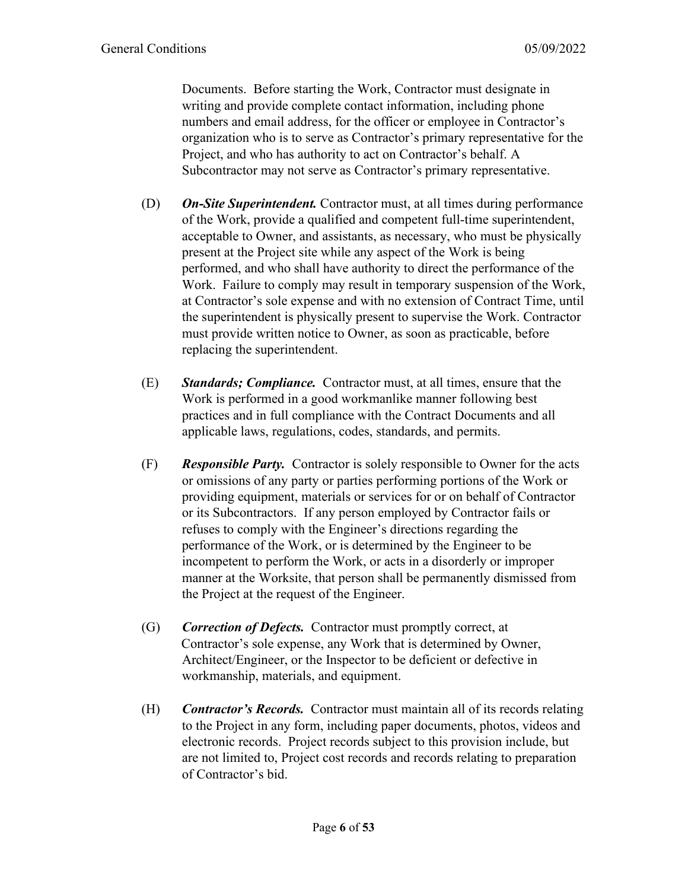Documents. Before starting the Work, Contractor must designate in writing and provide complete contact information, including phone numbers and email address, for the officer or employee in Contractor's organization who is to serve as Contractor's primary representative for the Project, and who has authority to act on Contractor's behalf. A Subcontractor may not serve as Contractor's primary representative.

(D) ***On-Site Superintendent.*** Contractor must, at all times during performance of the Work, provide a qualified and competent full-time superintendent, acceptable to Owner, and assistants, as necessary, who must be physically present at the Project site while any aspect of the Work is being performed, and who shall have authority to direct the performance of the Work. Failure to comply may result in temporary suspension of the Work, at Contractor's sole expense and with no extension of Contract Time, until the superintendent is physically present to supervise the Work. Contractor must provide written notice to Owner, as soon as practicable, before replacing the superintendent.

(E) ***Standards; Compliance.*** Contractor must, at all times, ensure that the Work is performed in a good workmanlike manner following best practices and in full compliance with the Contract Documents and all applicable laws, regulations, codes, standards, and permits.

(F) ***Responsible Party.*** Contractor is solely responsible to Owner for the acts or omissions of any party or parties performing portions of the Work or providing equipment, materials or services for or on behalf of Contractor or its Subcontractors. If any person employed by Contractor fails or refuses to comply with the Engineer's directions regarding the performance of the Work, or is determined by the Engineer to be incompetent to perform the Work, or acts in a disorderly or improper manner at the Worksite, that person shall be permanently dismissed from the Project at the request of the Engineer.

(G) ***Correction of Defects.*** Contractor must promptly correct, at Contractor's sole expense, any Work that is determined by Owner, Architect/Engineer, or the Inspector to be deficient or defective in workmanship, materials, and equipment.

(H) ***Contractor's Records.*** Contractor must maintain all of its records relating to the Project in any form, including paper documents, photos, videos and electronic records. Project records subject to this provision include, but are not limited to, Project cost records and records relating to preparation of Contractor's bid.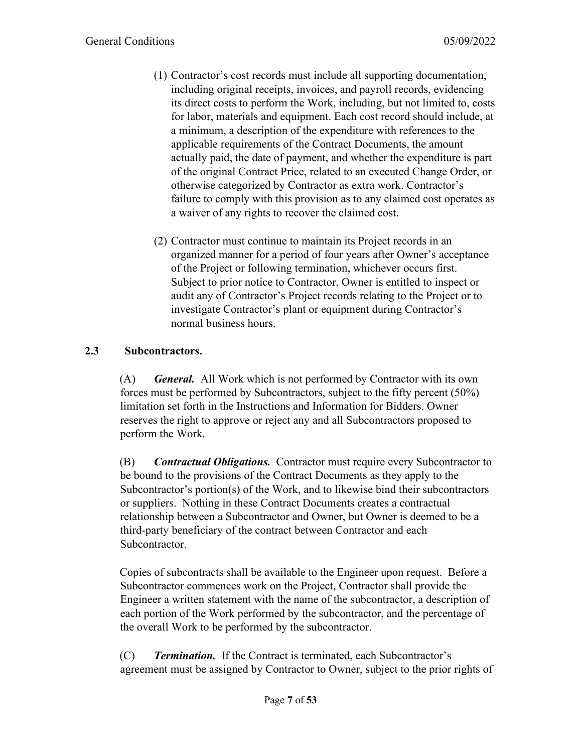(1) Contractor's cost records must include all supporting documentation, including original receipts, invoices, and payroll records, evidencing its direct costs to perform the Work, including, but not limited to, costs for labor, materials and equipment. Each cost record should include, at a minimum, a description of the expenditure with references to the applicable requirements of the Contract Documents, the amount actually paid, the date of payment, and whether the expenditure is part of the original Contract Price, related to an executed Change Order, or otherwise categorized by Contractor as extra work. Contractor's failure to comply with this provision as to any claimed cost operates as a waiver of any rights to recover the claimed cost.

(2) Contractor must continue to maintain its Project records in an organized manner for a period of four years after Owner's acceptance of the Project or following termination, whichever occurs first. Subject to prior notice to Contractor, Owner is entitled to inspect or audit any of Contractor's Project records relating to the Project or to investigate Contractor's plant or equipment during Contractor's normal business hours.

### 2.3 Subcontractors.

(A) ***General.*** All Work which is not performed by Contractor with its own forces must be performed by Subcontractors, subject to the fifty percent (50%) limitation set forth in the Instructions and Information for Bidders. Owner reserves the right to approve or reject any and all Subcontractors proposed to perform the Work.

(B) ***Contractual Obligations.*** Contractor must require every Subcontractor to be bound to the provisions of the Contract Documents as they apply to the Subcontractor's portion(s) of the Work, and to likewise bind their subcontractors or suppliers. Nothing in these Contract Documents creates a contractual relationship between a Subcontractor and Owner, but Owner is deemed to be a third-party beneficiary of the contract between Contractor and each Subcontractor.

Copies of subcontracts shall be available to the Engineer upon request. Before a Subcontractor commences work on the Project, Contractor shall provide the Engineer a written statement with the name of the subcontractor, a description of each portion of the Work performed by the subcontractor, and the percentage of the overall Work to be performed by the subcontractor.

(C) ***Termination.*** If the Contract is terminated, each Subcontractor's agreement must be assigned by Contractor to Owner, subject to the prior rights of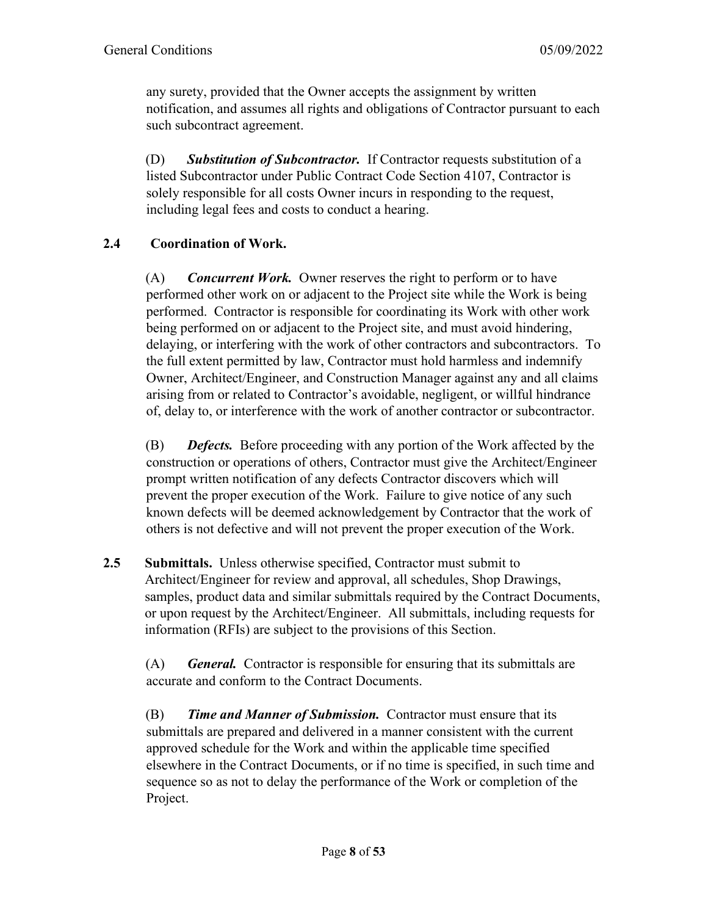any surety, provided that the Owner accepts the assignment by written notification, and assumes all rights and obligations of Contractor pursuant to each such subcontract agreement.

(D) ***Substitution of Subcontractor.*** If Contractor requests substitution of a listed Subcontractor under Public Contract Code Section 4107, Contractor is solely responsible for all costs Owner incurs in responding to the request, including legal fees and costs to conduct a hearing.

### 2.4 Coordination of Work.

(A) ***Concurrent Work.*** Owner reserves the right to perform or to have performed other work on or adjacent to the Project site while the Work is being performed. Contractor is responsible for coordinating its Work with other work being performed on or adjacent to the Project site, and must avoid hindering, delaying, or interfering with the work of other contractors and subcontractors. To the full extent permitted by law, Contractor must hold harmless and indemnify Owner, Architect/Engineer, and Construction Manager against any and all claims arising from or related to Contractor's avoidable, negligent, or willful hindrance of, delay to, or interference with the work of another contractor or subcontractor.

(B) ***Defects.*** Before proceeding with any portion of the Work affected by the construction or operations of others, Contractor must give the Architect/Engineer prompt written notification of any defects Contractor discovers which will prevent the proper execution of the Work. Failure to give notice of any such known defects will be deemed acknowledgement by Contractor that the work of others is not defective and will not prevent the proper execution of the Work.

**2.5 Submittals.** Unless otherwise specified, Contractor must submit to Architect/Engineer for review and approval, all schedules, Shop Drawings, samples, product data and similar submittals required by the Contract Documents, or upon request by the Architect/Engineer. All submittals, including requests for information (RFIs) are subject to the provisions of this Section.

(A) ***General.*** Contractor is responsible for ensuring that its submittals are accurate and conform to the Contract Documents.

(B) ***Time and Manner of Submission.*** Contractor must ensure that its submittals are prepared and delivered in a manner consistent with the current approved schedule for the Work and within the applicable time specified elsewhere in the Contract Documents, or if no time is specified, in such time and sequence so as not to delay the performance of the Work or completion of the Project.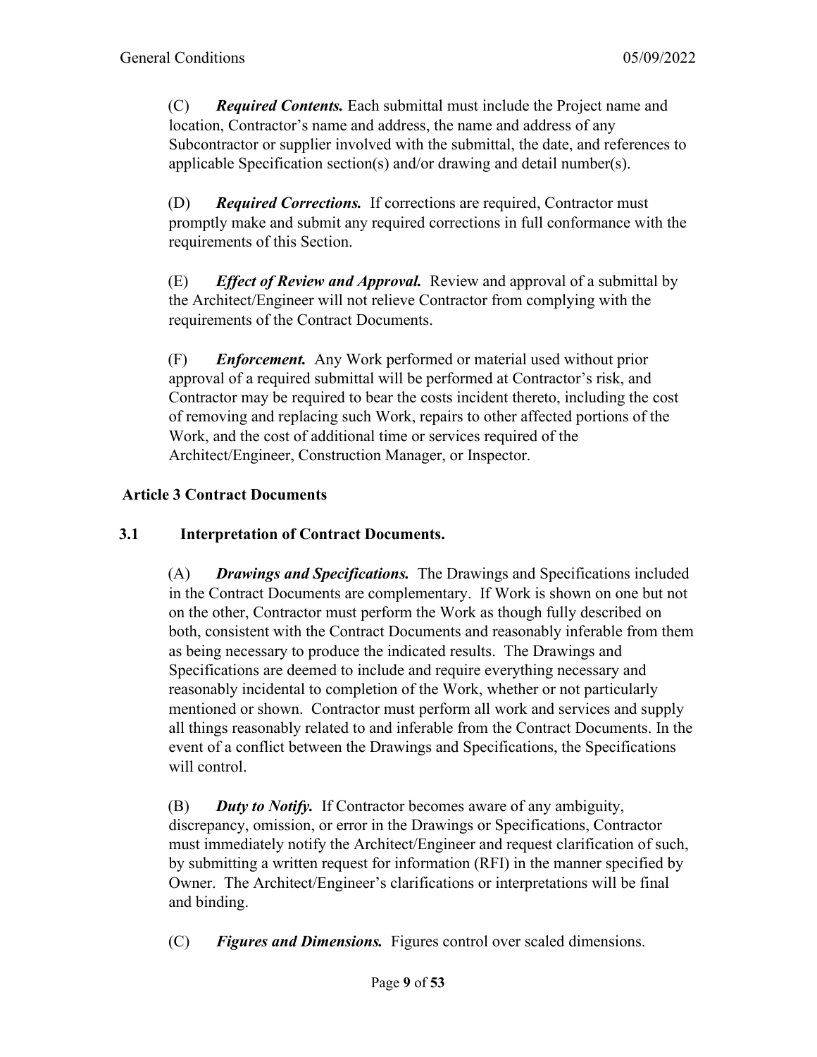(C) ***Required Contents.*** Each submittal must include the Project name and location, Contractor's name and address, the name and address of any Subcontractor or supplier involved with the submittal, the date, and references to applicable Specification section(s) and/or drawing and detail number(s).

(D) ***Required Corrections.*** If corrections are required, Contractor must promptly make and submit any required corrections in full conformance with the requirements of this Section.

(E) ***Effect of Review and Approval.*** Review and approval of a submittal by the Architect/Engineer will not relieve Contractor from complying with the requirements of the Contract Documents.

(F) ***Enforcement.*** Any Work performed or material used without prior approval of a required submittal will be performed at Contractor's risk, and Contractor may be required to bear the costs incident thereto, including the cost of removing and replacing such Work, repairs to other affected portions of the Work, and the cost of additional time or services required of the Architect/Engineer, Construction Manager, or Inspector.

## Article 3 Contract Documents

### 3.1 Interpretation of Contract Documents.

(A) ***Drawings and Specifications.*** The Drawings and Specifications included in the Contract Documents are complementary. If Work is shown on one but not on the other, Contractor must perform the Work as though fully described on both, consistent with the Contract Documents and reasonably inferable from them as being necessary to produce the indicated results. The Drawings and Specifications are deemed to include and require everything necessary and reasonably incidental to completion of the Work, whether or not particularly mentioned or shown. Contractor must perform all work and services and supply all things reasonably related to and inferable from the Contract Documents. In the event of a conflict between the Drawings and Specifications, the Specifications will control.

(B) ***Duty to Notify.*** If Contractor becomes aware of any ambiguity, discrepancy, omission, or error in the Drawings or Specifications, Contractor must immediately notify the Architect/Engineer and request clarification of such, by submitting a written request for information (RFI) in the manner specified by Owner. The Architect/Engineer's clarifications or interpretations will be final and binding.

(C) ***Figures and Dimensions.*** Figures control over scaled dimensions.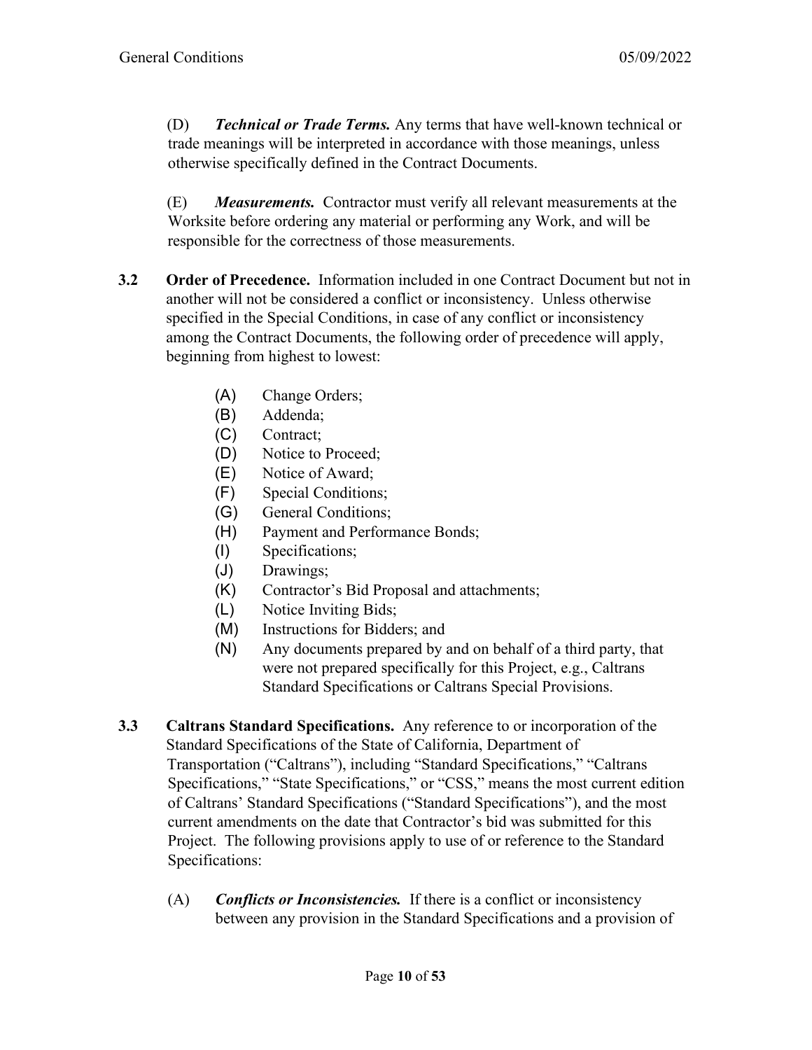(D) ***Technical or Trade Terms.*** Any terms that have well-known technical or trade meanings will be interpreted in accordance with those meanings, unless otherwise specifically defined in the Contract Documents.

(E) ***Measurements.*** Contractor must verify all relevant measurements at the Worksite before ordering any material or performing any Work, and will be responsible for the correctness of those measurements.

**3.2 Order of Precedence.** Information included in one Contract Document but not in another will not be considered a conflict or inconsistency. Unless otherwise specified in the Special Conditions, in case of any conflict or inconsistency among the Contract Documents, the following order of precedence will apply, beginning from highest to lowest:

(A) Change Orders;
(B) Addenda;
(C) Contract;
(D) Notice to Proceed;
(E) Notice of Award;
(F) Special Conditions;
(G) General Conditions;
(H) Payment and Performance Bonds;
(I) Specifications;
(J) Drawings;
(K) Contractor's Bid Proposal and attachments;
(L) Notice Inviting Bids;
(M) Instructions for Bidders; and
(N) Any documents prepared by and on behalf of a third party, that were not prepared specifically for this Project, e.g., Caltrans Standard Specifications or Caltrans Special Provisions.

**3.3 Caltrans Standard Specifications.** Any reference to or incorporation of the Standard Specifications of the State of California, Department of Transportation ("Caltrans"), including "Standard Specifications," "Caltrans Specifications," "State Specifications," or "CSS," means the most current edition of Caltrans' Standard Specifications ("Standard Specifications"), and the most current amendments on the date that Contractor's bid was submitted for this Project. The following provisions apply to use of or reference to the Standard Specifications:

(A) ***Conflicts or Inconsistencies.*** If there is a conflict or inconsistency between any provision in the Standard Specifications and a provision of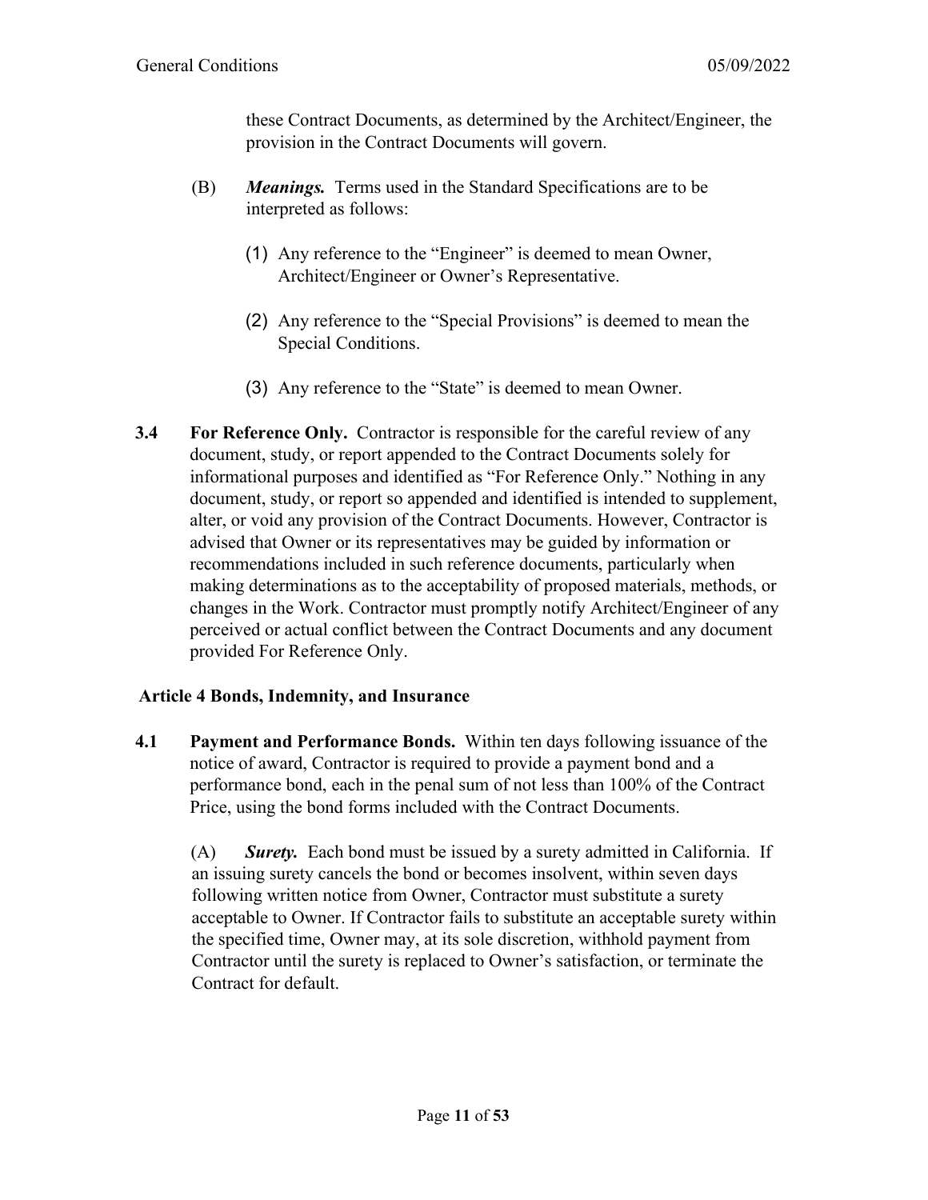these Contract Documents, as determined by the Architect/Engineer, the provision in the Contract Documents will govern.

(B) ***Meanings.*** Terms used in the Standard Specifications are to be interpreted as follows:

(1) Any reference to the "Engineer" is deemed to mean Owner, Architect/Engineer or Owner's Representative.

(2) Any reference to the "Special Provisions" is deemed to mean the Special Conditions.

(3) Any reference to the "State" is deemed to mean Owner.

**3.4 For Reference Only.** Contractor is responsible for the careful review of any document, study, or report appended to the Contract Documents solely for informational purposes and identified as "For Reference Only." Nothing in any document, study, or report so appended and identified is intended to supplement, alter, or void any provision of the Contract Documents. However, Contractor is advised that Owner or its representatives may be guided by information or recommendations included in such reference documents, particularly when making determinations as to the acceptability of proposed materials, methods, or changes in the Work. Contractor must promptly notify Architect/Engineer of any perceived or actual conflict between the Contract Documents and any document provided For Reference Only.

## Article 4 Bonds, Indemnity, and Insurance

**4.1 Payment and Performance Bonds.** Within ten days following issuance of the notice of award, Contractor is required to provide a payment bond and a performance bond, each in the penal sum of not less than 100% of the Contract Price, using the bond forms included with the Contract Documents.

(A) ***Surety.*** Each bond must be issued by a surety admitted in California. If an issuing surety cancels the bond or becomes insolvent, within seven days following written notice from Owner, Contractor must substitute a surety acceptable to Owner. If Contractor fails to substitute an acceptable surety within the specified time, Owner may, at its sole discretion, withhold payment from Contractor until the surety is replaced to Owner's satisfaction, or terminate the Contract for default.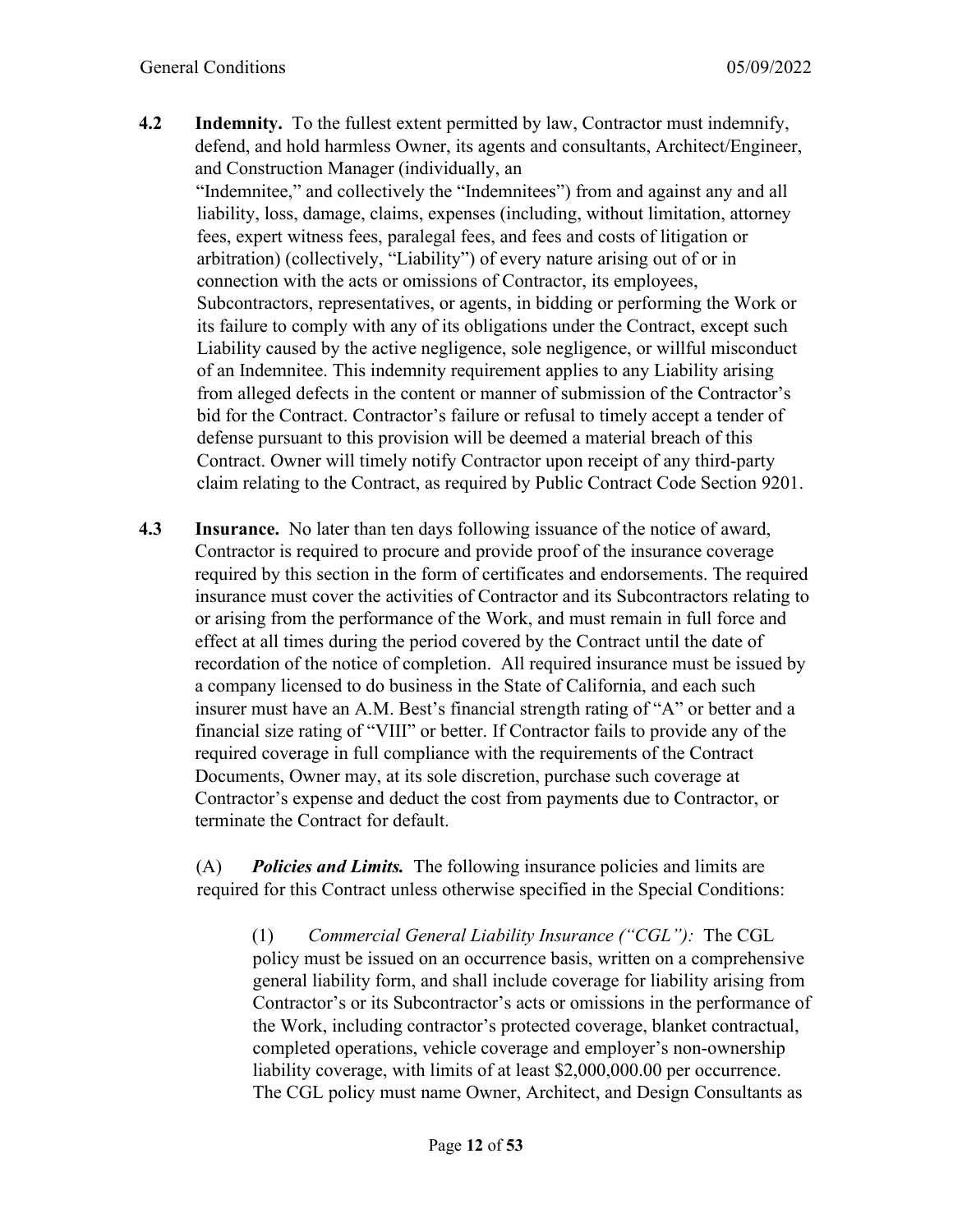**4.2 Indemnity.** To the fullest extent permitted by law, Contractor must indemnify, defend, and hold harmless Owner, its agents and consultants, Architect/Engineer, and Construction Manager (individually, an "Indemnitee," and collectively the "Indemnitees") from and against any and all liability, loss, damage, claims, expenses (including, without limitation, attorney fees, expert witness fees, paralegal fees, and fees and costs of litigation or arbitration) (collectively, "Liability") of every nature arising out of or in connection with the acts or omissions of Contractor, its employees, Subcontractors, representatives, or agents, in bidding or performing the Work or its failure to comply with any of its obligations under the Contract, except such Liability caused by the active negligence, sole negligence, or willful misconduct of an Indemnitee. This indemnity requirement applies to any Liability arising from alleged defects in the content or manner of submission of the Contractor's bid for the Contract. Contractor's failure or refusal to timely accept a tender of defense pursuant to this provision will be deemed a material breach of this Contract. Owner will timely notify Contractor upon receipt of any third-party claim relating to the Contract, as required by Public Contract Code Section 9201.

**4.3 Insurance.** No later than ten days following issuance of the notice of award, Contractor is required to procure and provide proof of the insurance coverage required by this section in the form of certificates and endorsements. The required insurance must cover the activities of Contractor and its Subcontractors relating to or arising from the performance of the Work, and must remain in full force and effect at all times during the period covered by the Contract until the date of recordation of the notice of completion. All required insurance must be issued by a company licensed to do business in the State of California, and each such insurer must have an A.M. Best's financial strength rating of "A" or better and a financial size rating of "VIII" or better. If Contractor fails to provide any of the required coverage in full compliance with the requirements of the Contract Documents, Owner may, at its sole discretion, purchase such coverage at Contractor's expense and deduct the cost from payments due to Contractor, or terminate the Contract for default.

(A) ***Policies and Limits.*** The following insurance policies and limits are required for this Contract unless otherwise specified in the Special Conditions:

(1) *Commercial General Liability Insurance ("CGL"):* The CGL policy must be issued on an occurrence basis, written on a comprehensive general liability form, and shall include coverage for liability arising from Contractor's or its Subcontractor's acts or omissions in the performance of the Work, including contractor's protected coverage, blanket contractual, completed operations, vehicle coverage and employer's non-ownership liability coverage, with limits of at least $2,000,000.00 per occurrence. The CGL policy must name Owner, Architect, and Design Consultants as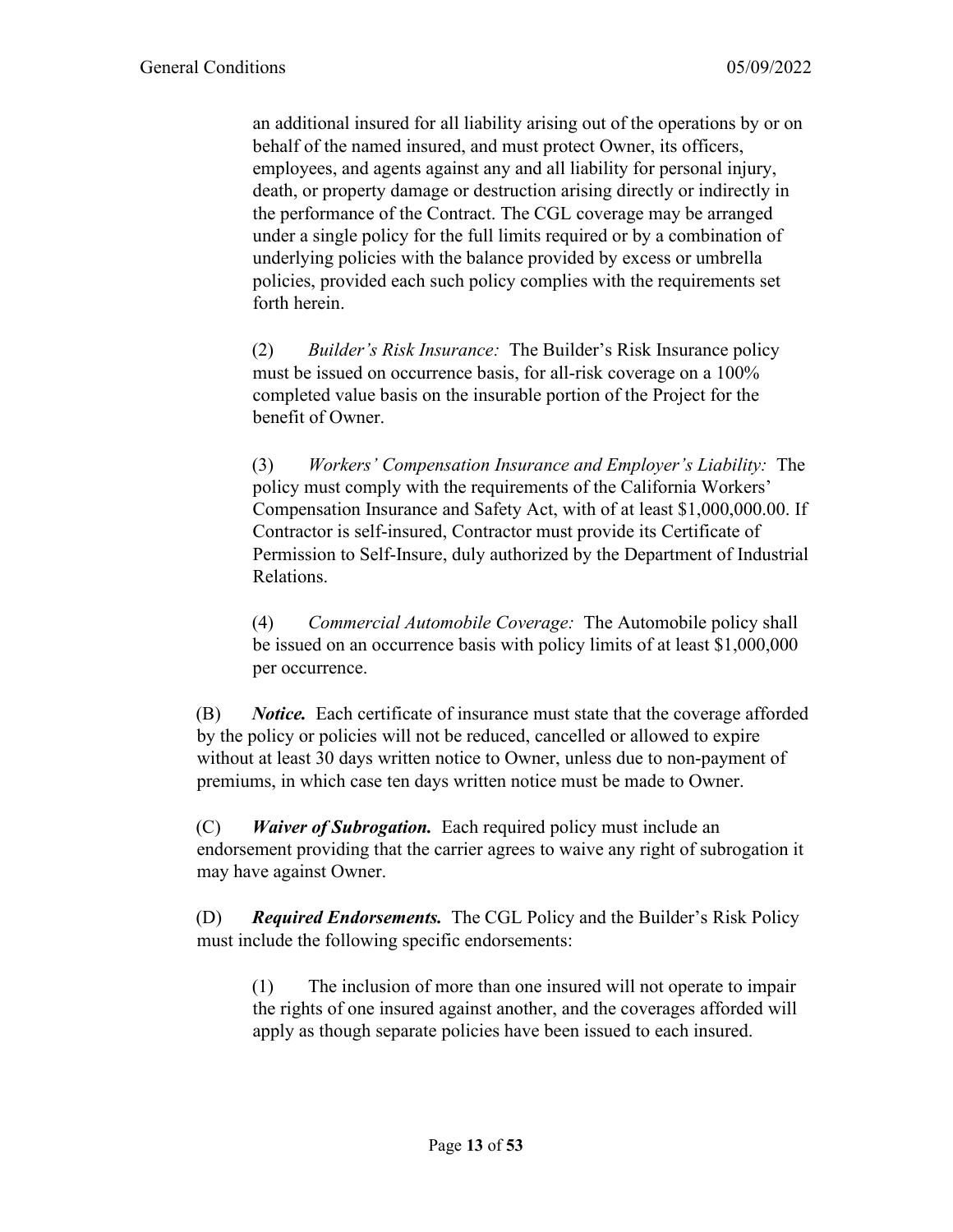an additional insured for all liability arising out of the operations by or on behalf of the named insured, and must protect Owner, its officers, employees, and agents against any and all liability for personal injury, death, or property damage or destruction arising directly or indirectly in the performance of the Contract. The CGL coverage may be arranged under a single policy for the full limits required or by a combination of underlying policies with the balance provided by excess or umbrella policies, provided each such policy complies with the requirements set forth herein.

(2) *Builder's Risk Insurance:* The Builder's Risk Insurance policy must be issued on occurrence basis, for all-risk coverage on a 100% completed value basis on the insurable portion of the Project for the benefit of Owner.

(3) *Workers' Compensation Insurance and Employer's Liability:* The policy must comply with the requirements of the California Workers' Compensation Insurance and Safety Act, with of at least $1,000,000.00. If Contractor is self-insured, Contractor must provide its Certificate of Permission to Self-Insure, duly authorized by the Department of Industrial Relations.

(4) *Commercial Automobile Coverage:* The Automobile policy shall be issued on an occurrence basis with policy limits of at least $1,000,000 per occurrence.

(B) ***Notice.*** Each certificate of insurance must state that the coverage afforded by the policy or policies will not be reduced, cancelled or allowed to expire without at least 30 days written notice to Owner, unless due to non-payment of premiums, in which case ten days written notice must be made to Owner.

(C) ***Waiver of Subrogation.*** Each required policy must include an endorsement providing that the carrier agrees to waive any right of subrogation it may have against Owner.

(D) ***Required Endorsements.*** The CGL Policy and the Builder's Risk Policy must include the following specific endorsements:

(1) The inclusion of more than one insured will not operate to impair the rights of one insured against another, and the coverages afforded will apply as though separate policies have been issued to each insured.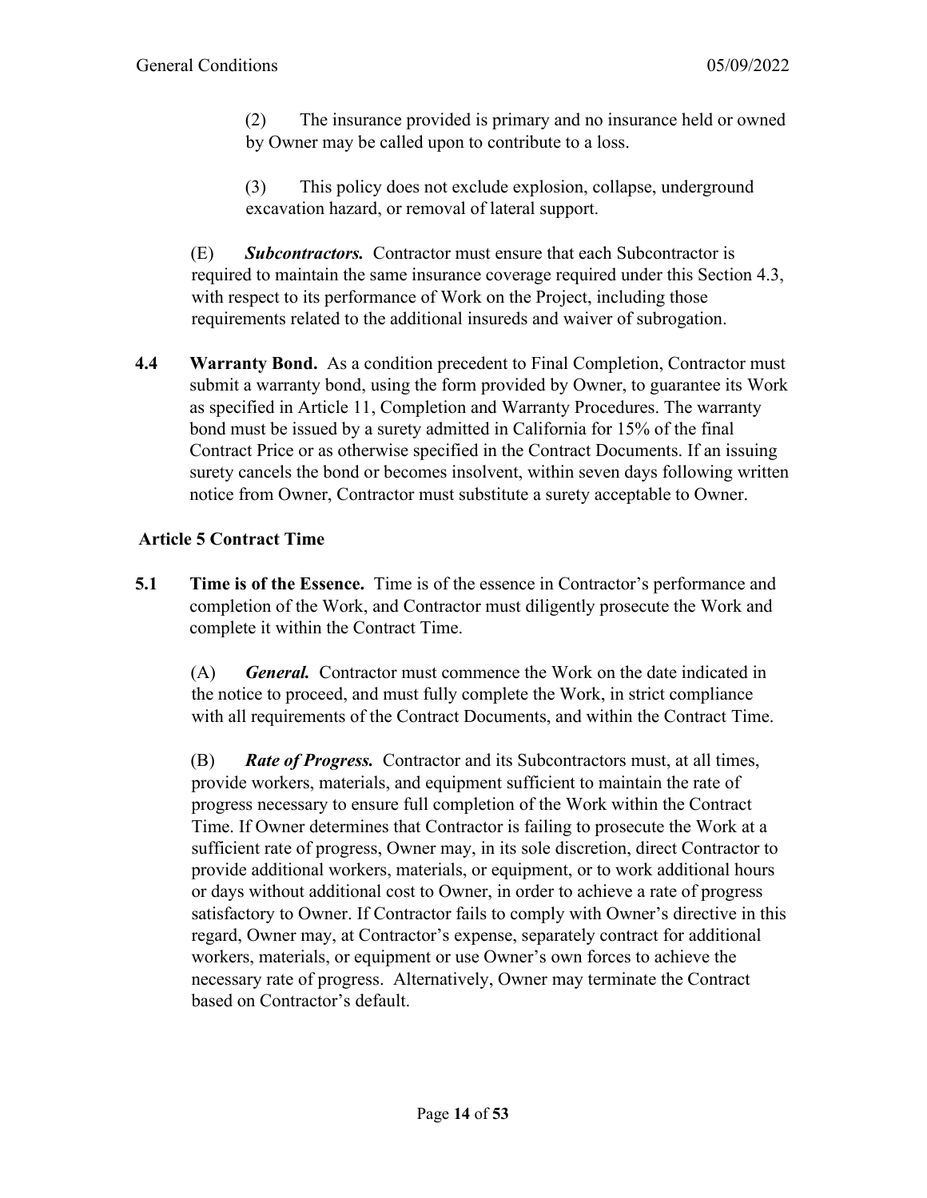(2) The insurance provided is primary and no insurance held or owned by Owner may be called upon to contribute to a loss.

(3) This policy does not exclude explosion, collapse, underground excavation hazard, or removal of lateral support.

(E) ***Subcontractors.*** Contractor must ensure that each Subcontractor is required to maintain the same insurance coverage required under this Section 4.3, with respect to its performance of Work on the Project, including those requirements related to the additional insureds and waiver of subrogation.

**4.4 Warranty Bond.** As a condition precedent to Final Completion, Contractor must submit a warranty bond, using the form provided by Owner, to guarantee its Work as specified in Article 11, Completion and Warranty Procedures. The warranty bond must be issued by a surety admitted in California for 15% of the final Contract Price or as otherwise specified in the Contract Documents. If an issuing surety cancels the bond or becomes insolvent, within seven days following written notice from Owner, Contractor must substitute a surety acceptable to Owner.

## Article 5 Contract Time

**5.1 Time is of the Essence.** Time is of the essence in Contractor's performance and completion of the Work, and Contractor must diligently prosecute the Work and complete it within the Contract Time.

(A) ***General.*** Contractor must commence the Work on the date indicated in the notice to proceed, and must fully complete the Work, in strict compliance with all requirements of the Contract Documents, and within the Contract Time.

(B) ***Rate of Progress.*** Contractor and its Subcontractors must, at all times, provide workers, materials, and equipment sufficient to maintain the rate of progress necessary to ensure full completion of the Work within the Contract Time. If Owner determines that Contractor is failing to prosecute the Work at a sufficient rate of progress, Owner may, in its sole discretion, direct Contractor to provide additional workers, materials, or equipment, or to work additional hours or days without additional cost to Owner, in order to achieve a rate of progress satisfactory to Owner. If Contractor fails to comply with Owner's directive in this regard, Owner may, at Contractor's expense, separately contract for additional workers, materials, or equipment or use Owner's own forces to achieve the necessary rate of progress. Alternatively, Owner may terminate the Contract based on Contractor's default.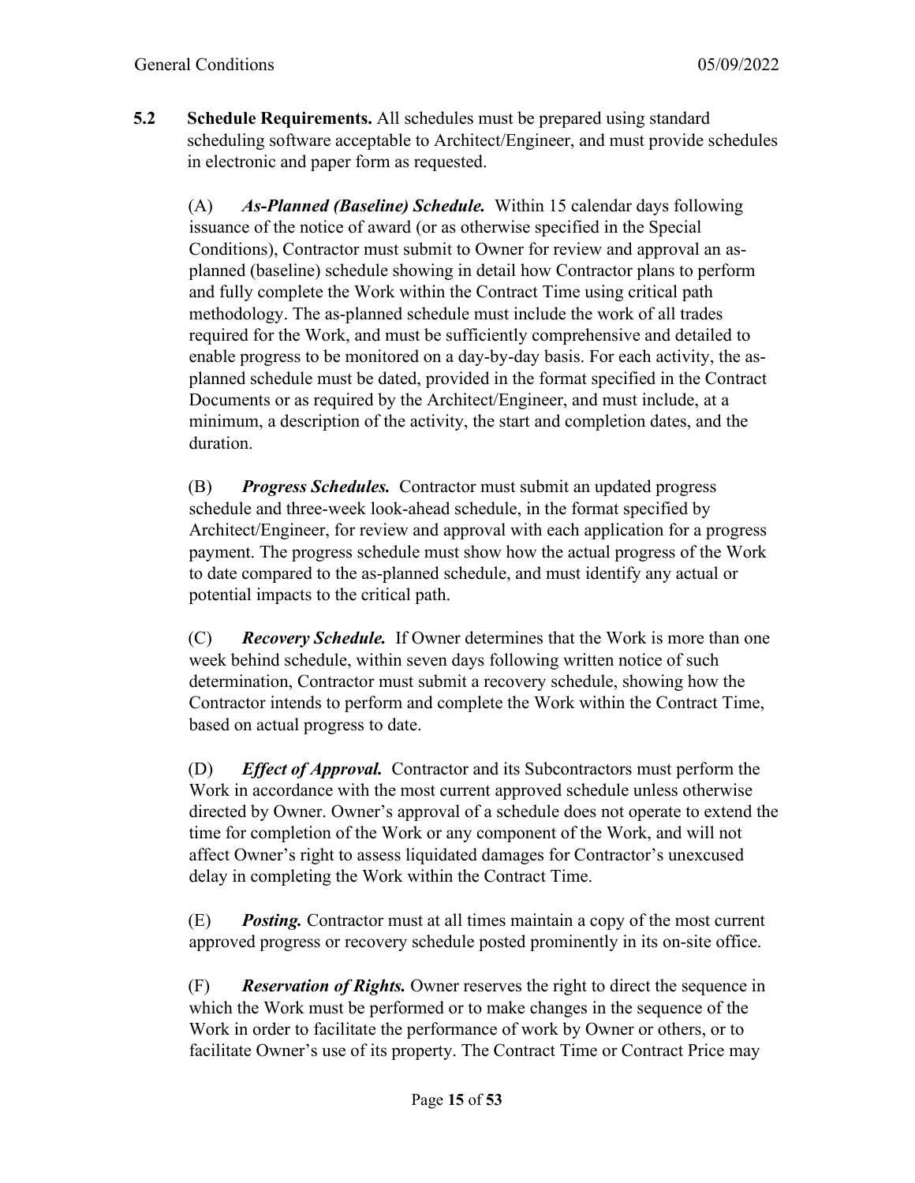**5.2 Schedule Requirements.** All schedules must be prepared using standard scheduling software acceptable to Architect/Engineer, and must provide schedules in electronic and paper form as requested.

(A) ***As-Planned (Baseline) Schedule.*** Within 15 calendar days following issuance of the notice of award (or as otherwise specified in the Special Conditions), Contractor must submit to Owner for review and approval an as-planned (baseline) schedule showing in detail how Contractor plans to perform and fully complete the Work within the Contract Time using critical path methodology. The as-planned schedule must include the work of all trades required for the Work, and must be sufficiently comprehensive and detailed to enable progress to be monitored on a day-by-day basis. For each activity, the as-planned schedule must be dated, provided in the format specified in the Contract Documents or as required by the Architect/Engineer, and must include, at a minimum, a description of the activity, the start and completion dates, and the duration.

(B) ***Progress Schedules.*** Contractor must submit an updated progress schedule and three-week look-ahead schedule, in the format specified by Architect/Engineer, for review and approval with each application for a progress payment. The progress schedule must show how the actual progress of the Work to date compared to the as-planned schedule, and must identify any actual or potential impacts to the critical path.

(C) ***Recovery Schedule.*** If Owner determines that the Work is more than one week behind schedule, within seven days following written notice of such determination, Contractor must submit a recovery schedule, showing how the Contractor intends to perform and complete the Work within the Contract Time, based on actual progress to date.

(D) ***Effect of Approval.*** Contractor and its Subcontractors must perform the Work in accordance with the most current approved schedule unless otherwise directed by Owner. Owner's approval of a schedule does not operate to extend the time for completion of the Work or any component of the Work, and will not affect Owner's right to assess liquidated damages for Contractor's unexcused delay in completing the Work within the Contract Time.

(E) ***Posting.*** Contractor must at all times maintain a copy of the most current approved progress or recovery schedule posted prominently in its on-site office.

(F) ***Reservation of Rights.*** Owner reserves the right to direct the sequence in which the Work must be performed or to make changes in the sequence of the Work in order to facilitate the performance of work by Owner or others, or to facilitate Owner's use of its property. The Contract Time or Contract Price may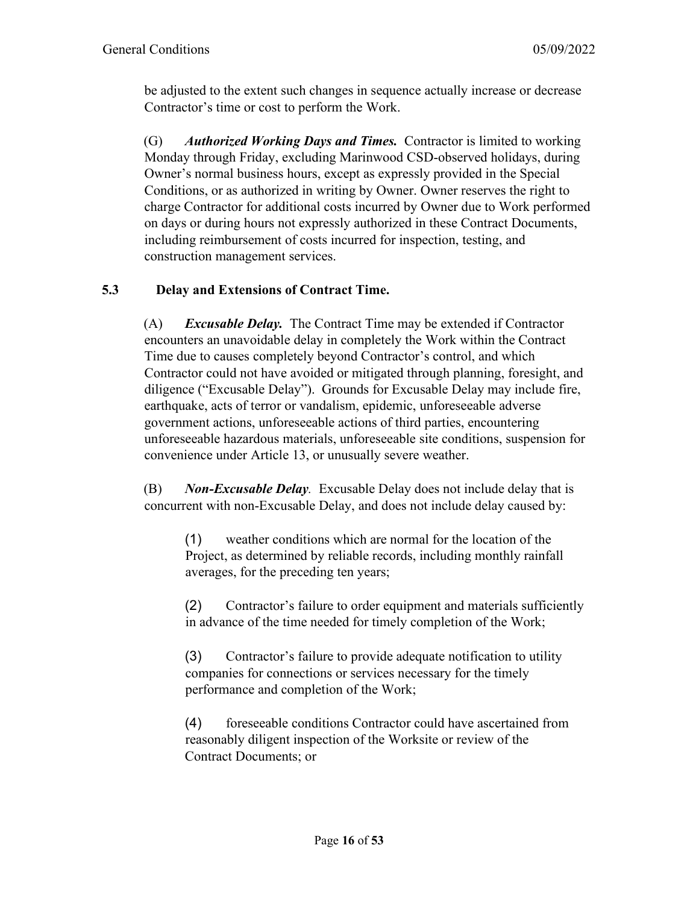be adjusted to the extent such changes in sequence actually increase or decrease Contractor's time or cost to perform the Work.

(G) ***Authorized Working Days and Times.*** Contractor is limited to working Monday through Friday, excluding Marinwood CSD-observed holidays, during Owner's normal business hours, except as expressly provided in the Special Conditions, or as authorized in writing by Owner. Owner reserves the right to charge Contractor for additional costs incurred by Owner due to Work performed on days or during hours not expressly authorized in these Contract Documents, including reimbursement of costs incurred for inspection, testing, and construction management services.

### 5.3 Delay and Extensions of Contract Time.

(A) ***Excusable Delay.*** The Contract Time may be extended if Contractor encounters an unavoidable delay in completely the Work within the Contract Time due to causes completely beyond Contractor's control, and which Contractor could not have avoided or mitigated through planning, foresight, and diligence ("Excusable Delay"). Grounds for Excusable Delay may include fire, earthquake, acts of terror or vandalism, epidemic, unforeseeable adverse government actions, unforeseeable actions of third parties, encountering unforeseeable hazardous materials, unforeseeable site conditions, suspension for convenience under Article 13, or unusually severe weather.

(B) ***Non-Excusable Delay**.* Excusable Delay does not include delay that is concurrent with non-Excusable Delay, and does not include delay caused by:

(1) weather conditions which are normal for the location of the Project, as determined by reliable records, including monthly rainfall averages, for the preceding ten years;

(2) Contractor's failure to order equipment and materials sufficiently in advance of the time needed for timely completion of the Work;

(3) Contractor's failure to provide adequate notification to utility companies for connections or services necessary for the timely performance and completion of the Work;

(4) foreseeable conditions Contractor could have ascertained from reasonably diligent inspection of the Worksite or review of the Contract Documents; or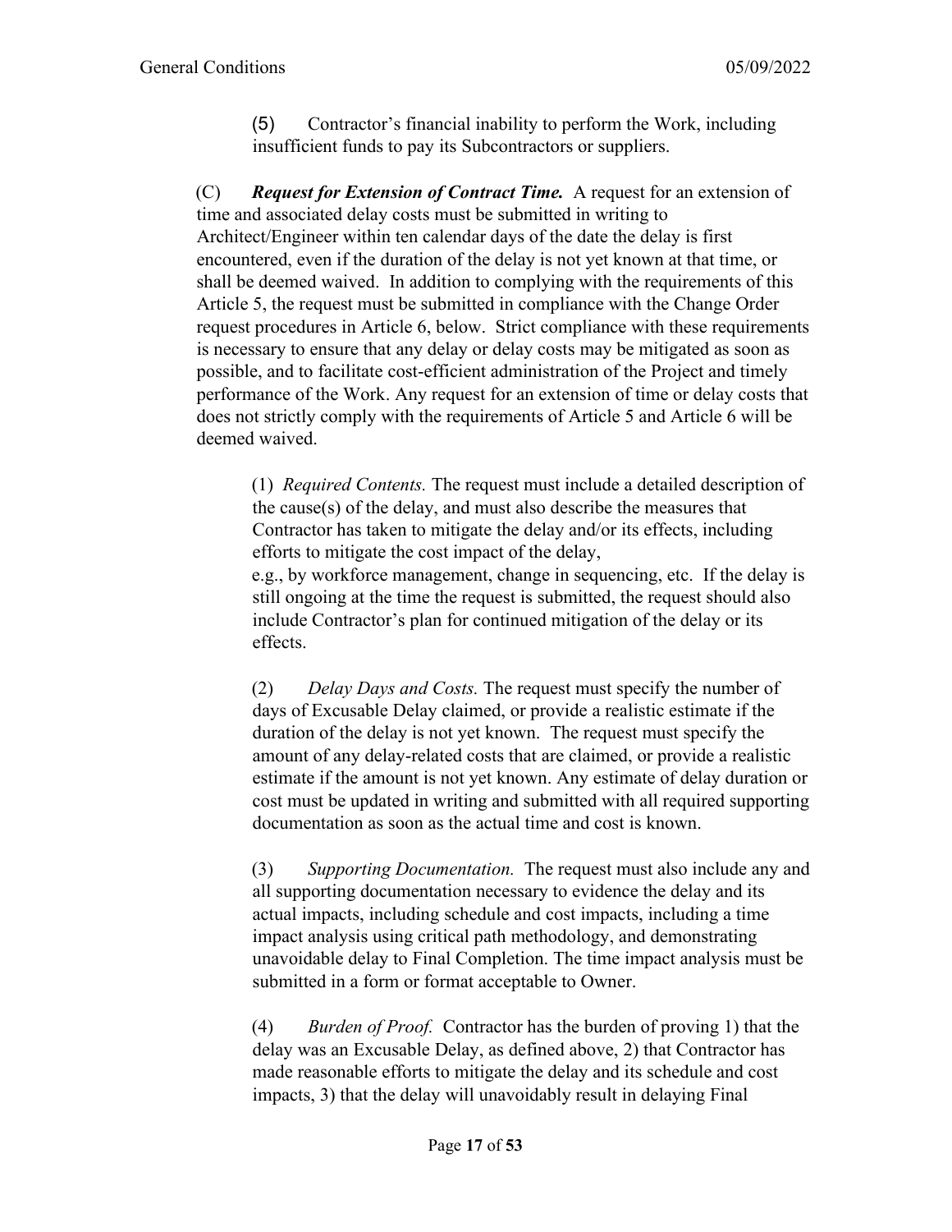(5) Contractor's financial inability to perform the Work, including insufficient funds to pay its Subcontractors or suppliers.

(C) ***Request for Extension of Contract Time.*** A request for an extension of time and associated delay costs must be submitted in writing to Architect/Engineer within ten calendar days of the date the delay is first encountered, even if the duration of the delay is not yet known at that time, or shall be deemed waived. In addition to complying with the requirements of this Article 5, the request must be submitted in compliance with the Change Order request procedures in Article 6, below. Strict compliance with these requirements is necessary to ensure that any delay or delay costs may be mitigated as soon as possible, and to facilitate cost-efficient administration of the Project and timely performance of the Work. Any request for an extension of time or delay costs that does not strictly comply with the requirements of Article 5 and Article 6 will be deemed waived.

(1) *Required Contents.* The request must include a detailed description of the cause(s) of the delay, and must also describe the measures that Contractor has taken to mitigate the delay and/or its effects, including efforts to mitigate the cost impact of the delay, e.g., by workforce management, change in sequencing, etc. If the delay is still ongoing at the time the request is submitted, the request should also include Contractor's plan for continued mitigation of the delay or its effects.

(2) *Delay Days and Costs.* The request must specify the number of days of Excusable Delay claimed, or provide a realistic estimate if the duration of the delay is not yet known. The request must specify the amount of any delay-related costs that are claimed, or provide a realistic estimate if the amount is not yet known. Any estimate of delay duration or cost must be updated in writing and submitted with all required supporting documentation as soon as the actual time and cost is known.

(3) *Supporting Documentation.* The request must also include any and all supporting documentation necessary to evidence the delay and its actual impacts, including schedule and cost impacts, including a time impact analysis using critical path methodology, and demonstrating unavoidable delay to Final Completion. The time impact analysis must be submitted in a form or format acceptable to Owner.

(4) *Burden of Proof.* Contractor has the burden of proving 1) that the delay was an Excusable Delay, as defined above, 2) that Contractor has made reasonable efforts to mitigate the delay and its schedule and cost impacts, 3) that the delay will unavoidably result in delaying Final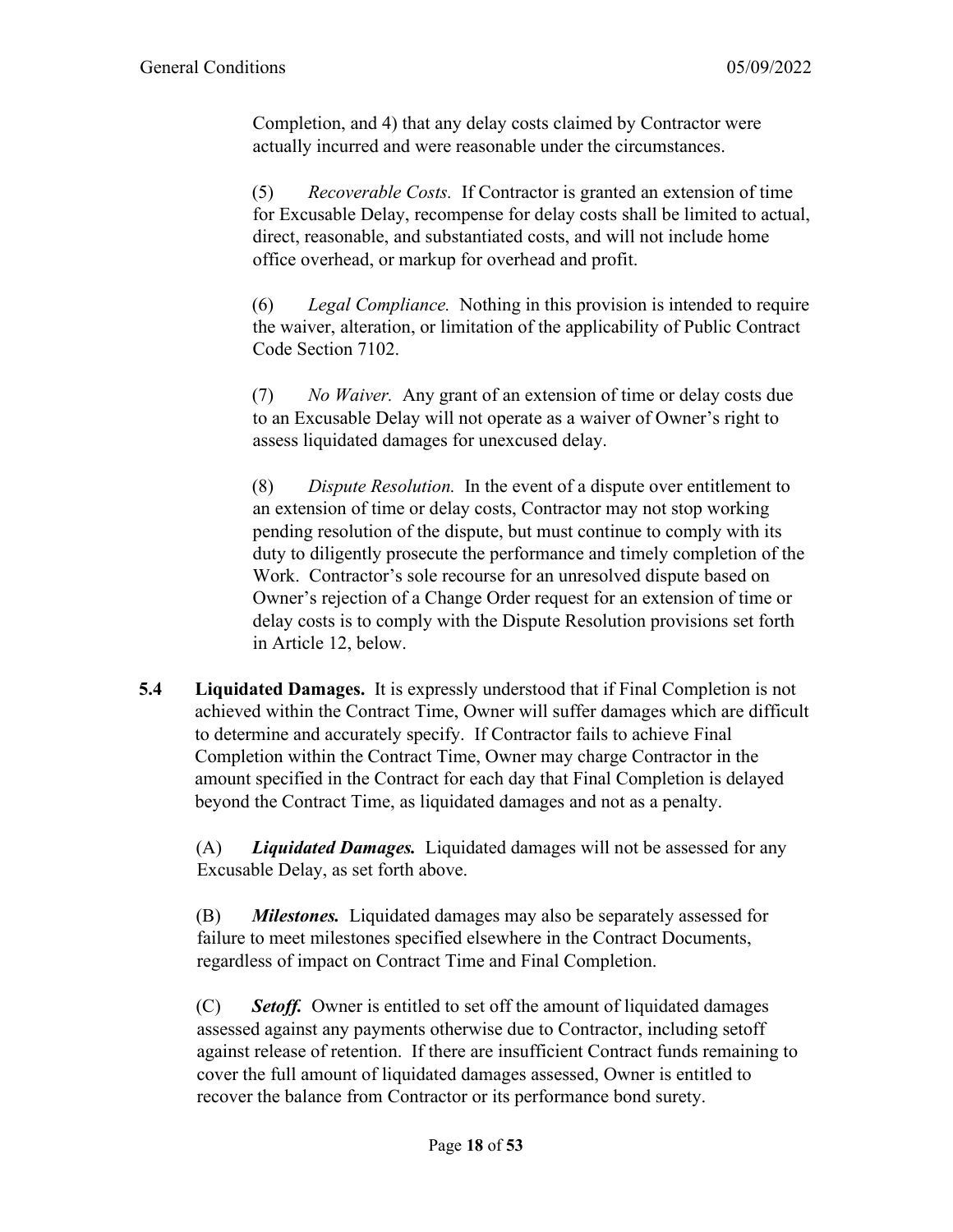Completion, and 4) that any delay costs claimed by Contractor were actually incurred and were reasonable under the circumstances.

(5) *Recoverable Costs.* If Contractor is granted an extension of time for Excusable Delay, recompense for delay costs shall be limited to actual, direct, reasonable, and substantiated costs, and will not include home office overhead, or markup for overhead and profit.

(6) *Legal Compliance.* Nothing in this provision is intended to require the waiver, alteration, or limitation of the applicability of Public Contract Code Section 7102.

(7) *No Waiver.* Any grant of an extension of time or delay costs due to an Excusable Delay will not operate as a waiver of Owner's right to assess liquidated damages for unexcused delay.

(8) *Dispute Resolution.* In the event of a dispute over entitlement to an extension of time or delay costs, Contractor may not stop working pending resolution of the dispute, but must continue to comply with its duty to diligently prosecute the performance and timely completion of the Work. Contractor's sole recourse for an unresolved dispute based on Owner's rejection of a Change Order request for an extension of time or delay costs is to comply with the Dispute Resolution provisions set forth in Article 12, below.

**5.4 Liquidated Damages.** It is expressly understood that if Final Completion is not achieved within the Contract Time, Owner will suffer damages which are difficult to determine and accurately specify. If Contractor fails to achieve Final Completion within the Contract Time, Owner may charge Contractor in the amount specified in the Contract for each day that Final Completion is delayed beyond the Contract Time, as liquidated damages and not as a penalty.

(A) ***Liquidated Damages.*** Liquidated damages will not be assessed for any Excusable Delay, as set forth above.

(B) ***Milestones.*** Liquidated damages may also be separately assessed for failure to meet milestones specified elsewhere in the Contract Documents, regardless of impact on Contract Time and Final Completion.

(C) ***Setoff.*** Owner is entitled to set off the amount of liquidated damages assessed against any payments otherwise due to Contractor, including setoff against release of retention. If there are insufficient Contract funds remaining to cover the full amount of liquidated damages assessed, Owner is entitled to recover the balance from Contractor or its performance bond surety.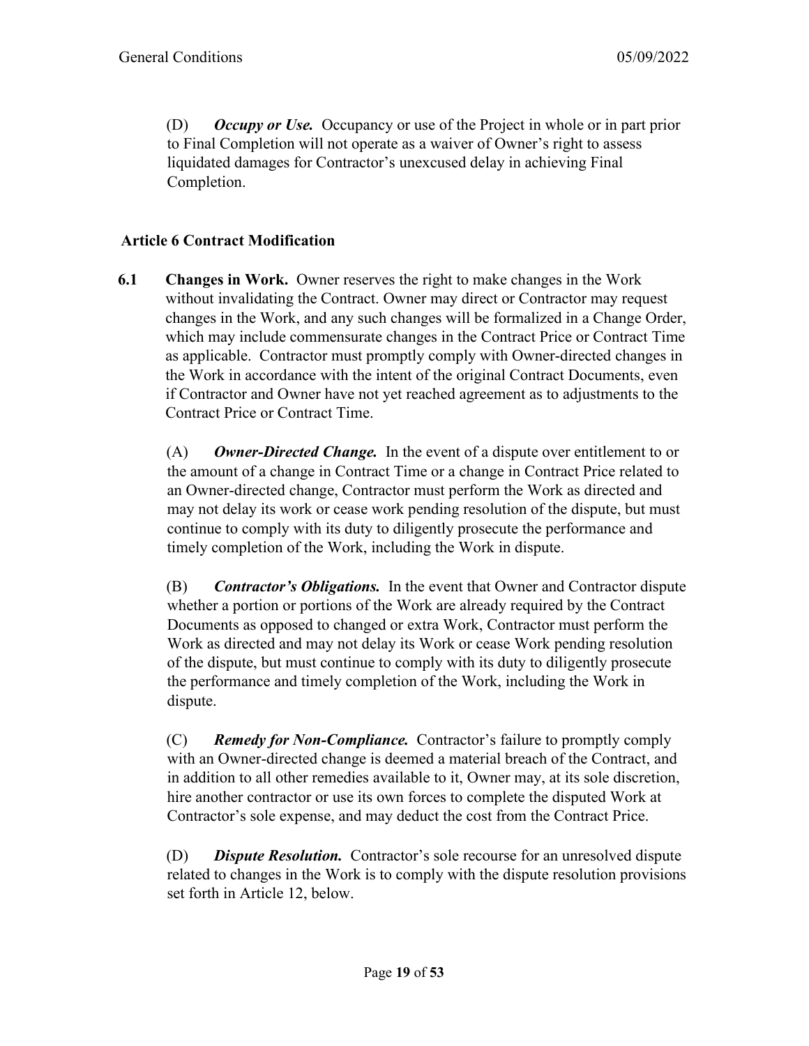(D) ***Occupy or Use.*** Occupancy or use of the Project in whole or in part prior to Final Completion will not operate as a waiver of Owner's right to assess liquidated damages for Contractor's unexcused delay in achieving Final Completion.

## Article 6 Contract Modification

**6.1 Changes in Work.** Owner reserves the right to make changes in the Work without invalidating the Contract. Owner may direct or Contractor may request changes in the Work, and any such changes will be formalized in a Change Order, which may include commensurate changes in the Contract Price or Contract Time as applicable. Contractor must promptly comply with Owner-directed changes in the Work in accordance with the intent of the original Contract Documents, even if Contractor and Owner have not yet reached agreement as to adjustments to the Contract Price or Contract Time.

(A) ***Owner-Directed Change.*** In the event of a dispute over entitlement to or the amount of a change in Contract Time or a change in Contract Price related to an Owner-directed change, Contractor must perform the Work as directed and may not delay its work or cease work pending resolution of the dispute, but must continue to comply with its duty to diligently prosecute the performance and timely completion of the Work, including the Work in dispute.

(B) ***Contractor's Obligations.*** In the event that Owner and Contractor dispute whether a portion or portions of the Work are already required by the Contract Documents as opposed to changed or extra Work, Contractor must perform the Work as directed and may not delay its Work or cease Work pending resolution of the dispute, but must continue to comply with its duty to diligently prosecute the performance and timely completion of the Work, including the Work in dispute.

(C) ***Remedy for Non-Compliance.*** Contractor's failure to promptly comply with an Owner-directed change is deemed a material breach of the Contract, and in addition to all other remedies available to it, Owner may, at its sole discretion, hire another contractor or use its own forces to complete the disputed Work at Contractor's sole expense, and may deduct the cost from the Contract Price.

(D) ***Dispute Resolution.*** Contractor's sole recourse for an unresolved dispute related to changes in the Work is to comply with the dispute resolution provisions set forth in Article 12, below.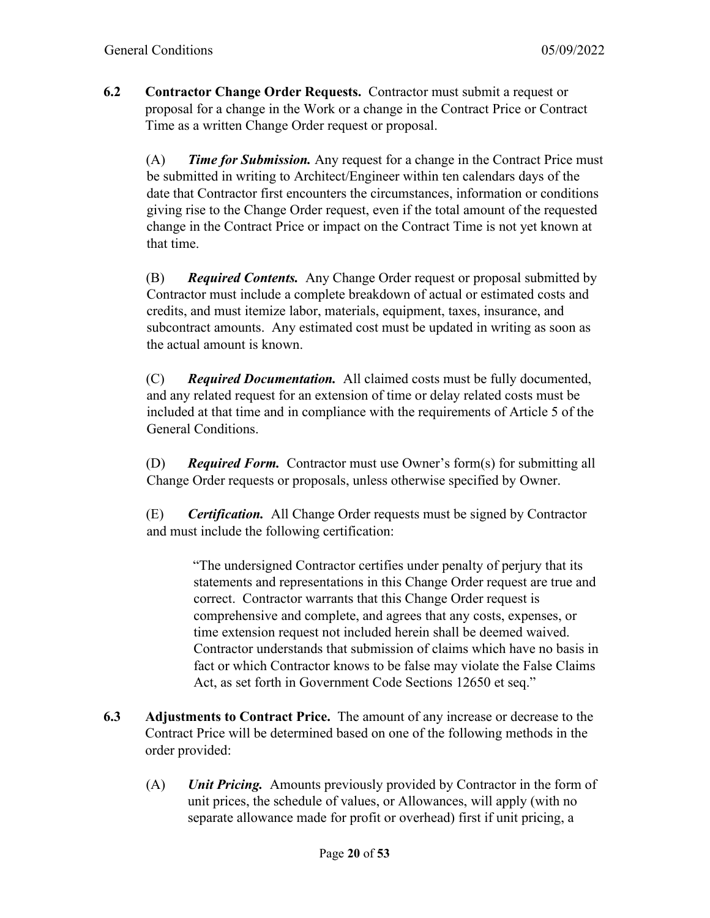**6.2 Contractor Change Order Requests.** Contractor must submit a request or proposal for a change in the Work or a change in the Contract Price or Contract Time as a written Change Order request or proposal.

(A) ***Time for Submission.*** Any request for a change in the Contract Price must be submitted in writing to Architect/Engineer within ten calendars days of the date that Contractor first encounters the circumstances, information or conditions giving rise to the Change Order request, even if the total amount of the requested change in the Contract Price or impact on the Contract Time is not yet known at that time.

(B) ***Required Contents.*** Any Change Order request or proposal submitted by Contractor must include a complete breakdown of actual or estimated costs and credits, and must itemize labor, materials, equipment, taxes, insurance, and subcontract amounts. Any estimated cost must be updated in writing as soon as the actual amount is known.

(C) ***Required Documentation.*** All claimed costs must be fully documented, and any related request for an extension of time or delay related costs must be included at that time and in compliance with the requirements of Article 5 of the General Conditions.

(D) ***Required Form.*** Contractor must use Owner's form(s) for submitting all Change Order requests or proposals, unless otherwise specified by Owner.

(E) ***Certification.*** All Change Order requests must be signed by Contractor and must include the following certification:

> "The undersigned Contractor certifies under penalty of perjury that its statements and representations in this Change Order request are true and correct. Contractor warrants that this Change Order request is comprehensive and complete, and agrees that any costs, expenses, or time extension request not included herein shall be deemed waived. Contractor understands that submission of claims which have no basis in fact or which Contractor knows to be false may violate the False Claims Act, as set forth in Government Code Sections 12650 et seq."

**6.3 Adjustments to Contract Price.** The amount of any increase or decrease to the Contract Price will be determined based on one of the following methods in the order provided:

(A) ***Unit Pricing.*** Amounts previously provided by Contractor in the form of unit prices, the schedule of values, or Allowances, will apply (with no separate allowance made for profit or overhead) first if unit pricing, a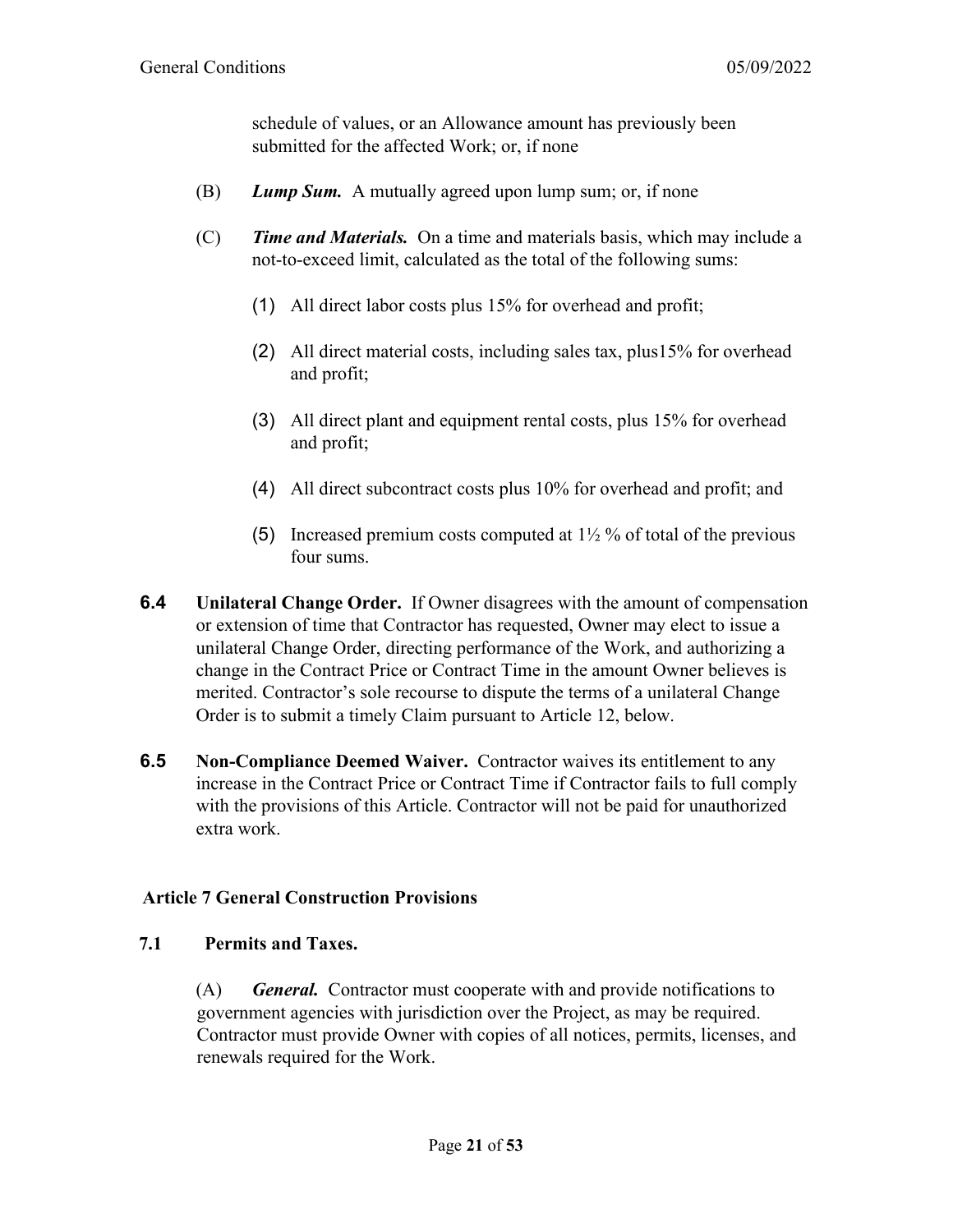schedule of values, or an Allowance amount has previously been submitted for the affected Work; or, if none

(B) ***Lump Sum.*** A mutually agreed upon lump sum; or, if none

(C) ***Time and Materials.*** On a time and materials basis, which may include a not-to-exceed limit, calculated as the total of the following sums:

(1) All direct labor costs plus 15% for overhead and profit;

(2) All direct material costs, including sales tax, plus15% for overhead and profit;

(3) All direct plant and equipment rental costs, plus 15% for overhead and profit;

(4) All direct subcontract costs plus 10% for overhead and profit; and

(5) Increased premium costs computed at 1½ % of total of the previous four sums.

**6.4 Unilateral Change Order.** If Owner disagrees with the amount of compensation or extension of time that Contractor has requested, Owner may elect to issue a unilateral Change Order, directing performance of the Work, and authorizing a change in the Contract Price or Contract Time in the amount Owner believes is merited. Contractor's sole recourse to dispute the terms of a unilateral Change Order is to submit a timely Claim pursuant to Article 12, below.

**6.5 Non-Compliance Deemed Waiver.** Contractor waives its entitlement to any increase in the Contract Price or Contract Time if Contractor fails to full comply with the provisions of this Article. Contractor will not be paid for unauthorized extra work.

## Article 7 General Construction Provisions

### 7.1 Permits and Taxes.

(A) ***General.*** Contractor must cooperate with and provide notifications to government agencies with jurisdiction over the Project, as may be required. Contractor must provide Owner with copies of all notices, permits, licenses, and renewals required for the Work.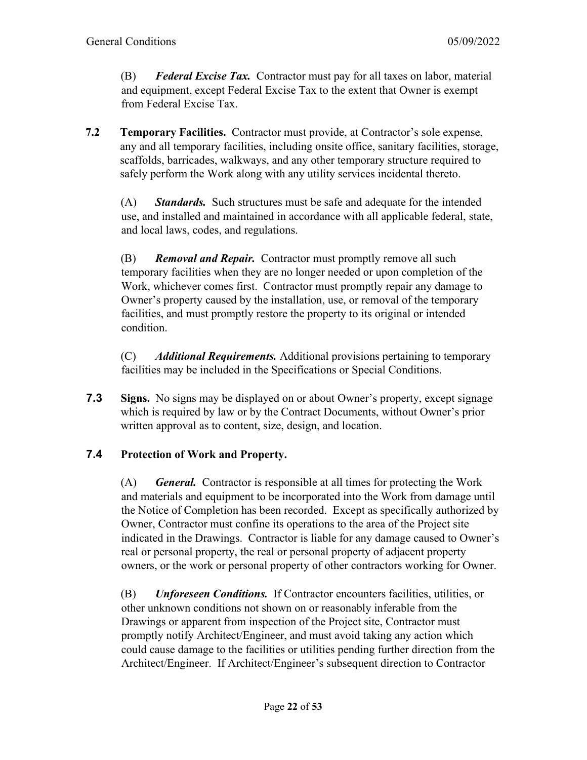(B) ***Federal Excise Tax.*** Contractor must pay for all taxes on labor, material and equipment, except Federal Excise Tax to the extent that Owner is exempt from Federal Excise Tax.

**7.2 Temporary Facilities.** Contractor must provide, at Contractor's sole expense, any and all temporary facilities, including onsite office, sanitary facilities, storage, scaffolds, barricades, walkways, and any other temporary structure required to safely perform the Work along with any utility services incidental thereto.

(A) ***Standards.*** Such structures must be safe and adequate for the intended use, and installed and maintained in accordance with all applicable federal, state, and local laws, codes, and regulations.

(B) ***Removal and Repair.*** Contractor must promptly remove all such temporary facilities when they are no longer needed or upon completion of the Work, whichever comes first. Contractor must promptly repair any damage to Owner's property caused by the installation, use, or removal of the temporary facilities, and must promptly restore the property to its original or intended condition.

(C) ***Additional Requirements.*** Additional provisions pertaining to temporary facilities may be included in the Specifications or Special Conditions.

**7.3 Signs.** No signs may be displayed on or about Owner's property, except signage which is required by law or by the Contract Documents, without Owner's prior written approval as to content, size, design, and location.

**7.4 Protection of Work and Property.**

(A) ***General.*** Contractor is responsible at all times for protecting the Work and materials and equipment to be incorporated into the Work from damage until the Notice of Completion has been recorded. Except as specifically authorized by Owner, Contractor must confine its operations to the area of the Project site indicated in the Drawings. Contractor is liable for any damage caused to Owner's real or personal property, the real or personal property of adjacent property owners, or the work or personal property of other contractors working for Owner.

(B) ***Unforeseen Conditions.*** If Contractor encounters facilities, utilities, or other unknown conditions not shown on or reasonably inferable from the Drawings or apparent from inspection of the Project site, Contractor must promptly notify Architect/Engineer, and must avoid taking any action which could cause damage to the facilities or utilities pending further direction from the Architect/Engineer. If Architect/Engineer's subsequent direction to Contractor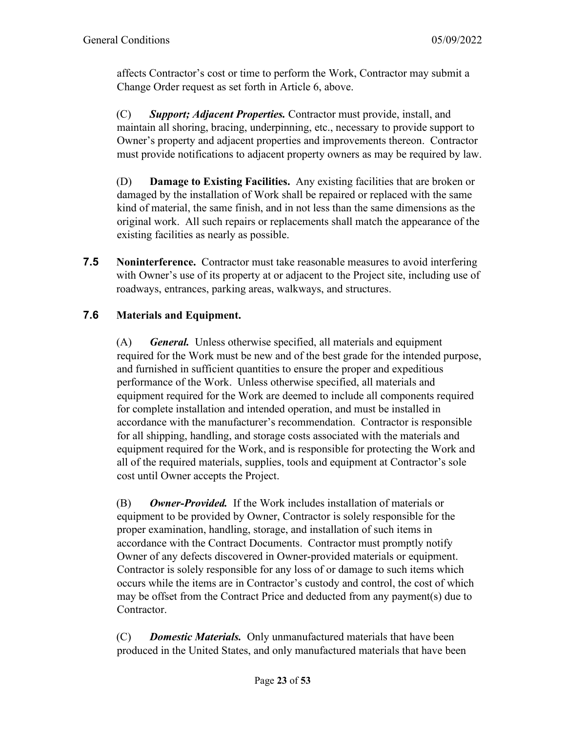affects Contractor’s cost or time to perform the Work, Contractor may submit a Change Order request as set forth in Article 6, above.

(C) ***Support; Adjacent Properties.*** Contractor must provide, install, and maintain all shoring, bracing, underpinning, etc., necessary to provide support to Owner’s property and adjacent properties and improvements thereon. Contractor must provide notifications to adjacent property owners as may be required by law.

(D) **Damage to Existing Facilities.** Any existing facilities that are broken or damaged by the installation of Work shall be repaired or replaced with the same kind of material, the same finish, and in not less than the same dimensions as the original work. All such repairs or replacements shall match the appearance of the existing facilities as nearly as possible.

**7.5 Noninterference.** Contractor must take reasonable measures to avoid interfering with Owner’s use of its property at or adjacent to the Project site, including use of roadways, entrances, parking areas, walkways, and structures.

### 7.6 Materials and Equipment.

(A) ***General.*** Unless otherwise specified, all materials and equipment required for the Work must be new and of the best grade for the intended purpose, and furnished in sufficient quantities to ensure the proper and expeditious performance of the Work. Unless otherwise specified, all materials and equipment required for the Work are deemed to include all components required for complete installation and intended operation, and must be installed in accordance with the manufacturer’s recommendation. Contractor is responsible for all shipping, handling, and storage costs associated with the materials and equipment required for the Work, and is responsible for protecting the Work and all of the required materials, supplies, tools and equipment at Contractor’s sole cost until Owner accepts the Project.

(B) ***Owner-Provided.*** If the Work includes installation of materials or equipment to be provided by Owner, Contractor is solely responsible for the proper examination, handling, storage, and installation of such items in accordance with the Contract Documents. Contractor must promptly notify Owner of any defects discovered in Owner-provided materials or equipment. Contractor is solely responsible for any loss of or damage to such items which occurs while the items are in Contractor’s custody and control, the cost of which may be offset from the Contract Price and deducted from any payment(s) due to Contractor.

(C) ***Domestic Materials.*** Only unmanufactured materials that have been produced in the United States, and only manufactured materials that have been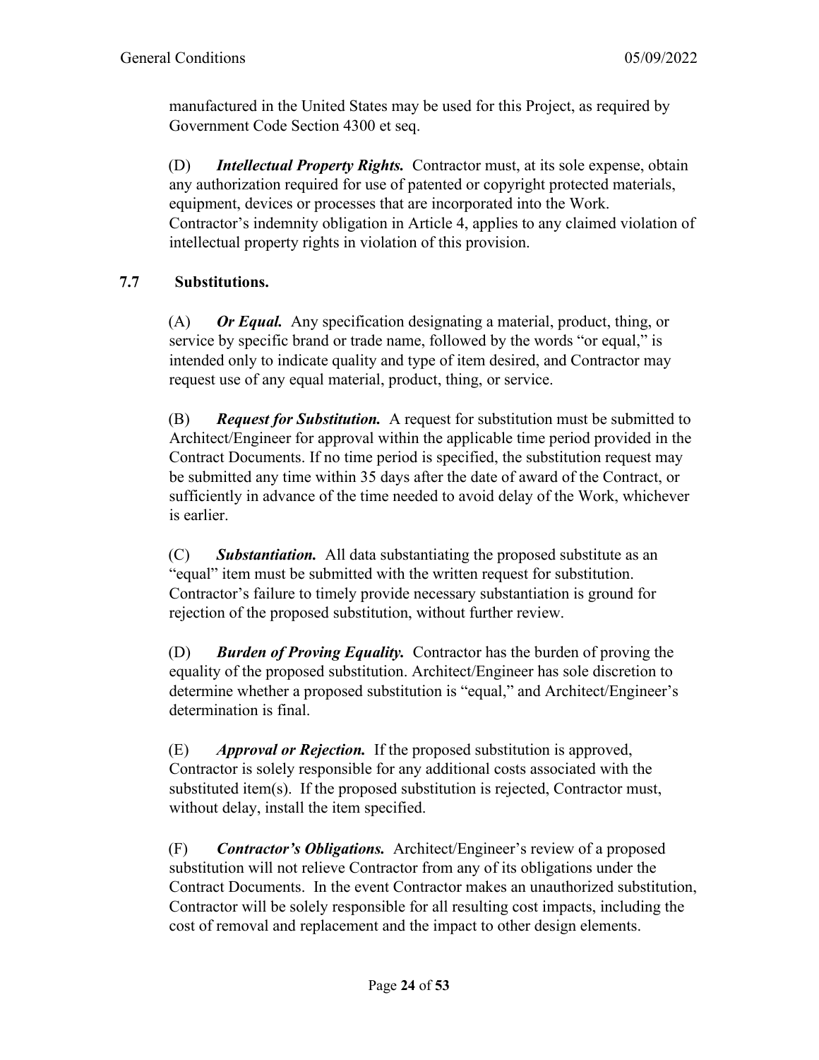manufactured in the United States may be used for this Project, as required by Government Code Section 4300 et seq.

(D) ***Intellectual Property Rights.*** Contractor must, at its sole expense, obtain any authorization required for use of patented or copyright protected materials, equipment, devices or processes that are incorporated into the Work. Contractor's indemnity obligation in Article 4, applies to any claimed violation of intellectual property rights in violation of this provision.

### 7.7 Substitutions.

(A) ***Or Equal.*** Any specification designating a material, product, thing, or service by specific brand or trade name, followed by the words "or equal," is intended only to indicate quality and type of item desired, and Contractor may request use of any equal material, product, thing, or service.

(B) ***Request for Substitution.*** A request for substitution must be submitted to Architect/Engineer for approval within the applicable time period provided in the Contract Documents. If no time period is specified, the substitution request may be submitted any time within 35 days after the date of award of the Contract, or sufficiently in advance of the time needed to avoid delay of the Work, whichever is earlier.

(C) ***Substantiation.*** All data substantiating the proposed substitute as an "equal" item must be submitted with the written request for substitution. Contractor's failure to timely provide necessary substantiation is ground for rejection of the proposed substitution, without further review.

(D) ***Burden of Proving Equality.*** Contractor has the burden of proving the equality of the proposed substitution. Architect/Engineer has sole discretion to determine whether a proposed substitution is "equal," and Architect/Engineer's determination is final.

(E) ***Approval or Rejection.*** If the proposed substitution is approved, Contractor is solely responsible for any additional costs associated with the substituted item(s). If the proposed substitution is rejected, Contractor must, without delay, install the item specified.

(F) ***Contractor's Obligations.*** Architect/Engineer's review of a proposed substitution will not relieve Contractor from any of its obligations under the Contract Documents. In the event Contractor makes an unauthorized substitution, Contractor will be solely responsible for all resulting cost impacts, including the cost of removal and replacement and the impact to other design elements.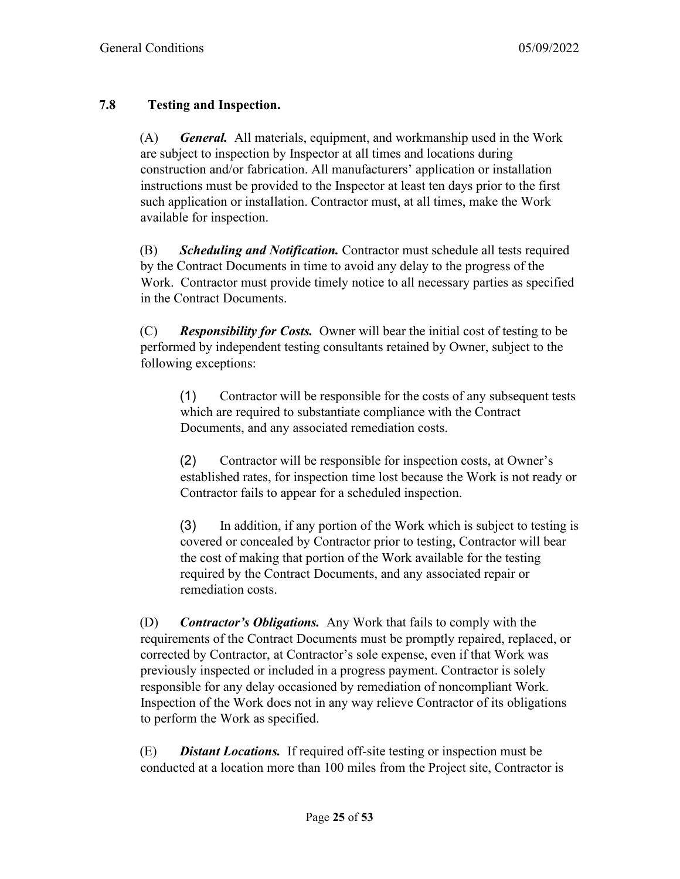## 7.8 Testing and Inspection.

(A) ***General.*** All materials, equipment, and workmanship used in the Work are subject to inspection by Inspector at all times and locations during construction and/or fabrication. All manufacturers' application or installation instructions must be provided to the Inspector at least ten days prior to the first such application or installation. Contractor must, at all times, make the Work available for inspection.

(B) ***Scheduling and Notification.*** Contractor must schedule all tests required by the Contract Documents in time to avoid any delay to the progress of the Work. Contractor must provide timely notice to all necessary parties as specified in the Contract Documents.

(C) ***Responsibility for Costs.*** Owner will bear the initial cost of testing to be performed by independent testing consultants retained by Owner, subject to the following exceptions:

(1) Contractor will be responsible for the costs of any subsequent tests which are required to substantiate compliance with the Contract Documents, and any associated remediation costs.

(2) Contractor will be responsible for inspection costs, at Owner's established rates, for inspection time lost because the Work is not ready or Contractor fails to appear for a scheduled inspection.

(3) In addition, if any portion of the Work which is subject to testing is covered or concealed by Contractor prior to testing, Contractor will bear the cost of making that portion of the Work available for the testing required by the Contract Documents, and any associated repair or remediation costs.

(D) ***Contractor's Obligations.*** Any Work that fails to comply with the requirements of the Contract Documents must be promptly repaired, replaced, or corrected by Contractor, at Contractor's sole expense, even if that Work was previously inspected or included in a progress payment. Contractor is solely responsible for any delay occasioned by remediation of noncompliant Work. Inspection of the Work does not in any way relieve Contractor of its obligations to perform the Work as specified.

(E) ***Distant Locations.*** If required off-site testing or inspection must be conducted at a location more than 100 miles from the Project site, Contractor is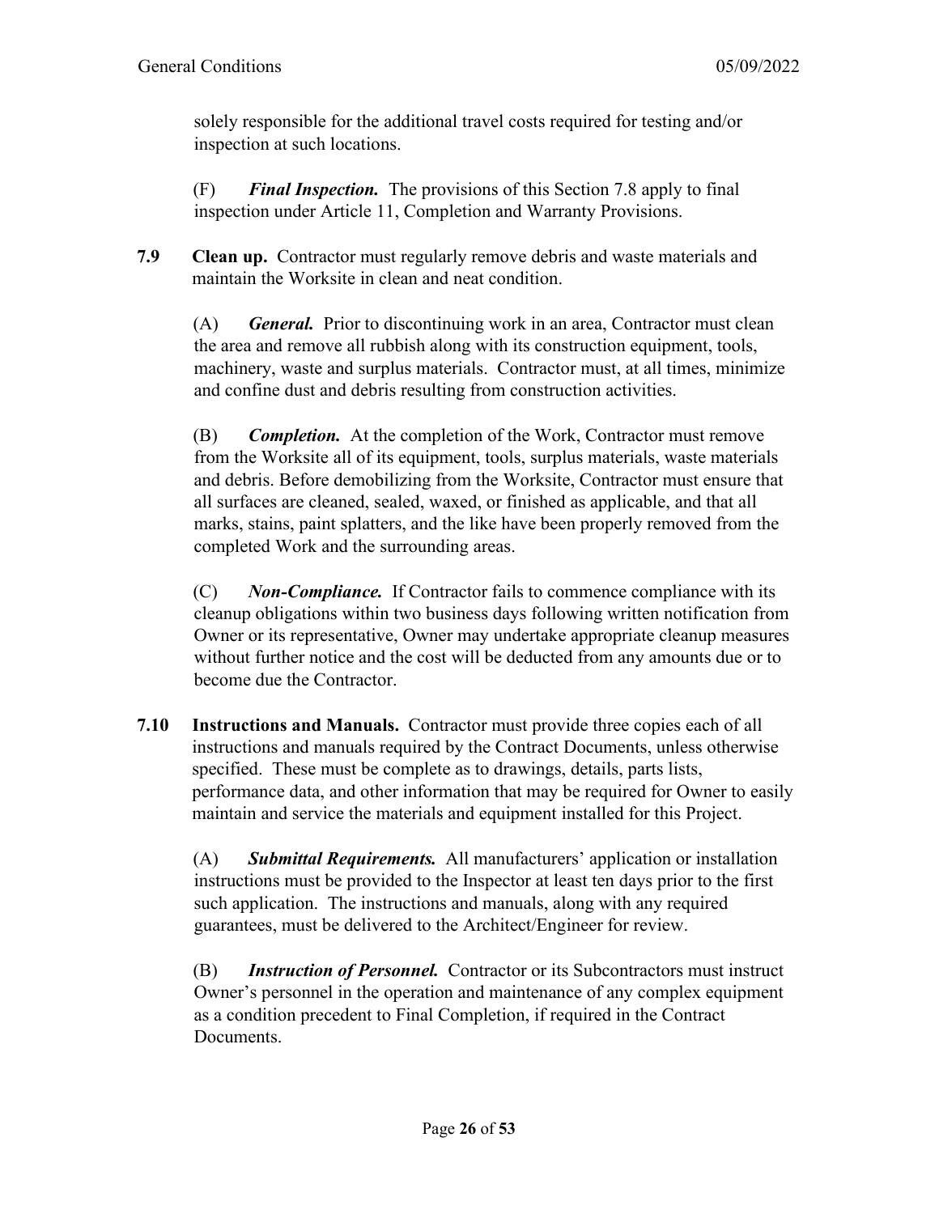solely responsible for the additional travel costs required for testing and/or inspection at such locations.

(F) ***Final Inspection.*** The provisions of this Section 7.8 apply to final inspection under Article 11, Completion and Warranty Provisions.

**7.9 Clean up.** Contractor must regularly remove debris and waste materials and maintain the Worksite in clean and neat condition.

(A) ***General.*** Prior to discontinuing work in an area, Contractor must clean the area and remove all rubbish along with its construction equipment, tools, machinery, waste and surplus materials. Contractor must, at all times, minimize and confine dust and debris resulting from construction activities.

(B) ***Completion.*** At the completion of the Work, Contractor must remove from the Worksite all of its equipment, tools, surplus materials, waste materials and debris. Before demobilizing from the Worksite, Contractor must ensure that all surfaces are cleaned, sealed, waxed, or finished as applicable, and that all marks, stains, paint splatters, and the like have been properly removed from the completed Work and the surrounding areas.

(C) ***Non-Compliance.*** If Contractor fails to commence compliance with its cleanup obligations within two business days following written notification from Owner or its representative, Owner may undertake appropriate cleanup measures without further notice and the cost will be deducted from any amounts due or to become due the Contractor.

**7.10 Instructions and Manuals.** Contractor must provide three copies each of all instructions and manuals required by the Contract Documents, unless otherwise specified. These must be complete as to drawings, details, parts lists, performance data, and other information that may be required for Owner to easily maintain and service the materials and equipment installed for this Project.

(A) ***Submittal Requirements.*** All manufacturers' application or installation instructions must be provided to the Inspector at least ten days prior to the first such application. The instructions and manuals, along with any required guarantees, must be delivered to the Architect/Engineer for review.

(B) ***Instruction of Personnel.*** Contractor or its Subcontractors must instruct Owner's personnel in the operation and maintenance of any complex equipment as a condition precedent to Final Completion, if required in the Contract Documents.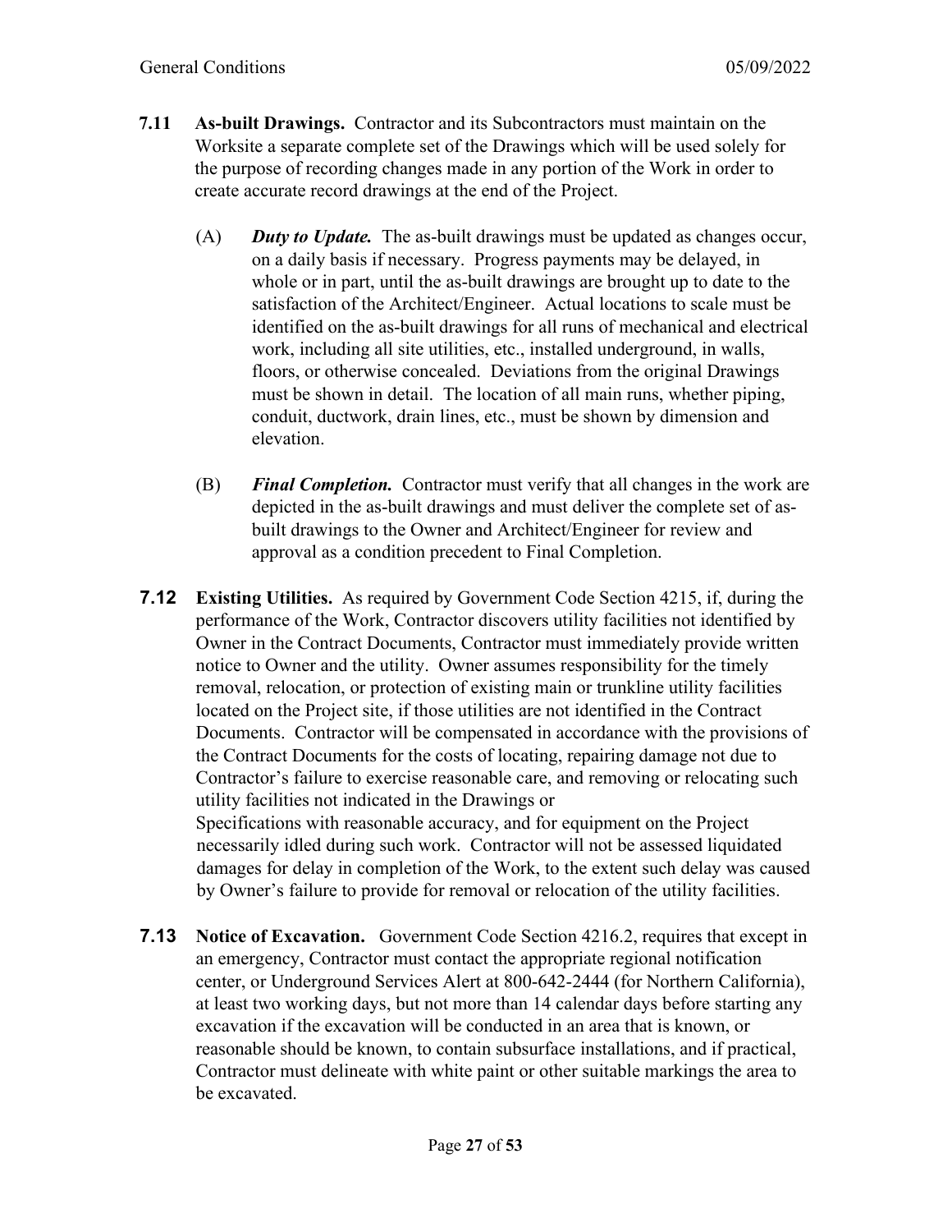**7.11** **As-built Drawings.** Contractor and its Subcontractors must maintain on the Worksite a separate complete set of the Drawings which will be used solely for the purpose of recording changes made in any portion of the Work in order to create accurate record drawings at the end of the Project.

(A) ***Duty to Update.*** The as-built drawings must be updated as changes occur, on a daily basis if necessary. Progress payments may be delayed, in whole or in part, until the as-built drawings are brought up to date to the satisfaction of the Architect/Engineer. Actual locations to scale must be identified on the as-built drawings for all runs of mechanical and electrical work, including all site utilities, etc., installed underground, in walls, floors, or otherwise concealed. Deviations from the original Drawings must be shown in detail. The location of all main runs, whether piping, conduit, ductwork, drain lines, etc., must be shown by dimension and elevation.

(B) ***Final Completion.*** Contractor must verify that all changes in the work are depicted in the as-built drawings and must deliver the complete set of as-built drawings to the Owner and Architect/Engineer for review and approval as a condition precedent to Final Completion.

**7.12** **Existing Utilities.** As required by Government Code Section 4215, if, during the performance of the Work, Contractor discovers utility facilities not identified by Owner in the Contract Documents, Contractor must immediately provide written notice to Owner and the utility. Owner assumes responsibility for the timely removal, relocation, or protection of existing main or trunkline utility facilities located on the Project site, if those utilities are not identified in the Contract Documents. Contractor will be compensated in accordance with the provisions of the Contract Documents for the costs of locating, repairing damage not due to Contractor's failure to exercise reasonable care, and removing or relocating such utility facilities not indicated in the Drawings or Specifications with reasonable accuracy, and for equipment on the Project necessarily idled during such work. Contractor will not be assessed liquidated damages for delay in completion of the Work, to the extent such delay was caused by Owner's failure to provide for removal or relocation of the utility facilities.

**7.13** **Notice of Excavation.** Government Code Section 4216.2, requires that except in an emergency, Contractor must contact the appropriate regional notification center, or Underground Services Alert at 800-642-2444 (for Northern California), at least two working days, but not more than 14 calendar days before starting any excavation if the excavation will be conducted in an area that is known, or reasonable should be known, to contain subsurface installations, and if practical, Contractor must delineate with white paint or other suitable markings the area to be excavated.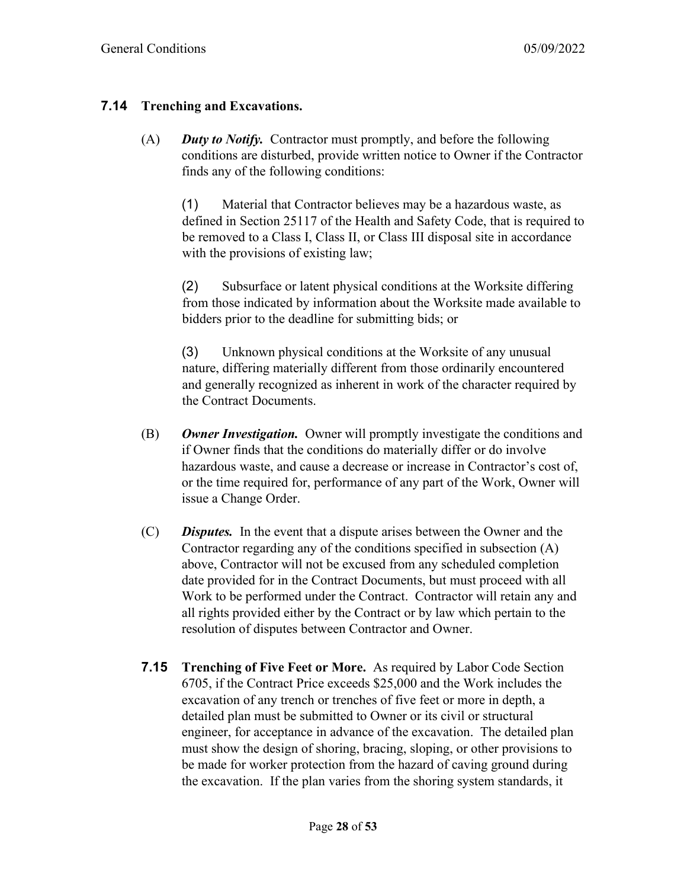## 7.14 Trenching and Excavations.

(A) ***Duty to Notify.*** Contractor must promptly, and before the following conditions are disturbed, provide written notice to Owner if the Contractor finds any of the following conditions:

(1) Material that Contractor believes may be a hazardous waste, as defined in Section 25117 of the Health and Safety Code, that is required to be removed to a Class I, Class II, or Class III disposal site in accordance with the provisions of existing law;

(2) Subsurface or latent physical conditions at the Worksite differing from those indicated by information about the Worksite made available to bidders prior to the deadline for submitting bids; or

(3) Unknown physical conditions at the Worksite of any unusual nature, differing materially different from those ordinarily encountered and generally recognized as inherent in work of the character required by the Contract Documents.

(B) ***Owner Investigation.*** Owner will promptly investigate the conditions and if Owner finds that the conditions do materially differ or do involve hazardous waste, and cause a decrease or increase in Contractor's cost of, or the time required for, performance of any part of the Work, Owner will issue a Change Order.

(C) ***Disputes.*** In the event that a dispute arises between the Owner and the Contractor regarding any of the conditions specified in subsection (A) above, Contractor will not be excused from any scheduled completion date provided for in the Contract Documents, but must proceed with all Work to be performed under the Contract. Contractor will retain any and all rights provided either by the Contract or by law which pertain to the resolution of disputes between Contractor and Owner.

**7.15 Trenching of Five Feet or More.** As required by Labor Code Section 6705, if the Contract Price exceeds $25,000 and the Work includes the excavation of any trench or trenches of five feet or more in depth, a detailed plan must be submitted to Owner or its civil or structural engineer, for acceptance in advance of the excavation. The detailed plan must show the design of shoring, bracing, sloping, or other provisions to be made for worker protection from the hazard of caving ground during the excavation. If the plan varies from the shoring system standards, it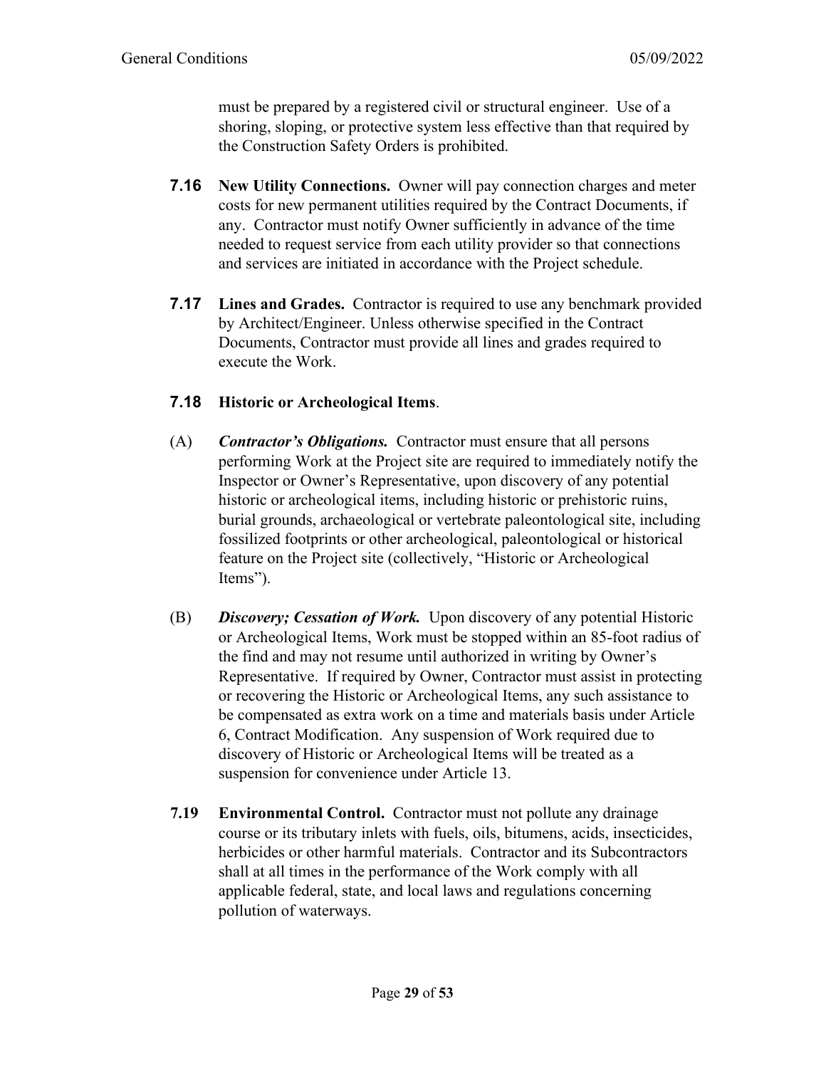must be prepared by a registered civil or structural engineer. Use of a shoring, sloping, or protective system less effective than that required by the Construction Safety Orders is prohibited.

**7.16 New Utility Connections.** Owner will pay connection charges and meter costs for new permanent utilities required by the Contract Documents, if any. Contractor must notify Owner sufficiently in advance of the time needed to request service from each utility provider so that connections and services are initiated in accordance with the Project schedule.

**7.17 Lines and Grades.** Contractor is required to use any benchmark provided by Architect/Engineer. Unless otherwise specified in the Contract Documents, Contractor must provide all lines and grades required to execute the Work.

**7.18 Historic or Archeological Items**.

(A) ***Contractor's Obligations.*** Contractor must ensure that all persons performing Work at the Project site are required to immediately notify the Inspector or Owner's Representative, upon discovery of any potential historic or archeological items, including historic or prehistoric ruins, burial grounds, archaeological or vertebrate paleontological site, including fossilized footprints or other archeological, paleontological or historical feature on the Project site (collectively, "Historic or Archeological Items").

(B) ***Discovery; Cessation of Work.*** Upon discovery of any potential Historic or Archeological Items, Work must be stopped within an 85-foot radius of the find and may not resume until authorized in writing by Owner's Representative. If required by Owner, Contractor must assist in protecting or recovering the Historic or Archeological Items, any such assistance to be compensated as extra work on a time and materials basis under Article 6, Contract Modification. Any suspension of Work required due to discovery of Historic or Archeological Items will be treated as a suspension for convenience under Article 13.

**7.19 Environmental Control.** Contractor must not pollute any drainage course or its tributary inlets with fuels, oils, bitumens, acids, insecticides, herbicides or other harmful materials. Contractor and its Subcontractors shall at all times in the performance of the Work comply with all applicable federal, state, and local laws and regulations concerning pollution of waterways.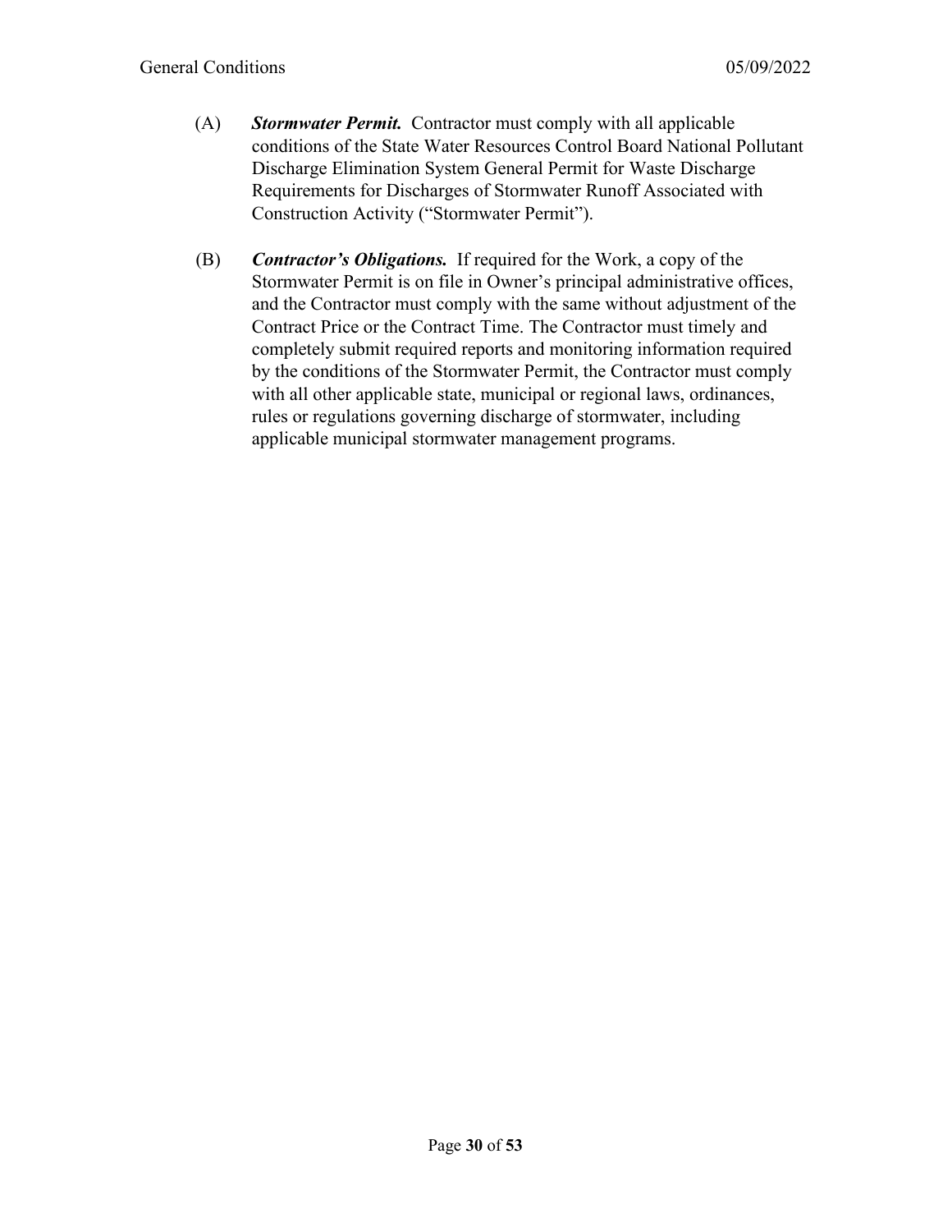(A) ***Stormwater Permit.*** Contractor must comply with all applicable conditions of the State Water Resources Control Board National Pollutant Discharge Elimination System General Permit for Waste Discharge Requirements for Discharges of Stormwater Runoff Associated with Construction Activity ("Stormwater Permit").

(B) ***Contractor's Obligations.*** If required for the Work, a copy of the Stormwater Permit is on file in Owner's principal administrative offices, and the Contractor must comply with the same without adjustment of the Contract Price or the Contract Time. The Contractor must timely and completely submit required reports and monitoring information required by the conditions of the Stormwater Permit, the Contractor must comply with all other applicable state, municipal or regional laws, ordinances, rules or regulations governing discharge of stormwater, including applicable municipal stormwater management programs.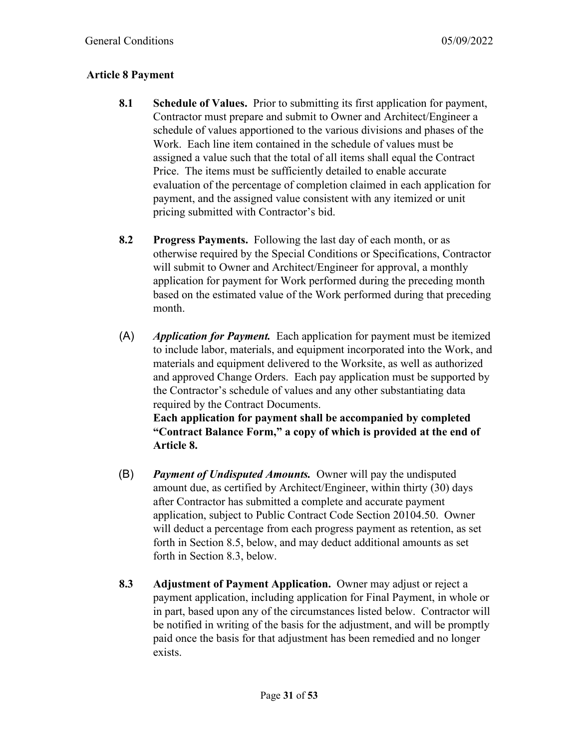## Article 8 Payment

**8.1 Schedule of Values.** Prior to submitting its first application for payment, Contractor must prepare and submit to Owner and Architect/Engineer a schedule of values apportioned to the various divisions and phases of the Work. Each line item contained in the schedule of values must be assigned a value such that the total of all items shall equal the Contract Price. The items must be sufficiently detailed to enable accurate evaluation of the percentage of completion claimed in each application for payment, and the assigned value consistent with any itemized or unit pricing submitted with Contractor's bid.

**8.2 Progress Payments.** Following the last day of each month, or as otherwise required by the Special Conditions or Specifications, Contractor will submit to Owner and Architect/Engineer for approval, a monthly application for payment for Work performed during the preceding month based on the estimated value of the Work performed during that preceding month.

(A) ***Application for Payment.*** Each application for payment must be itemized to include labor, materials, and equipment incorporated into the Work, and materials and equipment delivered to the Worksite, as well as authorized and approved Change Orders. Each pay application must be supported by the Contractor's schedule of values and any other substantiating data required by the Contract Documents.
**Each application for payment shall be accompanied by completed "Contract Balance Form," a copy of which is provided at the end of Article 8.**

(B) ***Payment of Undisputed Amounts.*** Owner will pay the undisputed amount due, as certified by Architect/Engineer, within thirty (30) days after Contractor has submitted a complete and accurate payment application, subject to Public Contract Code Section 20104.50. Owner will deduct a percentage from each progress payment as retention, as set forth in Section 8.5, below, and may deduct additional amounts as set forth in Section 8.3, below.

**8.3 Adjustment of Payment Application.** Owner may adjust or reject a payment application, including application for Final Payment, in whole or in part, based upon any of the circumstances listed below. Contractor will be notified in writing of the basis for the adjustment, and will be promptly paid once the basis for that adjustment has been remedied and no longer exists.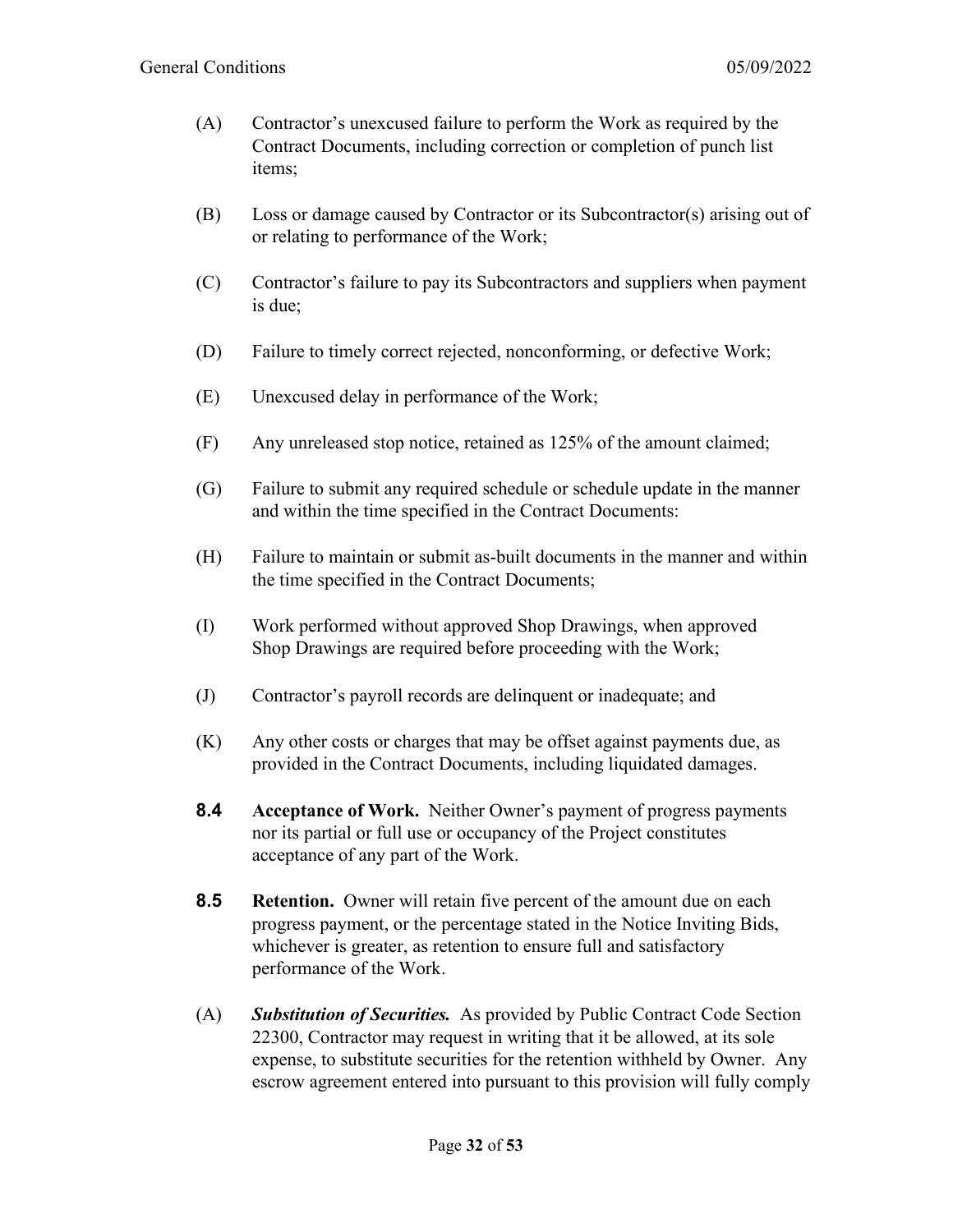(A) Contractor's unexcused failure to perform the Work as required by the Contract Documents, including correction or completion of punch list items;

(B) Loss or damage caused by Contractor or its Subcontractor(s) arising out of or relating to performance of the Work;

(C) Contractor's failure to pay its Subcontractors and suppliers when payment is due;

(D) Failure to timely correct rejected, nonconforming, or defective Work;

(E) Unexcused delay in performance of the Work;

(F) Any unreleased stop notice, retained as 125% of the amount claimed;

(G) Failure to submit any required schedule or schedule update in the manner and within the time specified in the Contract Documents:

(H) Failure to maintain or submit as-built documents in the manner and within the time specified in the Contract Documents;

(I) Work performed without approved Shop Drawings, when approved Shop Drawings are required before proceeding with the Work;

(J) Contractor's payroll records are delinquent or inadequate; and

(K) Any other costs or charges that may be offset against payments due, as provided in the Contract Documents, including liquidated damages.

**8.4** **Acceptance of Work.** Neither Owner's payment of progress payments nor its partial or full use or occupancy of the Project constitutes acceptance of any part of the Work.

**8.5** **Retention.** Owner will retain five percent of the amount due on each progress payment, or the percentage stated in the Notice Inviting Bids, whichever is greater, as retention to ensure full and satisfactory performance of the Work.

(A) ***Substitution of Securities.*** As provided by Public Contract Code Section 22300, Contractor may request in writing that it be allowed, at its sole expense, to substitute securities for the retention withheld by Owner. Any escrow agreement entered into pursuant to this provision will fully comply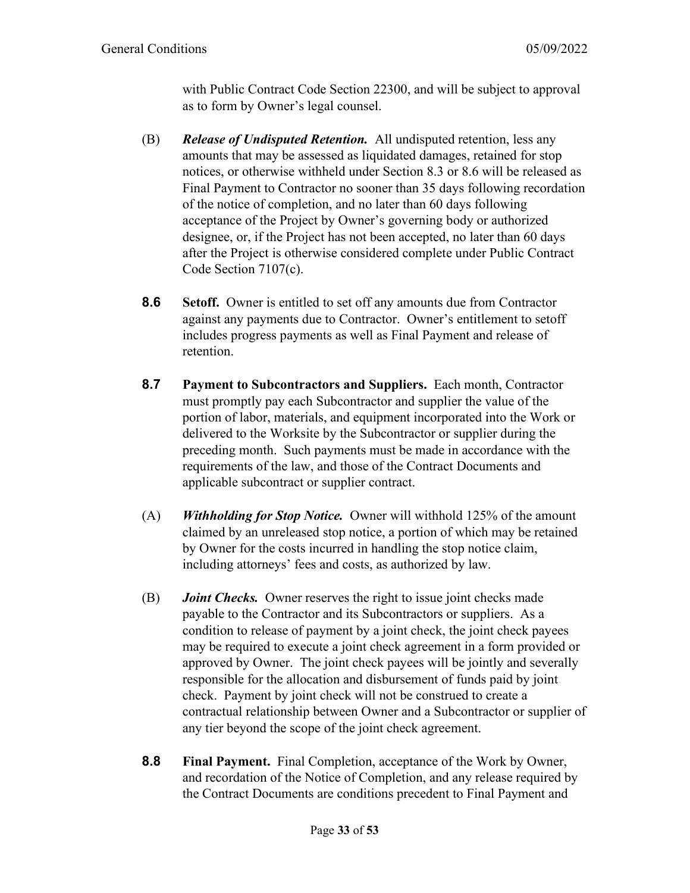with Public Contract Code Section 22300, and will be subject to approval as to form by Owner's legal counsel.

(B) ***Release of Undisputed Retention.*** All undisputed retention, less any amounts that may be assessed as liquidated damages, retained for stop notices, or otherwise withheld under Section 8.3 or 8.6 will be released as Final Payment to Contractor no sooner than 35 days following recordation of the notice of completion, and no later than 60 days following acceptance of the Project by Owner's governing body or authorized designee, or, if the Project has not been accepted, no later than 60 days after the Project is otherwise considered complete under Public Contract Code Section 7107(c).

**8.6** **Setoff.** Owner is entitled to set off any amounts due from Contractor against any payments due to Contractor. Owner's entitlement to setoff includes progress payments as well as Final Payment and release of retention.

**8.7** **Payment to Subcontractors and Suppliers.** Each month, Contractor must promptly pay each Subcontractor and supplier the value of the portion of labor, materials, and equipment incorporated into the Work or delivered to the Worksite by the Subcontractor or supplier during the preceding month. Such payments must be made in accordance with the requirements of the law, and those of the Contract Documents and applicable subcontract or supplier contract.

(A) ***Withholding for Stop Notice.*** Owner will withhold 125% of the amount claimed by an unreleased stop notice, a portion of which may be retained by Owner for the costs incurred in handling the stop notice claim, including attorneys' fees and costs, as authorized by law.

(B) ***Joint Checks.*** Owner reserves the right to issue joint checks made payable to the Contractor and its Subcontractors or suppliers. As a condition to release of payment by a joint check, the joint check payees may be required to execute a joint check agreement in a form provided or approved by Owner. The joint check payees will be jointly and severally responsible for the allocation and disbursement of funds paid by joint check. Payment by joint check will not be construed to create a contractual relationship between Owner and a Subcontractor or supplier of any tier beyond the scope of the joint check agreement.

**8.8** **Final Payment.** Final Completion, acceptance of the Work by Owner, and recordation of the Notice of Completion, and any release required by the Contract Documents are conditions precedent to Final Payment and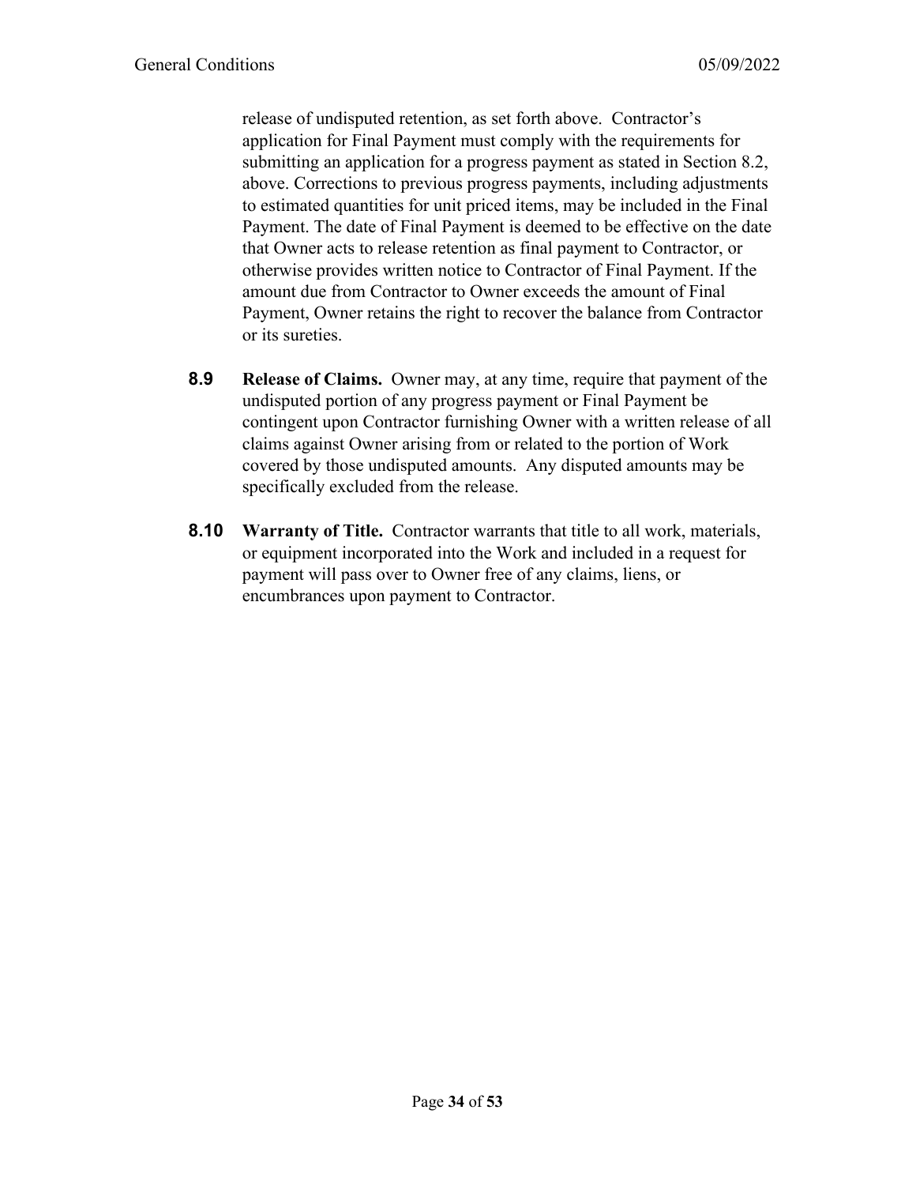release of undisputed retention, as set forth above. Contractor's application for Final Payment must comply with the requirements for submitting an application for a progress payment as stated in Section 8.2, above. Corrections to previous progress payments, including adjustments to estimated quantities for unit priced items, may be included in the Final Payment. The date of Final Payment is deemed to be effective on the date that Owner acts to release retention as final payment to Contractor, or otherwise provides written notice to Contractor of Final Payment. If the amount due from Contractor to Owner exceeds the amount of Final Payment, Owner retains the right to recover the balance from Contractor or its sureties.

**8.9** **Release of Claims.** Owner may, at any time, require that payment of the undisputed portion of any progress payment or Final Payment be contingent upon Contractor furnishing Owner with a written release of all claims against Owner arising from or related to the portion of Work covered by those undisputed amounts. Any disputed amounts may be specifically excluded from the release.

**8.10** **Warranty of Title.** Contractor warrants that title to all work, materials, or equipment incorporated into the Work and included in a request for payment will pass over to Owner free of any claims, liens, or encumbrances upon payment to Contractor.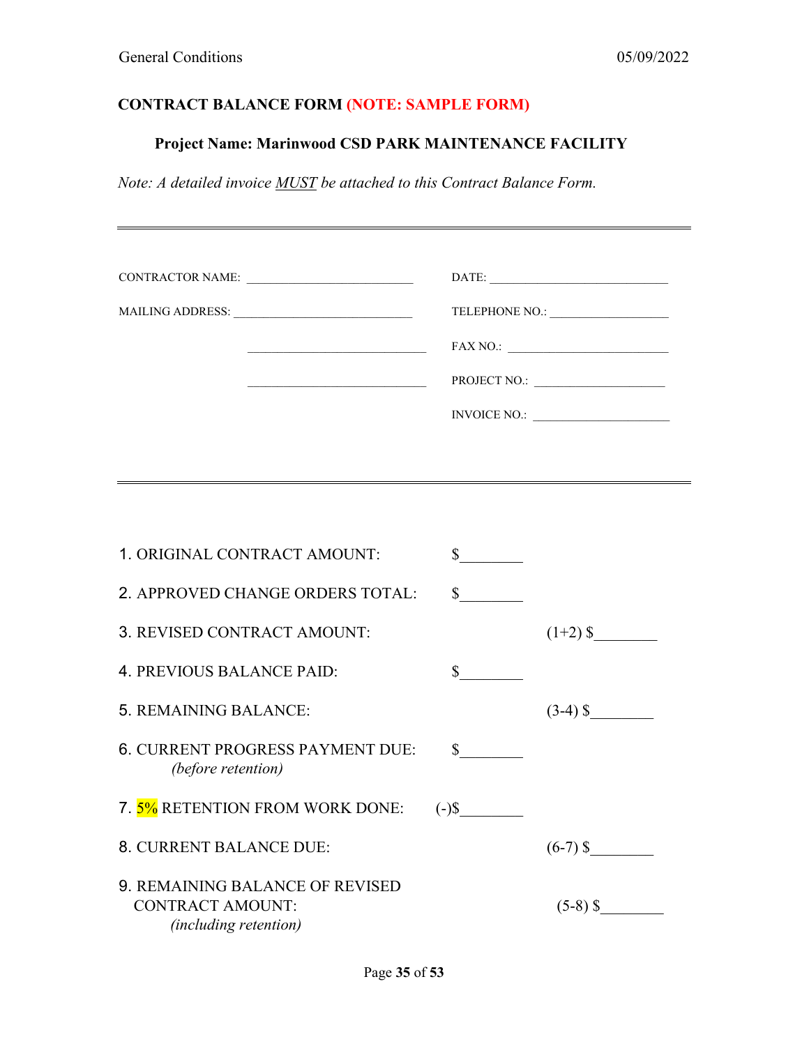**CONTRACT BALANCE FORM (NOTE: SAMPLE FORM)**

**Project Name: Marinwood CSD PARK MAINTENANCE FACILITY**

*Note: A detailed invoice MUST be attached to this Contract Balance Form.*

---

CONTRACTOR NAME: ___________________________ DATE: _____________________________

MAILING ADDRESS: _____________________________ TELEPHONE NO.: ___________________

_____________________________ FAX NO.: ___________________________

_____________________________ PROJECT NO.: _____________________

INVOICE NO.: ______________________

---

1. ORIGINAL CONTRACT AMOUNT: $________
2. APPROVED CHANGE ORDERS TOTAL: $________
3. REVISED CONTRACT AMOUNT: (1+2) $________
4. PREVIOUS BALANCE PAID: $________
5. REMAINING BALANCE: (3-4) $________
6. CURRENT PROGRESS PAYMENT DUE: $________
   *(before retention)*
7. 5% RETENTION FROM WORK DONE: (-)$________
8. CURRENT BALANCE DUE: (6-7) $________
9. REMAINING BALANCE OF REVISED CONTRACT AMOUNT: (5-8) $________
   *(including retention)*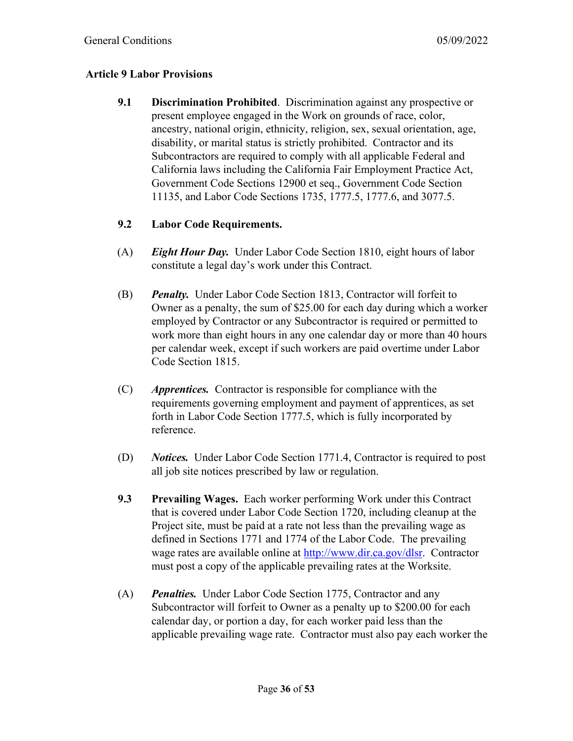## Article 9 Labor Provisions

**9.1 Discrimination Prohibited**. Discrimination against any prospective or present employee engaged in the Work on grounds of race, color, ancestry, national origin, ethnicity, religion, sex, sexual orientation, age, disability, or marital status is strictly prohibited. Contractor and its Subcontractors are required to comply with all applicable Federal and California laws including the California Fair Employment Practice Act, Government Code Sections 12900 et seq., Government Code Section 11135, and Labor Code Sections 1735, 1777.5, 1777.6, and 3077.5.

**9.2 Labor Code Requirements.**

(A) ***Eight Hour Day.*** Under Labor Code Section 1810, eight hours of labor constitute a legal day's work under this Contract.

(B) ***Penalty.*** Under Labor Code Section 1813, Contractor will forfeit to Owner as a penalty, the sum of $25.00 for each day during which a worker employed by Contractor or any Subcontractor is required or permitted to work more than eight hours in any one calendar day or more than 40 hours per calendar week, except if such workers are paid overtime under Labor Code Section 1815.

(C) ***Apprentices.*** Contractor is responsible for compliance with the requirements governing employment and payment of apprentices, as set forth in Labor Code Section 1777.5, which is fully incorporated by reference.

(D) ***Notices.*** Under Labor Code Section 1771.4, Contractor is required to post all job site notices prescribed by law or regulation.

**9.3 Prevailing Wages.** Each worker performing Work under this Contract that is covered under Labor Code Section 1720, including cleanup at the Project site, must be paid at a rate not less than the prevailing wage as defined in Sections 1771 and 1774 of the Labor Code. The prevailing wage rates are available online at [http://www.dir.ca.gov/dlsr](http://www.dir.ca.gov/dlsr). Contractor must post a copy of the applicable prevailing rates at the Worksite.

(A) ***Penalties.*** Under Labor Code Section 1775, Contractor and any Subcontractor will forfeit to Owner as a penalty up to $200.00 for each calendar day, or portion a day, for each worker paid less than the applicable prevailing wage rate. Contractor must also pay each worker the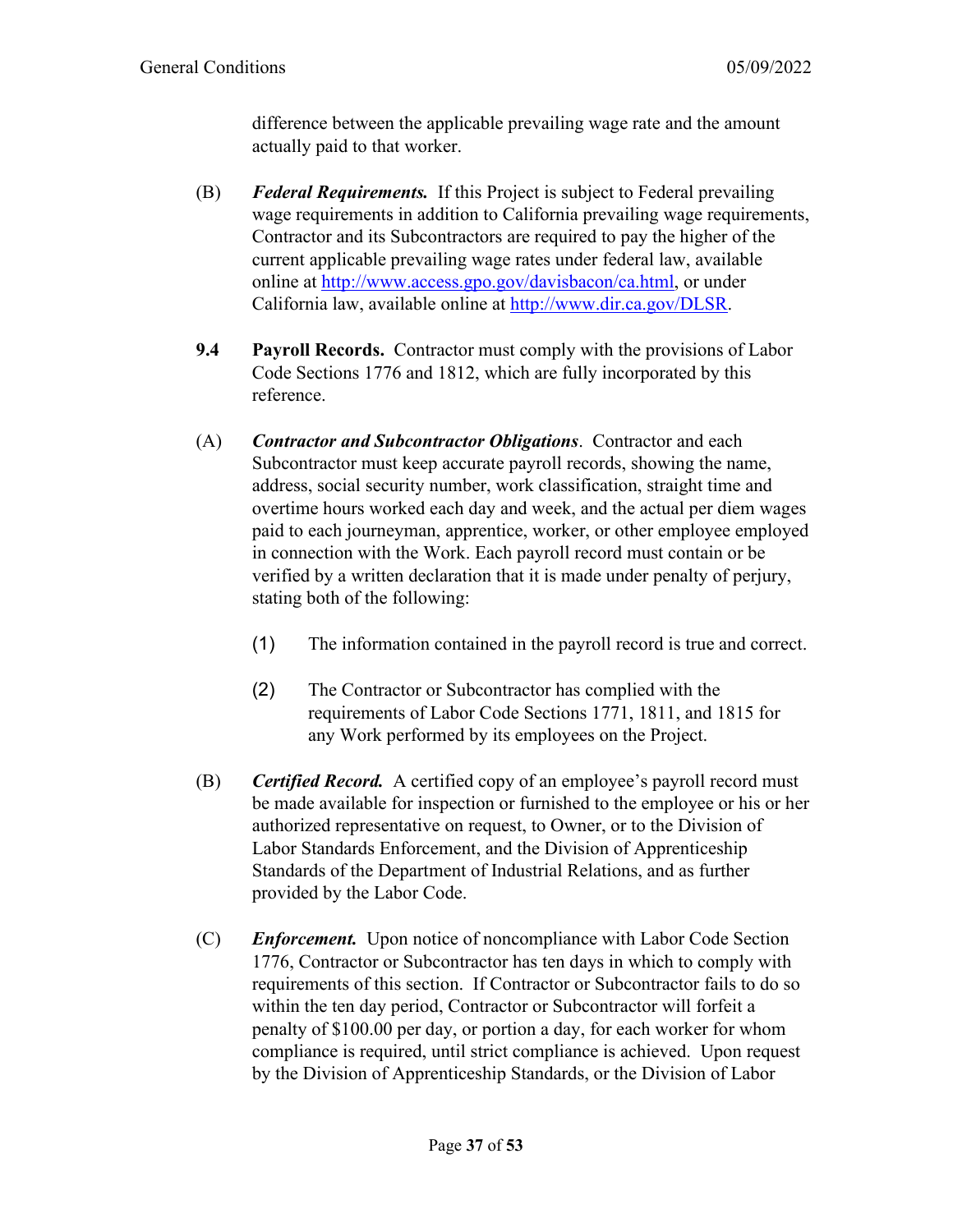difference between the applicable prevailing wage rate and the amount actually paid to that worker.

(B) ***Federal Requirements.*** If this Project is subject to Federal prevailing wage requirements in addition to California prevailing wage requirements, Contractor and its Subcontractors are required to pay the higher of the current applicable prevailing wage rates under federal law, available online at [http://www.access.gpo.gov/davisbacon/ca.html](http://www.access.gpo.gov/davisbacon/ca.html), or under California law, available online at [http://www.dir.ca.gov/DLSR](http://www.dir.ca.gov/DLSR).

**9.4 Payroll Records.** Contractor must comply with the provisions of Labor Code Sections 1776 and 1812, which are fully incorporated by this reference.

(A) ***Contractor and Subcontractor Obligations***. Contractor and each Subcontractor must keep accurate payroll records, showing the name, address, social security number, work classification, straight time and overtime hours worked each day and week, and the actual per diem wages paid to each journeyman, apprentice, worker, or other employee employed in connection with the Work. Each payroll record must contain or be verified by a written declaration that it is made under penalty of perjury, stating both of the following:

(1) The information contained in the payroll record is true and correct.

(2) The Contractor or Subcontractor has complied with the requirements of Labor Code Sections 1771, 1811, and 1815 for any Work performed by its employees on the Project.

(B) ***Certified Record.*** A certified copy of an employee's payroll record must be made available for inspection or furnished to the employee or his or her authorized representative on request, to Owner, or to the Division of Labor Standards Enforcement, and the Division of Apprenticeship Standards of the Department of Industrial Relations, and as further provided by the Labor Code.

(C) ***Enforcement.*** Upon notice of noncompliance with Labor Code Section 1776, Contractor or Subcontractor has ten days in which to comply with requirements of this section. If Contractor or Subcontractor fails to do so within the ten day period, Contractor or Subcontractor will forfeit a penalty of $100.00 per day, or portion a day, for each worker for whom compliance is required, until strict compliance is achieved. Upon request by the Division of Apprenticeship Standards, or the Division of Labor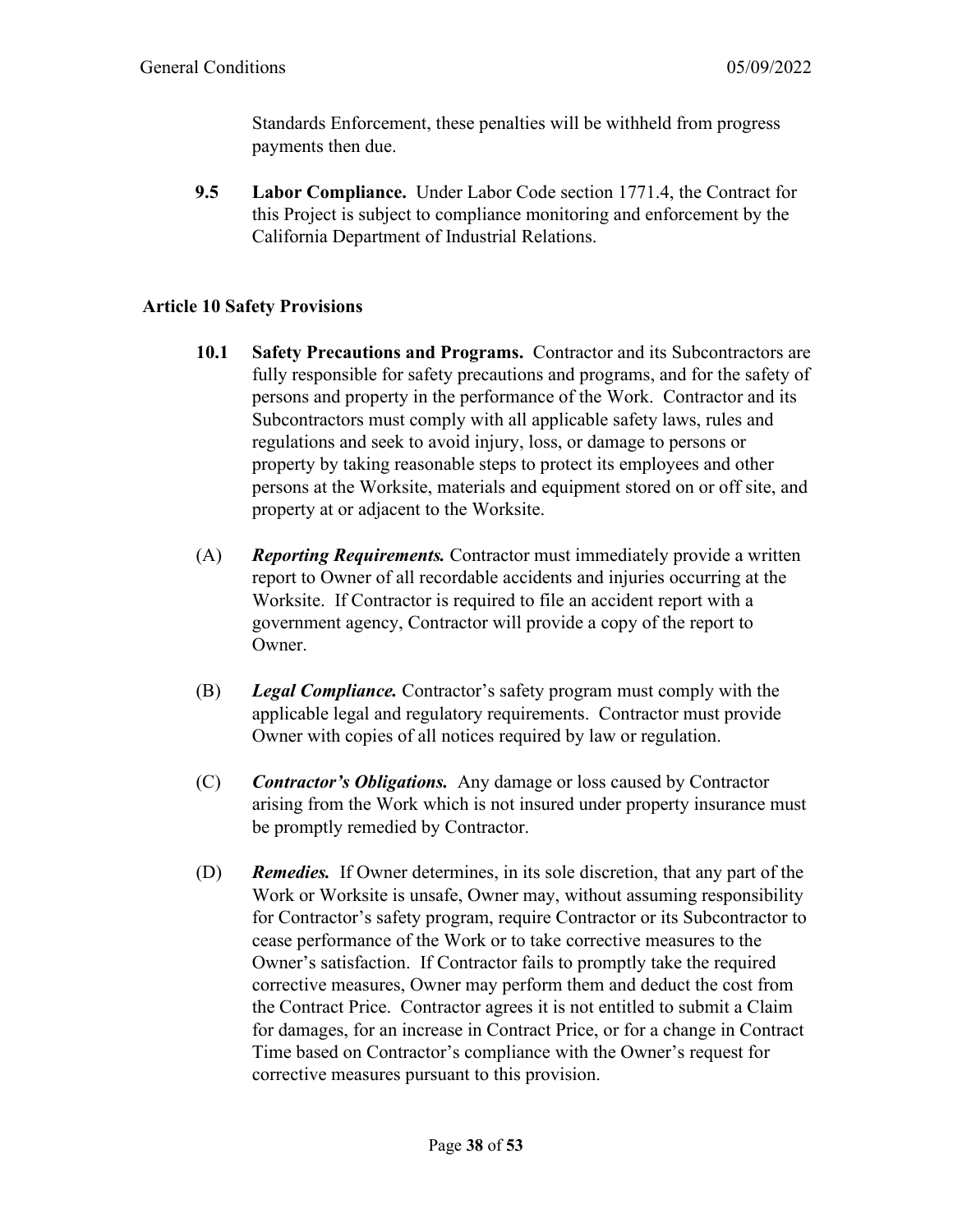Standards Enforcement, these penalties will be withheld from progress payments then due.

**9.5 Labor Compliance.** Under Labor Code section 1771.4, the Contract for this Project is subject to compliance monitoring and enforcement by the California Department of Industrial Relations.

## Article 10 Safety Provisions

**10.1 Safety Precautions and Programs.** Contractor and its Subcontractors are fully responsible for safety precautions and programs, and for the safety of persons and property in the performance of the Work. Contractor and its Subcontractors must comply with all applicable safety laws, rules and regulations and seek to avoid injury, loss, or damage to persons or property by taking reasonable steps to protect its employees and other persons at the Worksite, materials and equipment stored on or off site, and property at or adjacent to the Worksite.

(A) ***Reporting Requirements.*** Contractor must immediately provide a written report to Owner of all recordable accidents and injuries occurring at the Worksite. If Contractor is required to file an accident report with a government agency, Contractor will provide a copy of the report to Owner.

(B) ***Legal Compliance.*** Contractor's safety program must comply with the applicable legal and regulatory requirements. Contractor must provide Owner with copies of all notices required by law or regulation.

(C) ***Contractor's Obligations.*** Any damage or loss caused by Contractor arising from the Work which is not insured under property insurance must be promptly remedied by Contractor.

(D) ***Remedies.*** If Owner determines, in its sole discretion, that any part of the Work or Worksite is unsafe, Owner may, without assuming responsibility for Contractor's safety program, require Contractor or its Subcontractor to cease performance of the Work or to take corrective measures to the Owner's satisfaction. If Contractor fails to promptly take the required corrective measures, Owner may perform them and deduct the cost from the Contract Price. Contractor agrees it is not entitled to submit a Claim for damages, for an increase in Contract Price, or for a change in Contract Time based on Contractor's compliance with the Owner's request for corrective measures pursuant to this provision.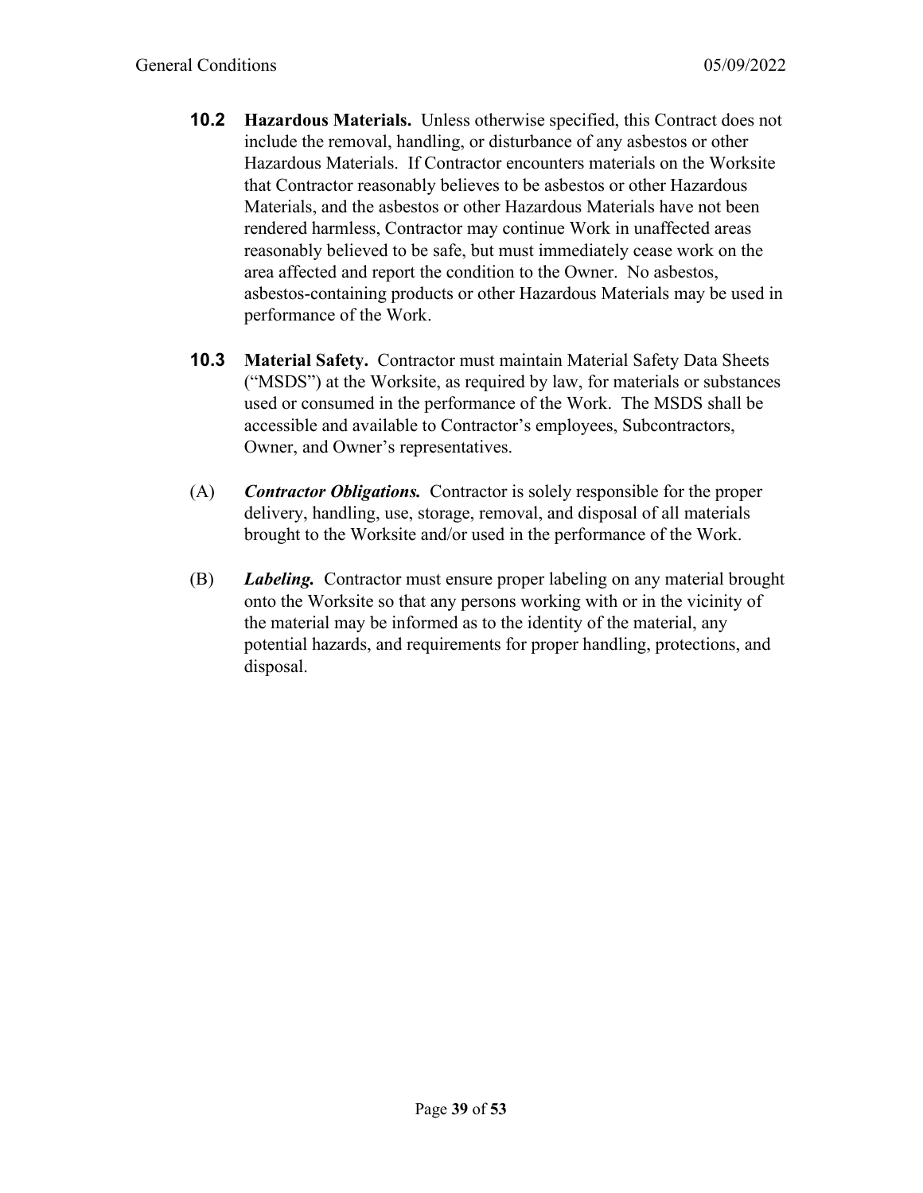**10.2 Hazardous Materials.** Unless otherwise specified, this Contract does not include the removal, handling, or disturbance of any asbestos or other Hazardous Materials. If Contractor encounters materials on the Worksite that Contractor reasonably believes to be asbestos or other Hazardous Materials, and the asbestos or other Hazardous Materials have not been rendered harmless, Contractor may continue Work in unaffected areas reasonably believed to be safe, but must immediately cease work on the area affected and report the condition to the Owner. No asbestos, asbestos-containing products or other Hazardous Materials may be used in performance of the Work.

**10.3 Material Safety.** Contractor must maintain Material Safety Data Sheets ("MSDS") at the Worksite, as required by law, for materials or substances used or consumed in the performance of the Work. The MSDS shall be accessible and available to Contractor's employees, Subcontractors, Owner, and Owner's representatives.

(A) ***Contractor Obligations.*** Contractor is solely responsible for the proper delivery, handling, use, storage, removal, and disposal of all materials brought to the Worksite and/or used in the performance of the Work.

(B) ***Labeling.*** Contractor must ensure proper labeling on any material brought onto the Worksite so that any persons working with or in the vicinity of the material may be informed as to the identity of the material, any potential hazards, and requirements for proper handling, protections, and disposal.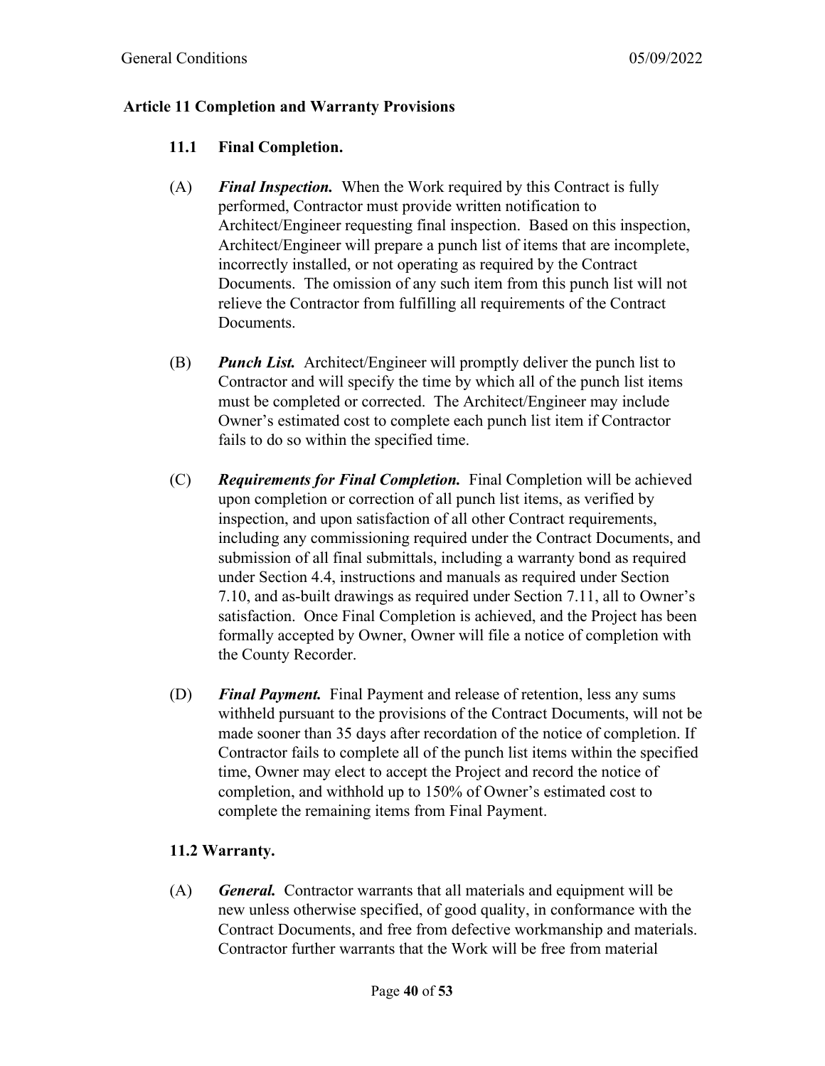## Article 11 Completion and Warranty Provisions

### 11.1 Final Completion.

(A) ***Final Inspection.*** When the Work required by this Contract is fully performed, Contractor must provide written notification to Architect/Engineer requesting final inspection. Based on this inspection, Architect/Engineer will prepare a punch list of items that are incomplete, incorrectly installed, or not operating as required by the Contract Documents. The omission of any such item from this punch list will not relieve the Contractor from fulfilling all requirements of the Contract Documents.

(B) ***Punch List.*** Architect/Engineer will promptly deliver the punch list to Contractor and will specify the time by which all of the punch list items must be completed or corrected. The Architect/Engineer may include Owner's estimated cost to complete each punch list item if Contractor fails to do so within the specified time.

(C) ***Requirements for Final Completion.*** Final Completion will be achieved upon completion or correction of all punch list items, as verified by inspection, and upon satisfaction of all other Contract requirements, including any commissioning required under the Contract Documents, and submission of all final submittals, including a warranty bond as required under Section 4.4, instructions and manuals as required under Section 7.10, and as-built drawings as required under Section 7.11, all to Owner's satisfaction. Once Final Completion is achieved, and the Project has been formally accepted by Owner, Owner will file a notice of completion with the County Recorder.

(D) ***Final Payment.*** Final Payment and release of retention, less any sums withheld pursuant to the provisions of the Contract Documents, will not be made sooner than 35 days after recordation of the notice of completion. If Contractor fails to complete all of the punch list items within the specified time, Owner may elect to accept the Project and record the notice of completion, and withhold up to 150% of Owner's estimated cost to complete the remaining items from Final Payment.

### 11.2 Warranty.

(A) ***General.*** Contractor warrants that all materials and equipment will be new unless otherwise specified, of good quality, in conformance with the Contract Documents, and free from defective workmanship and materials. Contractor further warrants that the Work will be free from material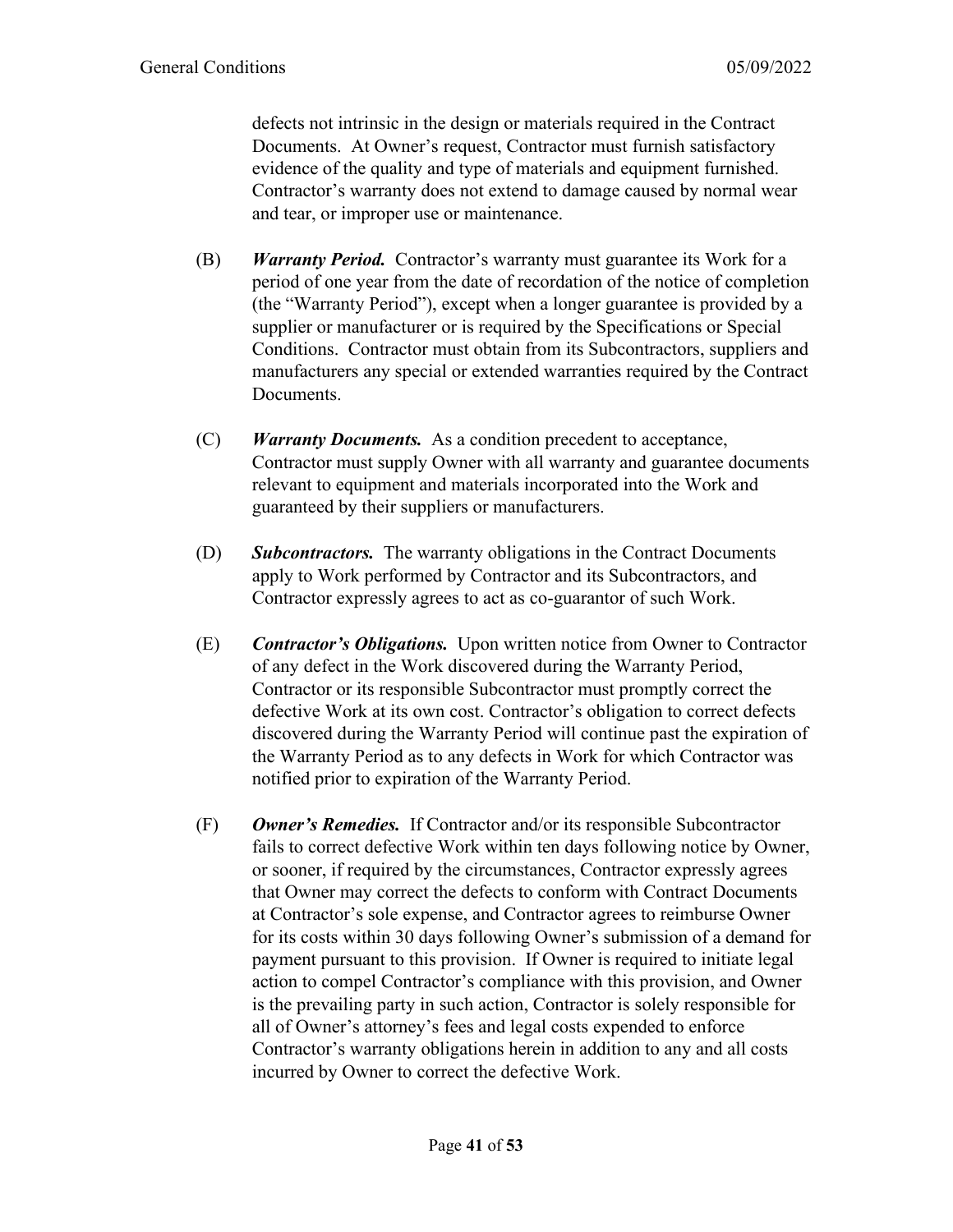defects not intrinsic in the design or materials required in the Contract Documents. At Owner's request, Contractor must furnish satisfactory evidence of the quality and type of materials and equipment furnished. Contractor's warranty does not extend to damage caused by normal wear and tear, or improper use or maintenance.

(B) ***Warranty Period.*** Contractor's warranty must guarantee its Work for a period of one year from the date of recordation of the notice of completion (the "Warranty Period"), except when a longer guarantee is provided by a supplier or manufacturer or is required by the Specifications or Special Conditions. Contractor must obtain from its Subcontractors, suppliers and manufacturers any special or extended warranties required by the Contract Documents.

(C) ***Warranty Documents.*** As a condition precedent to acceptance, Contractor must supply Owner with all warranty and guarantee documents relevant to equipment and materials incorporated into the Work and guaranteed by their suppliers or manufacturers.

(D) ***Subcontractors.*** The warranty obligations in the Contract Documents apply to Work performed by Contractor and its Subcontractors, and Contractor expressly agrees to act as co-guarantor of such Work.

(E) ***Contractor's Obligations.*** Upon written notice from Owner to Contractor of any defect in the Work discovered during the Warranty Period, Contractor or its responsible Subcontractor must promptly correct the defective Work at its own cost. Contractor's obligation to correct defects discovered during the Warranty Period will continue past the expiration of the Warranty Period as to any defects in Work for which Contractor was notified prior to expiration of the Warranty Period.

(F) ***Owner's Remedies.*** If Contractor and/or its responsible Subcontractor fails to correct defective Work within ten days following notice by Owner, or sooner, if required by the circumstances, Contractor expressly agrees that Owner may correct the defects to conform with Contract Documents at Contractor's sole expense, and Contractor agrees to reimburse Owner for its costs within 30 days following Owner's submission of a demand for payment pursuant to this provision. If Owner is required to initiate legal action to compel Contractor's compliance with this provision, and Owner is the prevailing party in such action, Contractor is solely responsible for all of Owner's attorney's fees and legal costs expended to enforce Contractor's warranty obligations herein in addition to any and all costs incurred by Owner to correct the defective Work.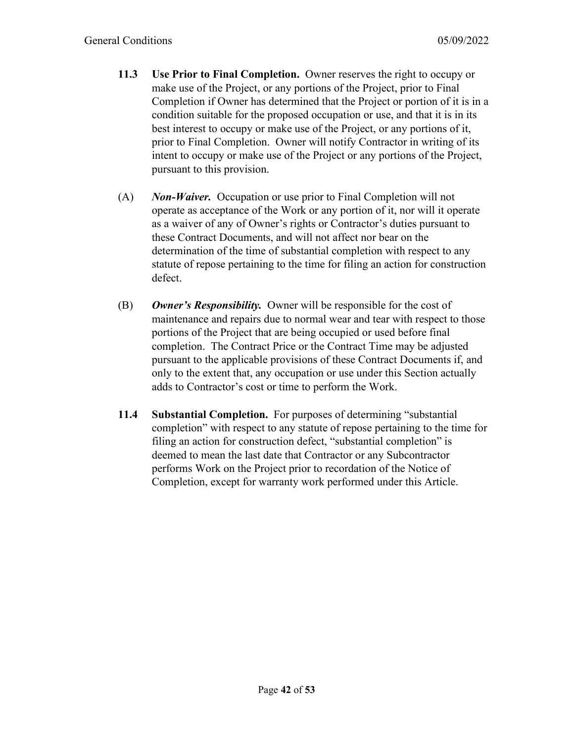**11.3 Use Prior to Final Completion.** Owner reserves the right to occupy or make use of the Project, or any portions of the Project, prior to Final Completion if Owner has determined that the Project or portion of it is in a condition suitable for the proposed occupation or use, and that it is in its best interest to occupy or make use of the Project, or any portions of it, prior to Final Completion. Owner will notify Contractor in writing of its intent to occupy or make use of the Project or any portions of the Project, pursuant to this provision.

(A) ***Non-Waiver.*** Occupation or use prior to Final Completion will not operate as acceptance of the Work or any portion of it, nor will it operate as a waiver of any of Owner's rights or Contractor's duties pursuant to these Contract Documents, and will not affect nor bear on the determination of the time of substantial completion with respect to any statute of repose pertaining to the time for filing an action for construction defect.

(B) ***Owner's Responsibility.*** Owner will be responsible for the cost of maintenance and repairs due to normal wear and tear with respect to those portions of the Project that are being occupied or used before final completion. The Contract Price or the Contract Time may be adjusted pursuant to the applicable provisions of these Contract Documents if, and only to the extent that, any occupation or use under this Section actually adds to Contractor's cost or time to perform the Work.

**11.4 Substantial Completion.** For purposes of determining "substantial completion" with respect to any statute of repose pertaining to the time for filing an action for construction defect, "substantial completion" is deemed to mean the last date that Contractor or any Subcontractor performs Work on the Project prior to recordation of the Notice of Completion, except for warranty work performed under this Article.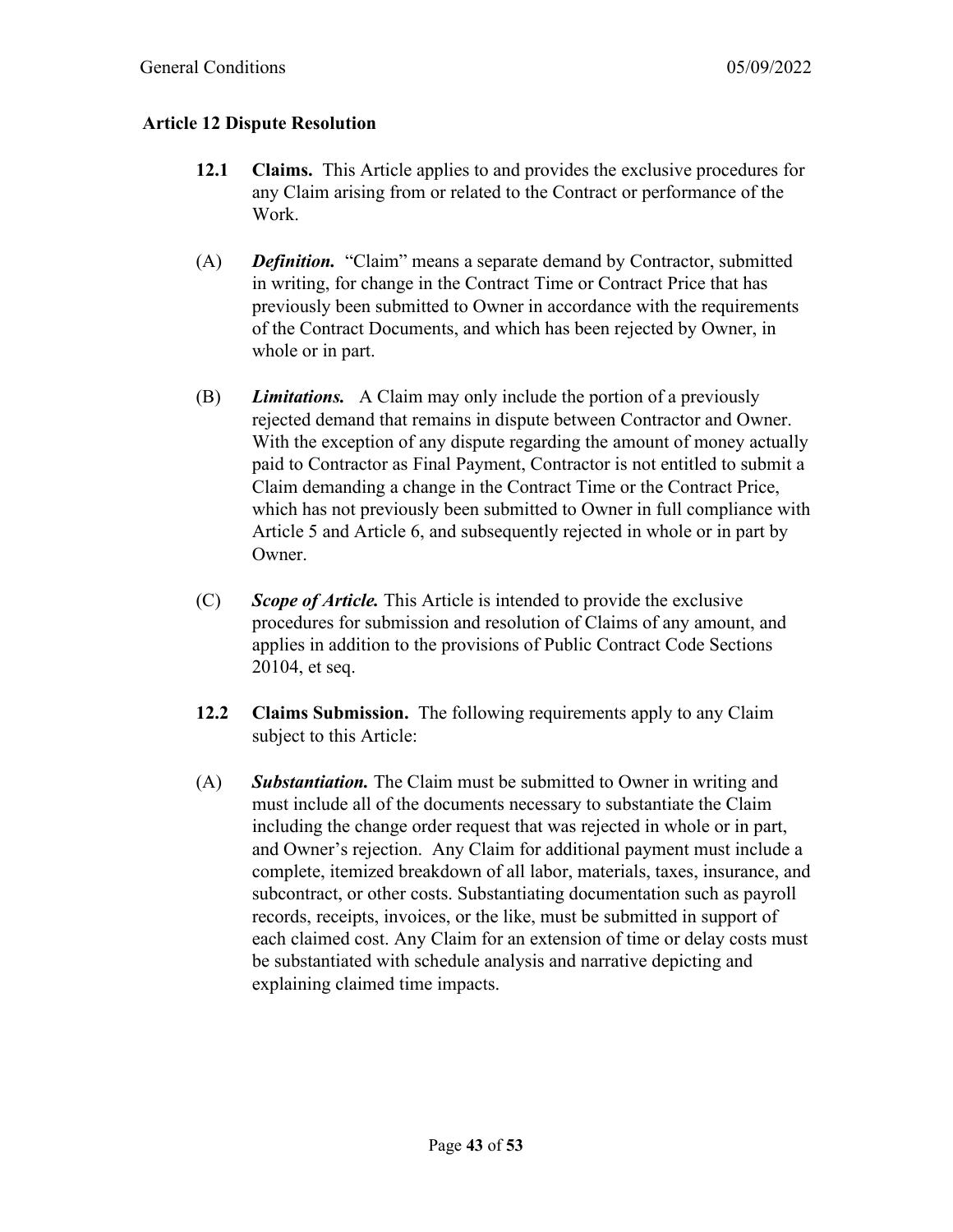## Article 12 Dispute Resolution

**12.1 Claims.** This Article applies to and provides the exclusive procedures for any Claim arising from or related to the Contract or performance of the Work.

(A) ***Definition.*** "Claim" means a separate demand by Contractor, submitted in writing, for change in the Contract Time or Contract Price that has previously been submitted to Owner in accordance with the requirements of the Contract Documents, and which has been rejected by Owner, in whole or in part.

(B) ***Limitations.*** A Claim may only include the portion of a previously rejected demand that remains in dispute between Contractor and Owner. With the exception of any dispute regarding the amount of money actually paid to Contractor as Final Payment, Contractor is not entitled to submit a Claim demanding a change in the Contract Time or the Contract Price, which has not previously been submitted to Owner in full compliance with Article 5 and Article 6, and subsequently rejected in whole or in part by Owner.

(C) ***Scope of Article.*** This Article is intended to provide the exclusive procedures for submission and resolution of Claims of any amount, and applies in addition to the provisions of Public Contract Code Sections 20104, et seq.

**12.2 Claims Submission.** The following requirements apply to any Claim subject to this Article:

(A) ***Substantiation.*** The Claim must be submitted to Owner in writing and must include all of the documents necessary to substantiate the Claim including the change order request that was rejected in whole or in part, and Owner's rejection. Any Claim for additional payment must include a complete, itemized breakdown of all labor, materials, taxes, insurance, and subcontract, or other costs. Substantiating documentation such as payroll records, receipts, invoices, or the like, must be submitted in support of each claimed cost. Any Claim for an extension of time or delay costs must be substantiated with schedule analysis and narrative depicting and explaining claimed time impacts.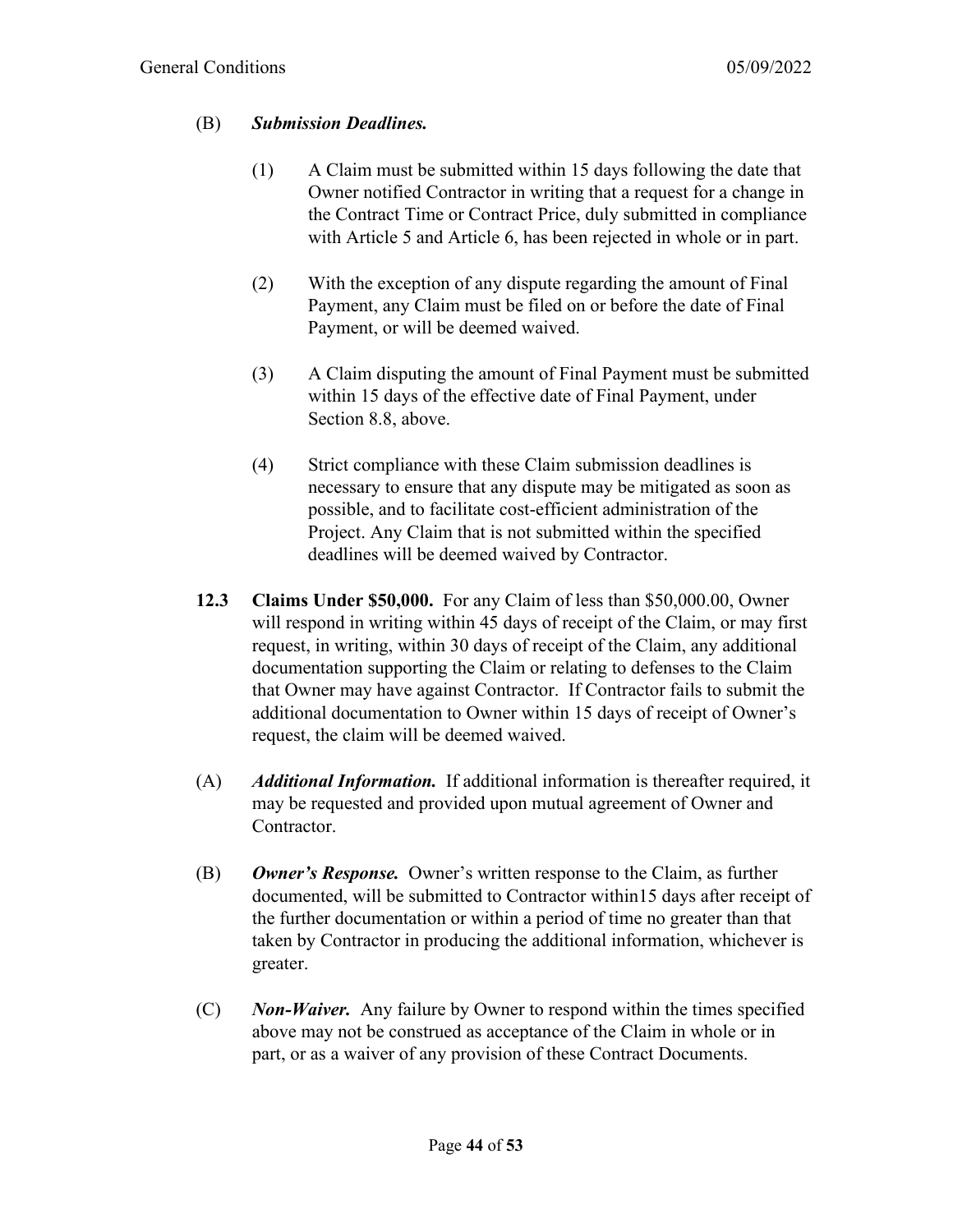(B) ***Submission Deadlines.***

(1) A Claim must be submitted within 15 days following the date that Owner notified Contractor in writing that a request for a change in the Contract Time or Contract Price, duly submitted in compliance with Article 5 and Article 6, has been rejected in whole or in part.

(2) With the exception of any dispute regarding the amount of Final Payment, any Claim must be filed on or before the date of Final Payment, or will be deemed waived.

(3) A Claim disputing the amount of Final Payment must be submitted within 15 days of the effective date of Final Payment, under Section 8.8, above.

(4) Strict compliance with these Claim submission deadlines is necessary to ensure that any dispute may be mitigated as soon as possible, and to facilitate cost-efficient administration of the Project. Any Claim that is not submitted within the specified deadlines will be deemed waived by Contractor.

**12.3 Claims Under $50,000.** For any Claim of less than $50,000.00, Owner will respond in writing within 45 days of receipt of the Claim, or may first request, in writing, within 30 days of receipt of the Claim, any additional documentation supporting the Claim or relating to defenses to the Claim that Owner may have against Contractor. If Contractor fails to submit the additional documentation to Owner within 15 days of receipt of Owner's request, the claim will be deemed waived.

(A) ***Additional Information.*** If additional information is thereafter required, it may be requested and provided upon mutual agreement of Owner and Contractor.

(B) ***Owner's Response.*** Owner's written response to the Claim, as further documented, will be submitted to Contractor within15 days after receipt of the further documentation or within a period of time no greater than that taken by Contractor in producing the additional information, whichever is greater.

(C) ***Non-Waiver.*** Any failure by Owner to respond within the times specified above may not be construed as acceptance of the Claim in whole or in part, or as a waiver of any provision of these Contract Documents.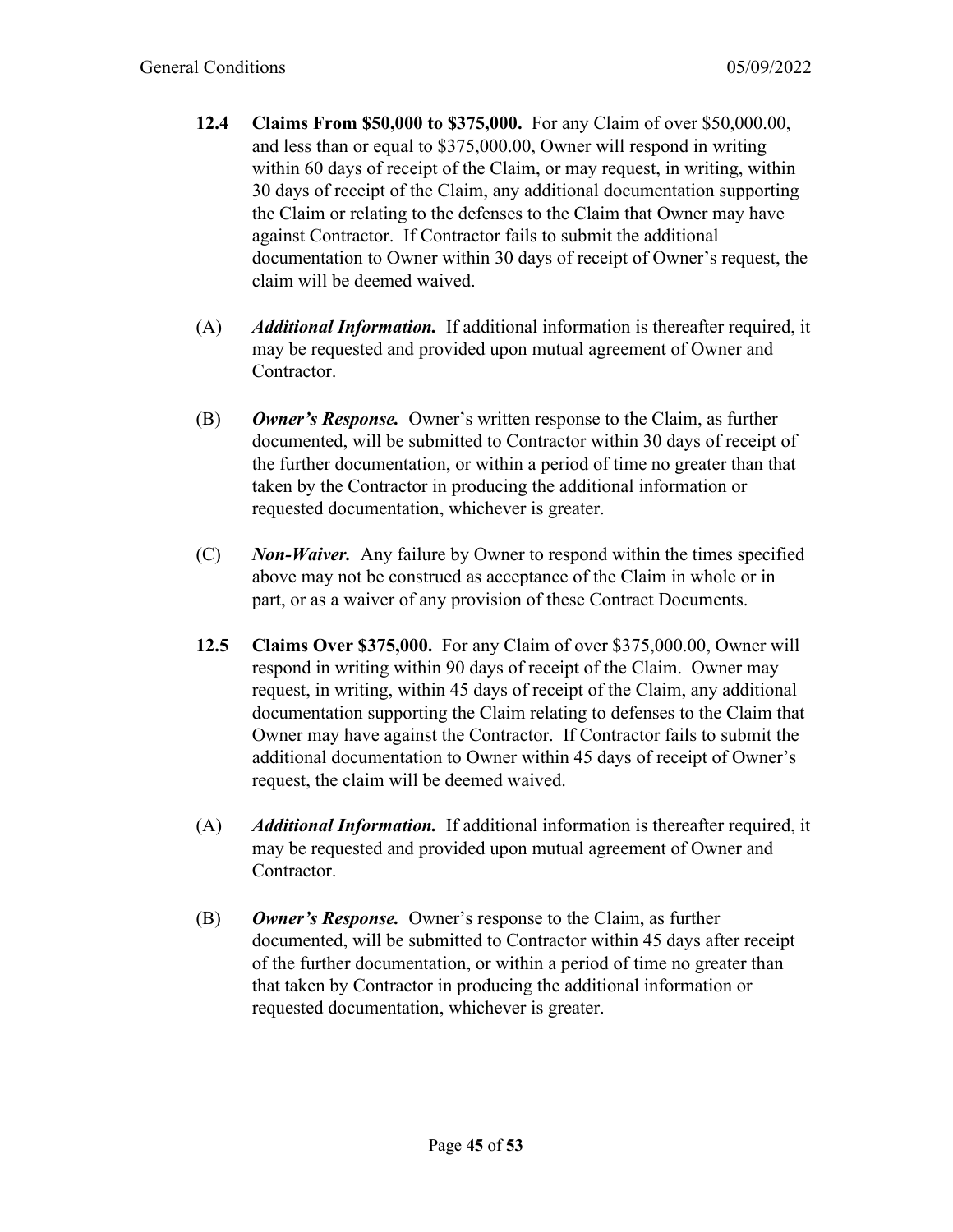**12.4 Claims From $50,000 to $375,000.** For any Claim of over $50,000.00, and less than or equal to $375,000.00, Owner will respond in writing within 60 days of receipt of the Claim, or may request, in writing, within 30 days of receipt of the Claim, any additional documentation supporting the Claim or relating to the defenses to the Claim that Owner may have against Contractor. If Contractor fails to submit the additional documentation to Owner within 30 days of receipt of Owner's request, the claim will be deemed waived.

(A) ***Additional Information.*** If additional information is thereafter required, it may be requested and provided upon mutual agreement of Owner and Contractor.

(B) ***Owner's Response.*** Owner's written response to the Claim, as further documented, will be submitted to Contractor within 30 days of receipt of the further documentation, or within a period of time no greater than that taken by the Contractor in producing the additional information or requested documentation, whichever is greater.

(C) ***Non-Waiver.*** Any failure by Owner to respond within the times specified above may not be construed as acceptance of the Claim in whole or in part, or as a waiver of any provision of these Contract Documents.

**12.5 Claims Over $375,000.** For any Claim of over $375,000.00, Owner will respond in writing within 90 days of receipt of the Claim. Owner may request, in writing, within 45 days of receipt of the Claim, any additional documentation supporting the Claim relating to defenses to the Claim that Owner may have against the Contractor. If Contractor fails to submit the additional documentation to Owner within 45 days of receipt of Owner's request, the claim will be deemed waived.

(A) ***Additional Information.*** If additional information is thereafter required, it may be requested and provided upon mutual agreement of Owner and Contractor.

(B) ***Owner's Response.*** Owner's response to the Claim, as further documented, will be submitted to Contractor within 45 days after receipt of the further documentation, or within a period of time no greater than that taken by Contractor in producing the additional information or requested documentation, whichever is greater.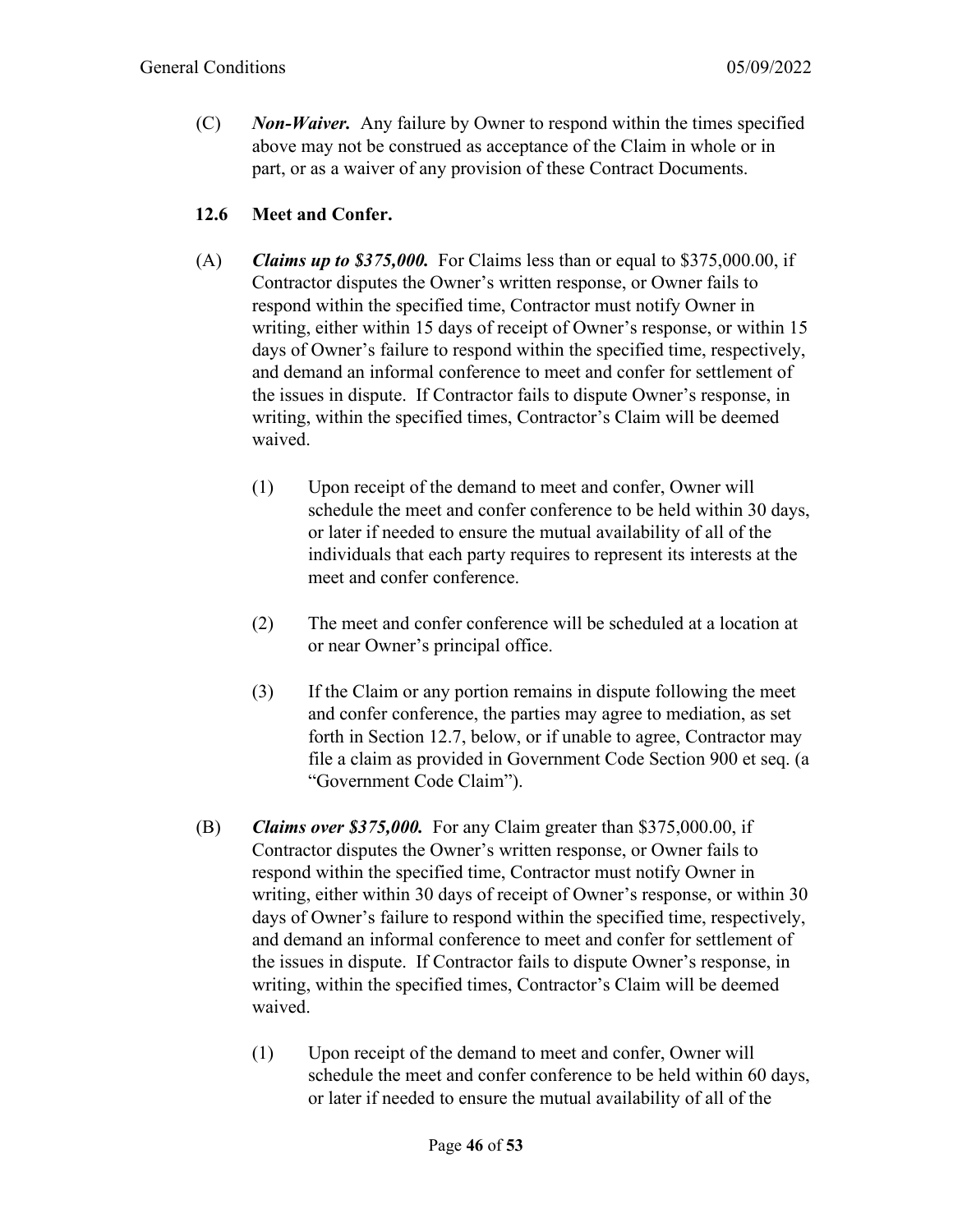(C) ***Non-Waiver.*** Any failure by Owner to respond within the times specified above may not be construed as acceptance of the Claim in whole or in part, or as a waiver of any provision of these Contract Documents.

### 12.6 Meet and Confer.

(A) ***Claims up to $375,000.*** For Claims less than or equal to $375,000.00, if Contractor disputes the Owner's written response, or Owner fails to respond within the specified time, Contractor must notify Owner in writing, either within 15 days of receipt of Owner's response, or within 15 days of Owner's failure to respond within the specified time, respectively, and demand an informal conference to meet and confer for settlement of the issues in dispute. If Contractor fails to dispute Owner's response, in writing, within the specified times, Contractor's Claim will be deemed waived.

(1) Upon receipt of the demand to meet and confer, Owner will schedule the meet and confer conference to be held within 30 days, or later if needed to ensure the mutual availability of all of the individuals that each party requires to represent its interests at the meet and confer conference.

(2) The meet and confer conference will be scheduled at a location at or near Owner's principal office.

(3) If the Claim or any portion remains in dispute following the meet and confer conference, the parties may agree to mediation, as set forth in Section 12.7, below, or if unable to agree, Contractor may file a claim as provided in Government Code Section 900 et seq. (a "Government Code Claim").

(B) ***Claims over $375,000.*** For any Claim greater than $375,000.00, if Contractor disputes the Owner's written response, or Owner fails to respond within the specified time, Contractor must notify Owner in writing, either within 30 days of receipt of Owner's response, or within 30 days of Owner's failure to respond within the specified time, respectively, and demand an informal conference to meet and confer for settlement of the issues in dispute. If Contractor fails to dispute Owner's response, in writing, within the specified times, Contractor's Claim will be deemed waived.

(1) Upon receipt of the demand to meet and confer, Owner will schedule the meet and confer conference to be held within 60 days, or later if needed to ensure the mutual availability of all of the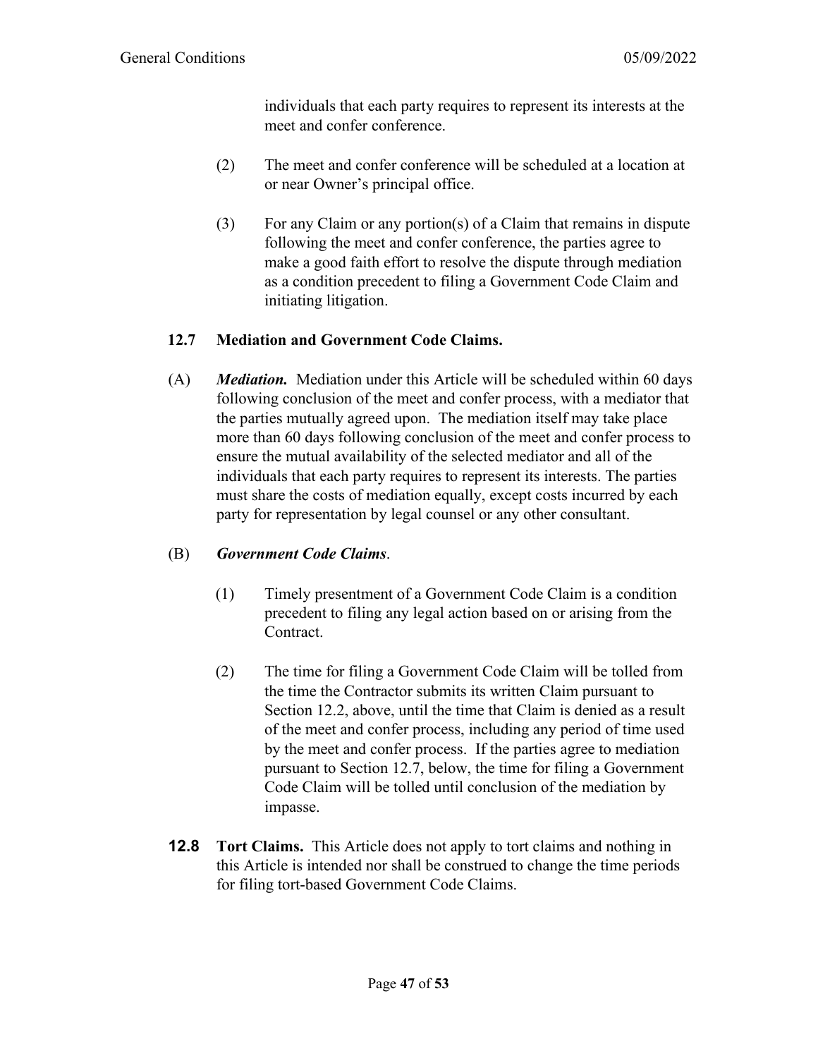individuals that each party requires to represent its interests at the meet and confer conference.

(2) The meet and confer conference will be scheduled at a location at or near Owner's principal office.

(3) For any Claim or any portion(s) of a Claim that remains in dispute following the meet and confer conference, the parties agree to make a good faith effort to resolve the dispute through mediation as a condition precedent to filing a Government Code Claim and initiating litigation.

### 12.7 Mediation and Government Code Claims.

(A) ***Mediation.*** Mediation under this Article will be scheduled within 60 days following conclusion of the meet and confer process, with a mediator that the parties mutually agreed upon. The mediation itself may take place more than 60 days following conclusion of the meet and confer process to ensure the mutual availability of the selected mediator and all of the individuals that each party requires to represent its interests. The parties must share the costs of mediation equally, except costs incurred by each party for representation by legal counsel or any other consultant.

(B) ***Government Code Claims***.

(1) Timely presentment of a Government Code Claim is a condition precedent to filing any legal action based on or arising from the Contract.

(2) The time for filing a Government Code Claim will be tolled from the time the Contractor submits its written Claim pursuant to Section 12.2, above, until the time that Claim is denied as a result of the meet and confer process, including any period of time used by the meet and confer process. If the parties agree to mediation pursuant to Section 12.7, below, the time for filing a Government Code Claim will be tolled until conclusion of the mediation by impasse.

**12.8 Tort Claims.** This Article does not apply to tort claims and nothing in this Article is intended nor shall be construed to change the time periods for filing tort-based Government Code Claims.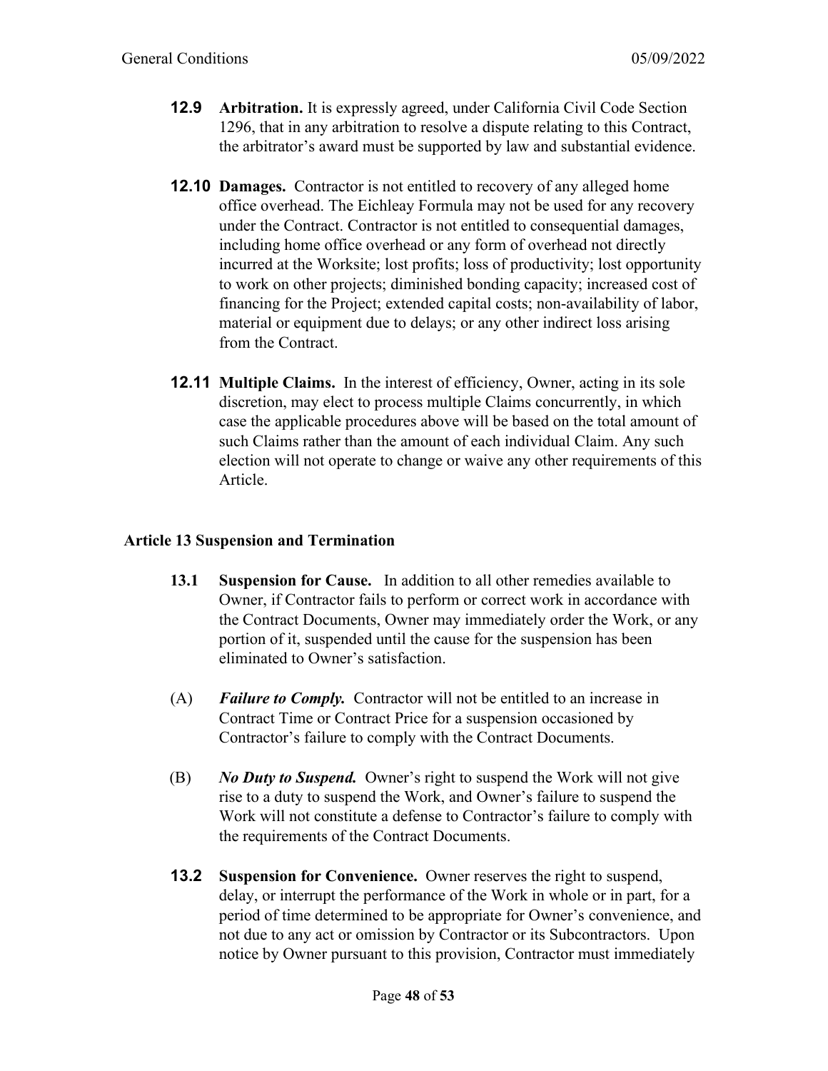**12.9 Arbitration.** It is expressly agreed, under California Civil Code Section 1296, that in any arbitration to resolve a dispute relating to this Contract, the arbitrator's award must be supported by law and substantial evidence.

**12.10 Damages.** Contractor is not entitled to recovery of any alleged home office overhead. The Eichleay Formula may not be used for any recovery under the Contract. Contractor is not entitled to consequential damages, including home office overhead or any form of overhead not directly incurred at the Worksite; lost profits; loss of productivity; lost opportunity to work on other projects; diminished bonding capacity; increased cost of financing for the Project; extended capital costs; non-availability of labor, material or equipment due to delays; or any other indirect loss arising from the Contract.

**12.11 Multiple Claims.** In the interest of efficiency, Owner, acting in its sole discretion, may elect to process multiple Claims concurrently, in which case the applicable procedures above will be based on the total amount of such Claims rather than the amount of each individual Claim. Any such election will not operate to change or waive any other requirements of this Article.

## Article 13 Suspension and Termination

**13.1 Suspension for Cause.** In addition to all other remedies available to Owner, if Contractor fails to perform or correct work in accordance with the Contract Documents, Owner may immediately order the Work, or any portion of it, suspended until the cause for the suspension has been eliminated to Owner's satisfaction.

(A) ***Failure to Comply.*** Contractor will not be entitled to an increase in Contract Time or Contract Price for a suspension occasioned by Contractor's failure to comply with the Contract Documents.

(B) ***No Duty to Suspend.*** Owner's right to suspend the Work will not give rise to a duty to suspend the Work, and Owner's failure to suspend the Work will not constitute a defense to Contractor's failure to comply with the requirements of the Contract Documents.

**13.2 Suspension for Convenience.** Owner reserves the right to suspend, delay, or interrupt the performance of the Work in whole or in part, for a period of time determined to be appropriate for Owner's convenience, and not due to any act or omission by Contractor or its Subcontractors. Upon notice by Owner pursuant to this provision, Contractor must immediately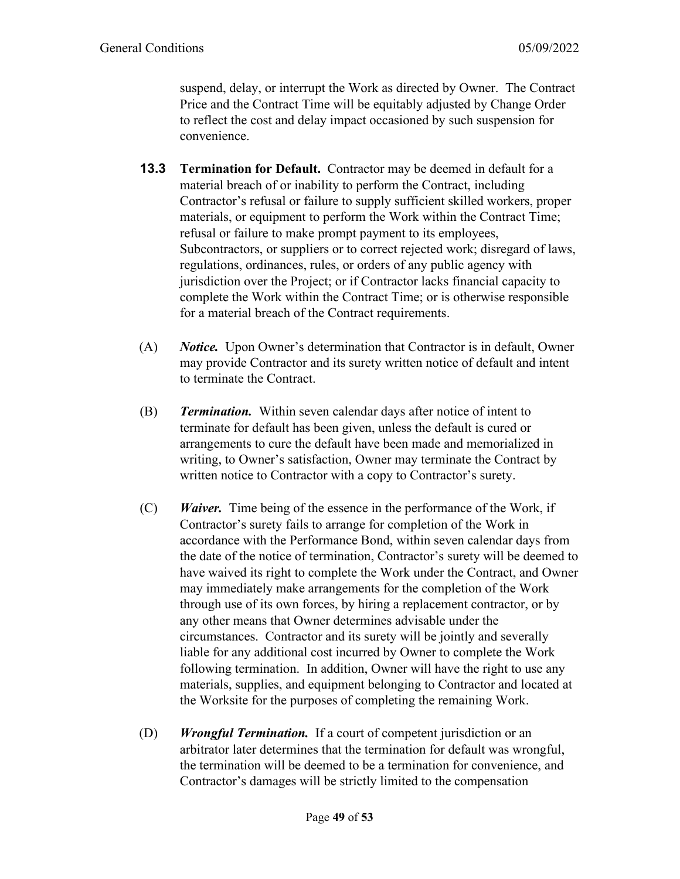suspend, delay, or interrupt the Work as directed by Owner. The Contract Price and the Contract Time will be equitably adjusted by Change Order to reflect the cost and delay impact occasioned by such suspension for convenience.

**13.3 Termination for Default.** Contractor may be deemed in default for a material breach of or inability to perform the Contract, including Contractor's refusal or failure to supply sufficient skilled workers, proper materials, or equipment to perform the Work within the Contract Time; refusal or failure to make prompt payment to its employees, Subcontractors, or suppliers or to correct rejected work; disregard of laws, regulations, ordinances, rules, or orders of any public agency with jurisdiction over the Project; or if Contractor lacks financial capacity to complete the Work within the Contract Time; or is otherwise responsible for a material breach of the Contract requirements.

(A) ***Notice.*** Upon Owner's determination that Contractor is in default, Owner may provide Contractor and its surety written notice of default and intent to terminate the Contract.

(B) ***Termination.*** Within seven calendar days after notice of intent to terminate for default has been given, unless the default is cured or arrangements to cure the default have been made and memorialized in writing, to Owner's satisfaction, Owner may terminate the Contract by written notice to Contractor with a copy to Contractor's surety.

(C) ***Waiver.*** Time being of the essence in the performance of the Work, if Contractor's surety fails to arrange for completion of the Work in accordance with the Performance Bond, within seven calendar days from the date of the notice of termination, Contractor's surety will be deemed to have waived its right to complete the Work under the Contract, and Owner may immediately make arrangements for the completion of the Work through use of its own forces, by hiring a replacement contractor, or by any other means that Owner determines advisable under the circumstances. Contractor and its surety will be jointly and severally liable for any additional cost incurred by Owner to complete the Work following termination. In addition, Owner will have the right to use any materials, supplies, and equipment belonging to Contractor and located at the Worksite for the purposes of completing the remaining Work.

(D) ***Wrongful Termination.*** If a court of competent jurisdiction or an arbitrator later determines that the termination for default was wrongful, the termination will be deemed to be a termination for convenience, and Contractor's damages will be strictly limited to the compensation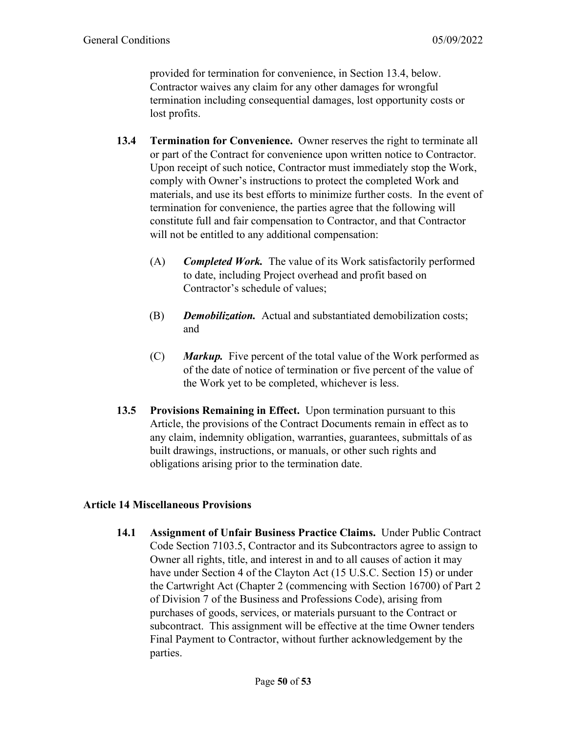provided for termination for convenience, in Section 13.4, below. Contractor waives any claim for any other damages for wrongful termination including consequential damages, lost opportunity costs or lost profits.

**13.4 Termination for Convenience.** Owner reserves the right to terminate all or part of the Contract for convenience upon written notice to Contractor. Upon receipt of such notice, Contractor must immediately stop the Work, comply with Owner's instructions to protect the completed Work and materials, and use its best efforts to minimize further costs. In the event of termination for convenience, the parties agree that the following will constitute full and fair compensation to Contractor, and that Contractor will not be entitled to any additional compensation:

(A) ***Completed Work.*** The value of its Work satisfactorily performed to date, including Project overhead and profit based on Contractor's schedule of values;

(B) ***Demobilization.*** Actual and substantiated demobilization costs; and

(C) ***Markup.*** Five percent of the total value of the Work performed as of the date of notice of termination or five percent of the value of the Work yet to be completed, whichever is less.

**13.5 Provisions Remaining in Effect.** Upon termination pursuant to this Article, the provisions of the Contract Documents remain in effect as to any claim, indemnity obligation, warranties, guarantees, submittals of as built drawings, instructions, or manuals, or other such rights and obligations arising prior to the termination date.

## Article 14 Miscellaneous Provisions

**14.1 Assignment of Unfair Business Practice Claims.** Under Public Contract Code Section 7103.5, Contractor and its Subcontractors agree to assign to Owner all rights, title, and interest in and to all causes of action it may have under Section 4 of the Clayton Act (15 U.S.C. Section 15) or under the Cartwright Act (Chapter 2 (commencing with Section 16700) of Part 2 of Division 7 of the Business and Professions Code), arising from purchases of goods, services, or materials pursuant to the Contract or subcontract. This assignment will be effective at the time Owner tenders Final Payment to Contractor, without further acknowledgement by the parties.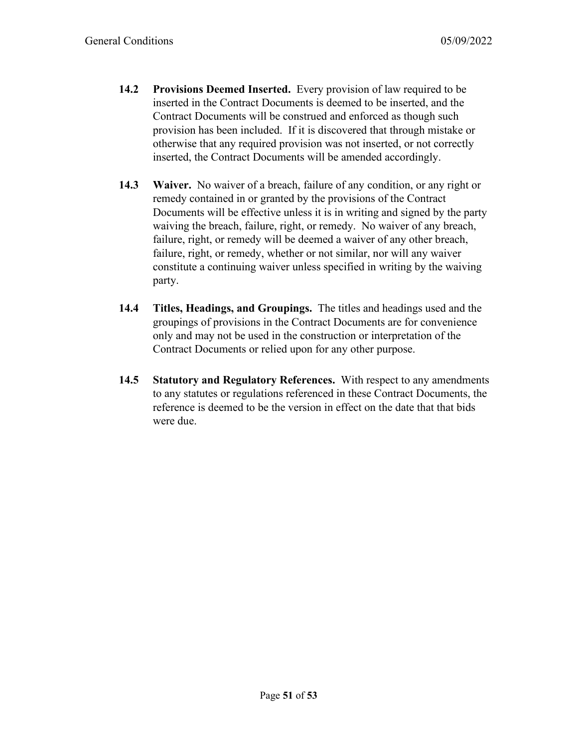**14.2 Provisions Deemed Inserted.** Every provision of law required to be inserted in the Contract Documents is deemed to be inserted, and the Contract Documents will be construed and enforced as though such provision has been included. If it is discovered that through mistake or otherwise that any required provision was not inserted, or not correctly inserted, the Contract Documents will be amended accordingly.

**14.3 Waiver.** No waiver of a breach, failure of any condition, or any right or remedy contained in or granted by the provisions of the Contract Documents will be effective unless it is in writing and signed by the party waiving the breach, failure, right, or remedy. No waiver of any breach, failure, right, or remedy will be deemed a waiver of any other breach, failure, right, or remedy, whether or not similar, nor will any waiver constitute a continuing waiver unless specified in writing by the waiving party.

**14.4 Titles, Headings, and Groupings.** The titles and headings used and the groupings of provisions in the Contract Documents are for convenience only and may not be used in the construction or interpretation of the Contract Documents or relied upon for any other purpose.

**14.5 Statutory and Regulatory References.** With respect to any amendments to any statutes or regulations referenced in these Contract Documents, the reference is deemed to be the version in effect on the date that that bids were due.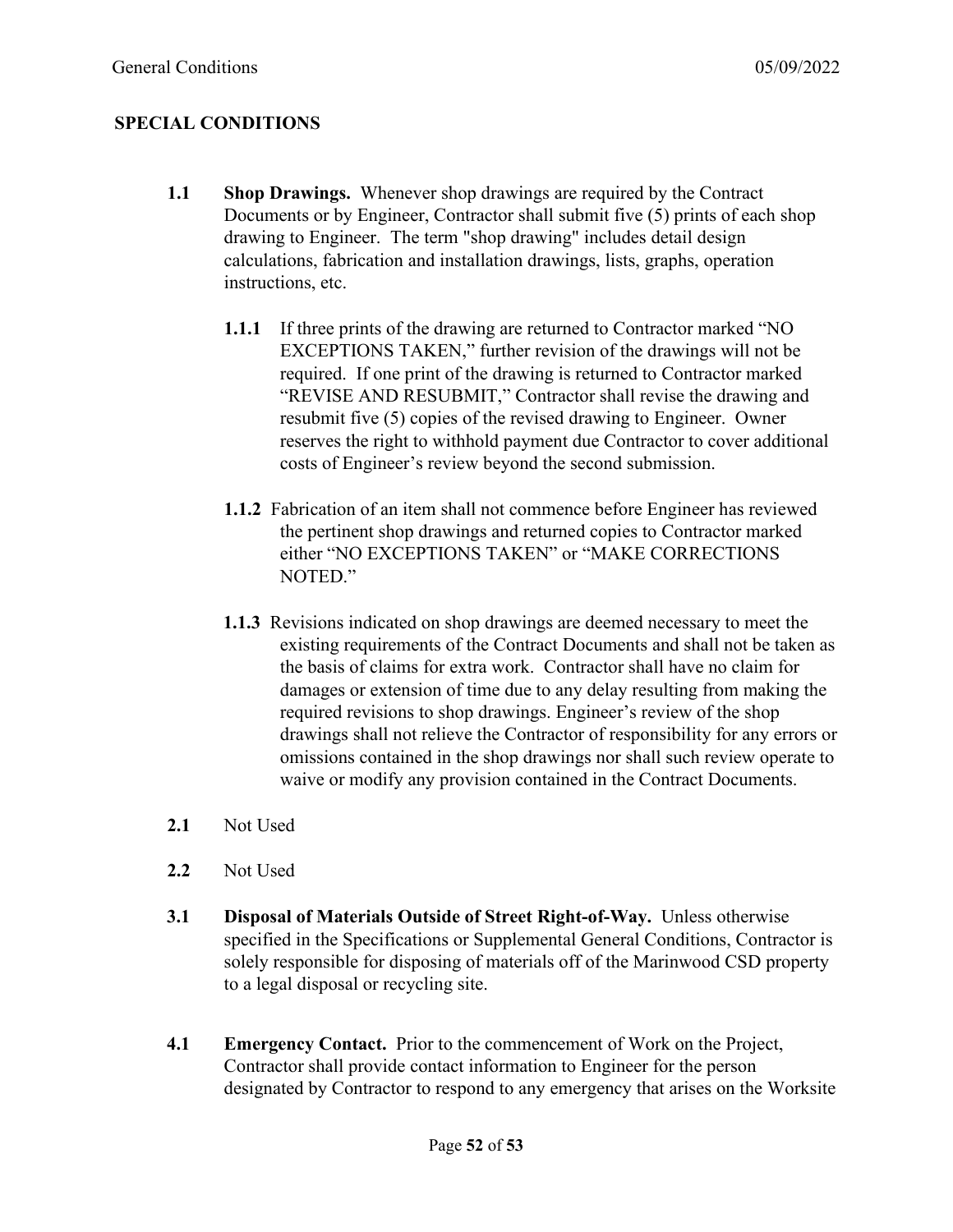## SPECIAL CONDITIONS

**1.1 Shop Drawings.** Whenever shop drawings are required by the Contract Documents or by Engineer, Contractor shall submit five (5) prints of each shop drawing to Engineer. The term "shop drawing" includes detail design calculations, fabrication and installation drawings, lists, graphs, operation instructions, etc.

**1.1.1** If three prints of the drawing are returned to Contractor marked "NO EXCEPTIONS TAKEN," further revision of the drawings will not be required. If one print of the drawing is returned to Contractor marked "REVISE AND RESUBMIT," Contractor shall revise the drawing and resubmit five (5) copies of the revised drawing to Engineer. Owner reserves the right to withhold payment due Contractor to cover additional costs of Engineer's review beyond the second submission.

**1.1.2** Fabrication of an item shall not commence before Engineer has reviewed the pertinent shop drawings and returned copies to Contractor marked either "NO EXCEPTIONS TAKEN" or "MAKE CORRECTIONS NOTED."

**1.1.3** Revisions indicated on shop drawings are deemed necessary to meet the existing requirements of the Contract Documents and shall not be taken as the basis of claims for extra work. Contractor shall have no claim for damages or extension of time due to any delay resulting from making the required revisions to shop drawings. Engineer's review of the shop drawings shall not relieve the Contractor of responsibility for any errors or omissions contained in the shop drawings nor shall such review operate to waive or modify any provision contained in the Contract Documents.

**2.1** Not Used

**2.2** Not Used

**3.1 Disposal of Materials Outside of Street Right-of-Way.** Unless otherwise specified in the Specifications or Supplemental General Conditions, Contractor is solely responsible for disposing of materials off of the Marinwood CSD property to a legal disposal or recycling site.

**4.1 Emergency Contact.** Prior to the commencement of Work on the Project, Contractor shall provide contact information to Engineer for the person designated by Contractor to respond to any emergency that arises on the Worksite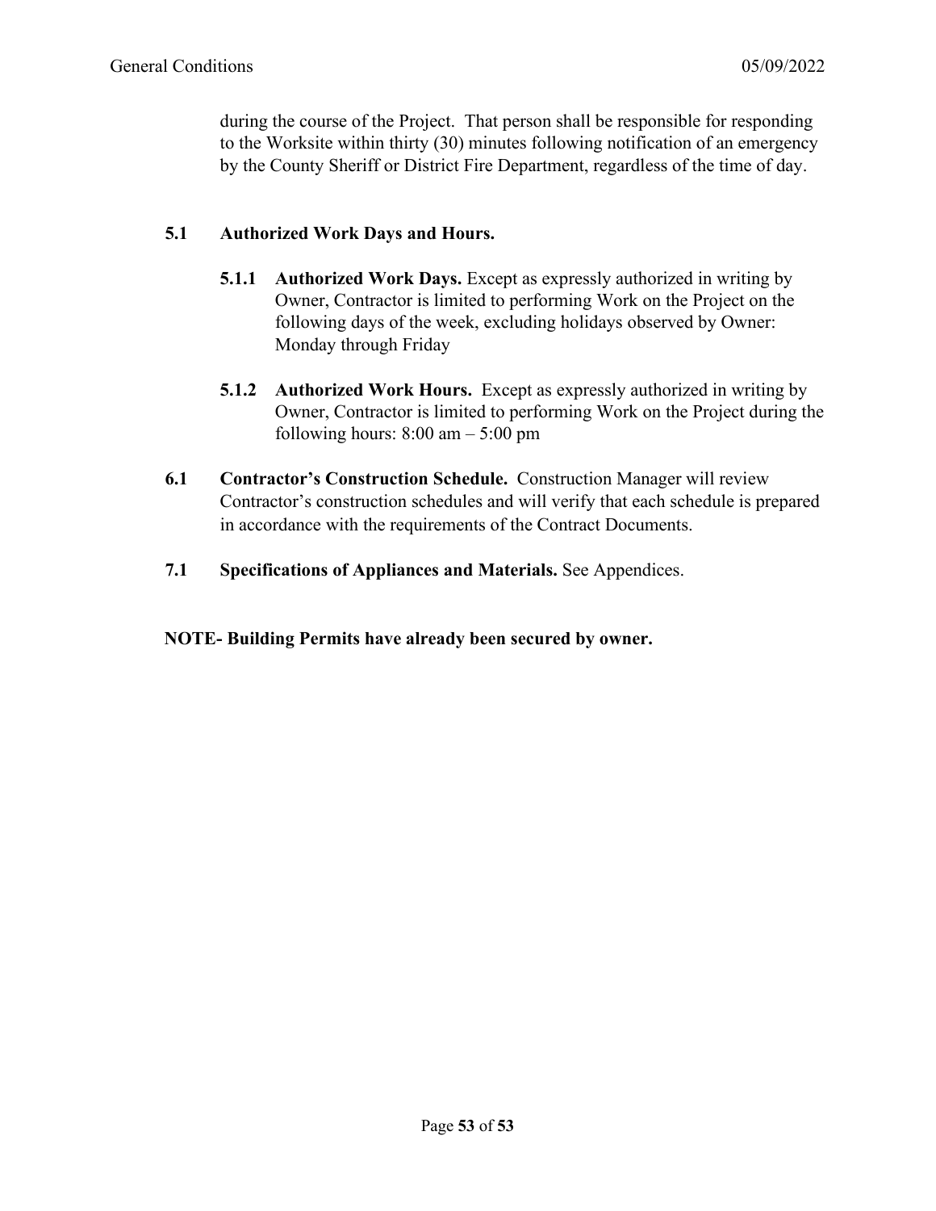during the course of the Project. That person shall be responsible for responding to the Worksite within thirty (30) minutes following notification of an emergency by the County Sheriff or District Fire Department, regardless of the time of day.

**5.1 Authorized Work Days and Hours.**

**5.1.1 Authorized Work Days.** Except as expressly authorized in writing by Owner, Contractor is limited to performing Work on the Project on the following days of the week, excluding holidays observed by Owner: Monday through Friday

**5.1.2 Authorized Work Hours.** Except as expressly authorized in writing by Owner, Contractor is limited to performing Work on the Project during the following hours: 8:00 am – 5:00 pm

**6.1 Contractor's Construction Schedule.** Construction Manager will review Contractor's construction schedules and will verify that each schedule is prepared in accordance with the requirements of the Contract Documents.

**7.1 Specifications of Appliances and Materials.** See Appendices.

**NOTE- Building Permits have already been secured by owner.**